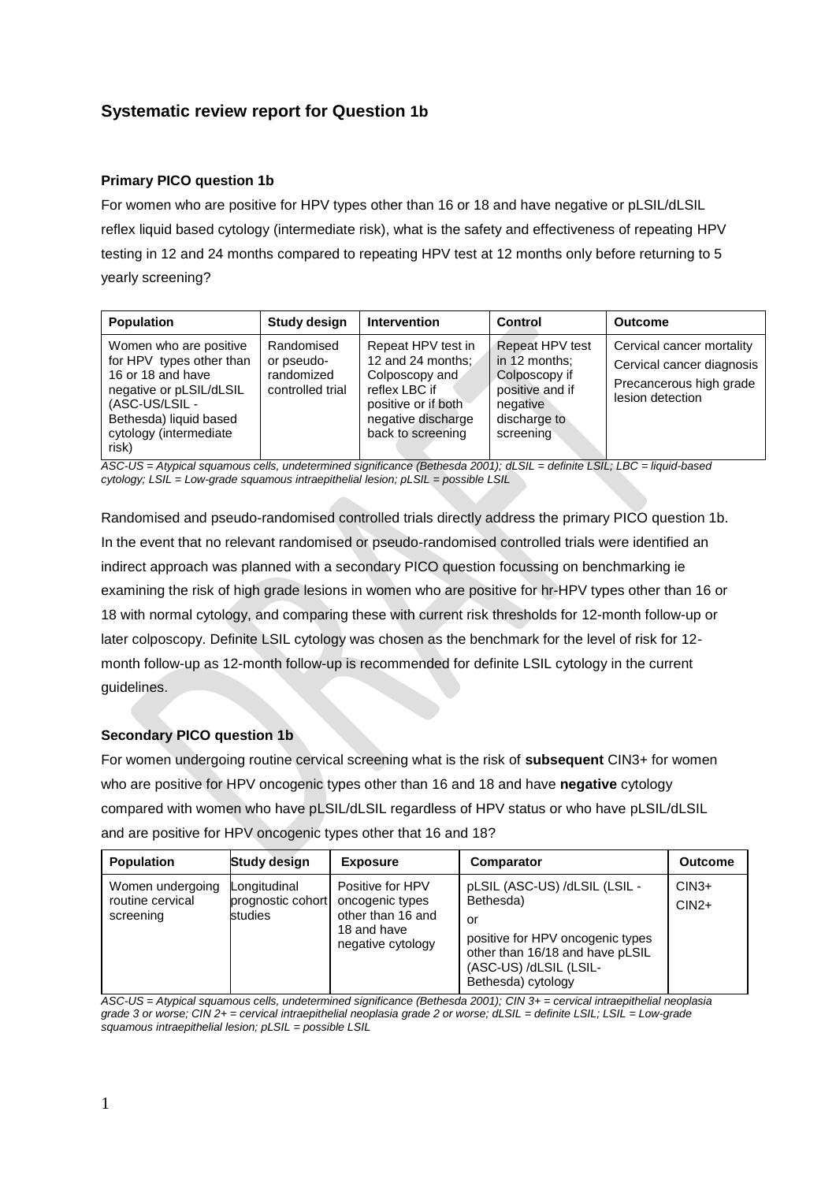## Systematic review report for Question 1b

### Primary PICO question 1b

For women who are positive for HPV types other than 16 or 18 and have negative or pLSIL/dLSIL reflex liquid based cytology (intermediate risk), what is the safety and effectiveness of repeating HPV testing in 12 and 24 months compared to repeating HPV test at 12 months only before returning to 5 yearly screening?

| Population | Study design | Intervention | Control | Outcome |
|---|---|---|---|---|
| Women who are positive for HPV types other than 16 or 18 and have negative or pLSIL/dLSIL (ASC-US/LSIL - Bethesda) liquid based cytology (intermediate risk) | Randomised or pseudo-randomized controlled trial | Repeat HPV test in 12 and 24 months; Colposcopy and reflex LBC if positive or if both negative discharge back to screening | Repeat HPV test in 12 months; Colposcopy if positive and if negative discharge to screening | Cervical cancer mortality<br>Cervical cancer diagnosis<br>Precancerous high grade lesion detection |

*ASC-US = Atypical squamous cells, undetermined significance (Bethesda 2001); dLSIL = definite LSIL; LBC = liquid-based cytology; LSIL = Low-grade squamous intraepithelial lesion; pLSIL = possible LSIL*

Randomised and pseudo-randomised controlled trials directly address the primary PICO question 1b. In the event that no relevant randomised or pseudo-randomised controlled trials were identified an indirect approach was planned with a secondary PICO question focussing on benchmarking ie examining the risk of high grade lesions in women who are positive for hr-HPV types other than 16 or 18 with normal cytology, and comparing these with current risk thresholds for 12-month follow-up or later colposcopy. Definite LSIL cytology was chosen as the benchmark for the level of risk for 12-month follow-up as 12-month follow-up is recommended for definite LSIL cytology in the current guidelines.

### Secondary PICO question 1b

For women undergoing routine cervical screening what is the risk of **subsequent** CIN3+ for women who are positive for HPV oncogenic types other than 16 and 18 and have **negative** cytology compared with women who have pLSIL/dLSIL regardless of HPV status or who have pLSIL/dLSIL and are positive for HPV oncogenic types other that 16 and 18?

| Population | Study design | Exposure | Comparator | Outcome |
|---|---|---|---|---|
| Women undergoing routine cervical screening | Longitudinal prognostic cohort studies | Positive for HPV oncogenic types other than 16 and 18 and have negative cytology | pLSIL (ASC-US) /dLSIL (LSIL - Bethesda)<br>or<br>positive for HPV oncogenic types other than 16/18 and have pLSIL (ASC-US) /dLSIL (LSIL-Bethesda) cytology | CIN3+<br>CIN2+ |

*ASC-US = Atypical squamous cells, undetermined significance (Bethesda 2001); CIN 3+ = cervical intraepithelial neoplasia grade 3 or worse; CIN 2+ = cervical intraepithelial neoplasia grade 2 or worse; dLSIL = definite LSIL; LSIL = Low-grade squamous intraepithelial lesion; pLSIL = possible LSIL*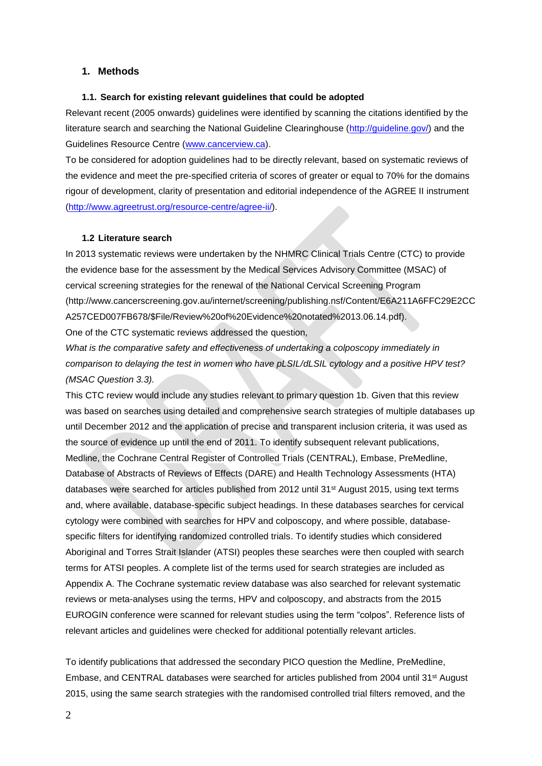## 1. Methods

### 1.1. Search for existing relevant guidelines that could be adopted

Relevant recent (2005 onwards) guidelines were identified by scanning the citations identified by the literature search and searching the National Guideline Clearinghouse (http://guideline.gov/) and the Guidelines Resource Centre (www.cancerview.ca).

To be considered for adoption guidelines had to be directly relevant, based on systematic reviews of the evidence and meet the pre-specified criteria of scores of greater or equal to 70% for the domains rigour of development, clarity of presentation and editorial independence of the AGREE II instrument (http://www.agreetrust.org/resource-centre/agree-ii/).

### 1.2 Literature search

In 2013 systematic reviews were undertaken by the NHMRC Clinical Trials Centre (CTC) to provide the evidence base for the assessment by the Medical Services Advisory Committee (MSAC) of cervical screening strategies for the renewal of the National Cervical Screening Program (http://www.cancerscreening.gov.au/internet/screening/publishing.nsf/Content/E6A211A6FFC29E2CCA257CED007FB678/$File/Review%20of%20Evidence%20notated%2013.06.14.pdf).

One of the CTC systematic reviews addressed the question,

*What is the comparative safety and effectiveness of undertaking a colposcopy immediately in comparison to delaying the test in women who have pLSIL/dLSIL cytology and a positive HPV test? (MSAC Question 3.3).*

This CTC review would include any studies relevant to primary question 1b. Given that this review was based on searches using detailed and comprehensive search strategies of multiple databases up until December 2012 and the application of precise and transparent inclusion criteria, it was used as the source of evidence up until the end of 2011. To identify subsequent relevant publications, Medline, the Cochrane Central Register of Controlled Trials (CENTRAL), Embase, PreMedline, Database of Abstracts of Reviews of Effects (DARE) and Health Technology Assessments (HTA) databases were searched for articles published from 2012 until 31st August 2015, using text terms and, where available, database-specific subject headings. In these databases searches for cervical cytology were combined with searches for HPV and colposcopy, and where possible, database-specific filters for identifying randomized controlled trials. To identify studies which considered Aboriginal and Torres Strait Islander (ATSI) peoples these searches were then coupled with search terms for ATSI peoples. A complete list of the terms used for search strategies are included as Appendix A. The Cochrane systematic review database was also searched for relevant systematic reviews or meta-analyses using the terms, HPV and colposcopy, and abstracts from the 2015 EUROGIN conference were scanned for relevant studies using the term "colpos". Reference lists of relevant articles and guidelines were checked for additional potentially relevant articles.

To identify publications that addressed the secondary PICO question the Medline, PreMedline, Embase, and CENTRAL databases were searched for articles published from 2004 until 31st August 2015, using the same search strategies with the randomised controlled trial filters removed, and the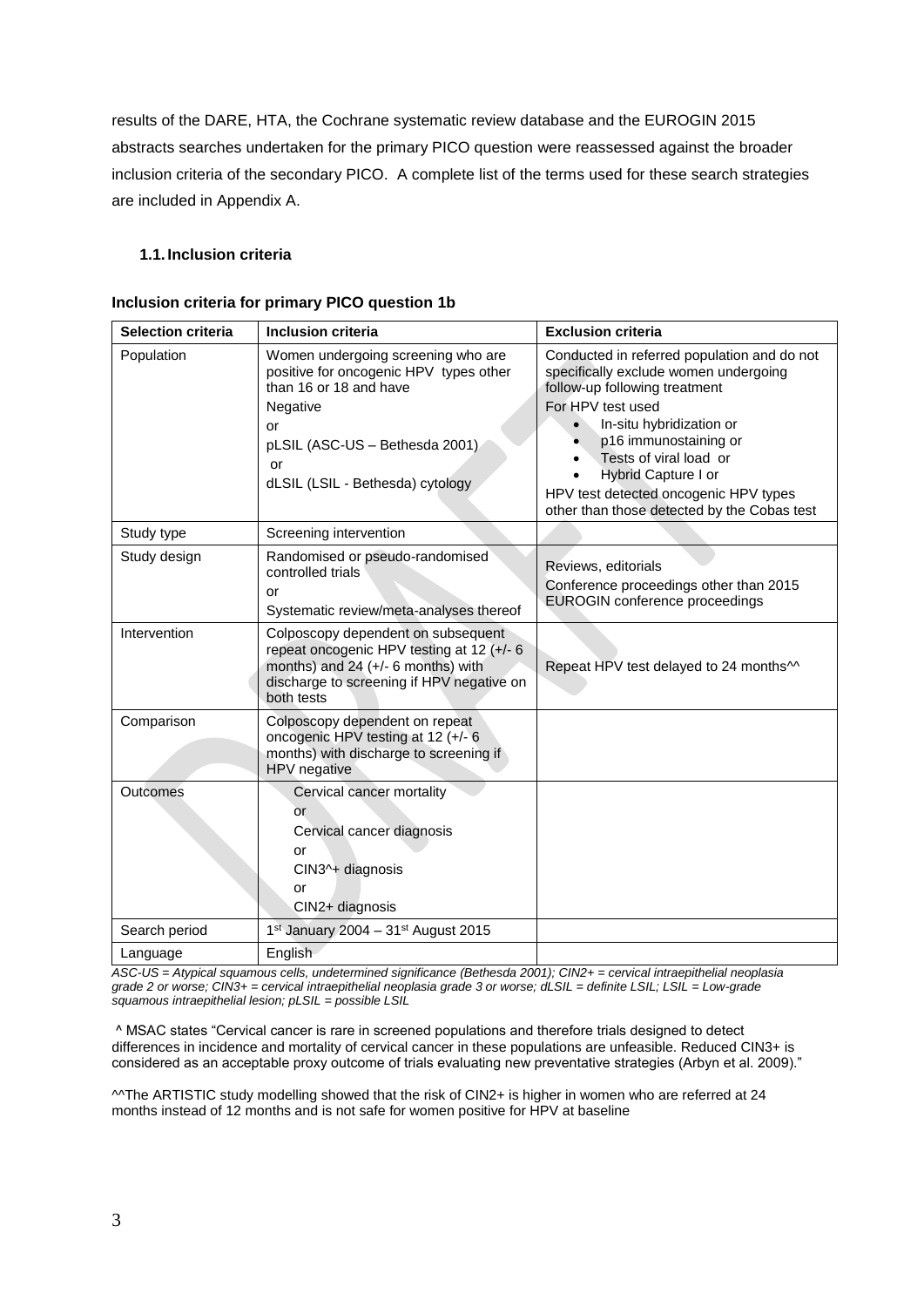results of the DARE, HTA, the Cochrane systematic review database and the EUROGIN 2015 abstracts searches undertaken for the primary PICO question were reassessed against the broader inclusion criteria of the secondary PICO. A complete list of the terms used for these search strategies are included in Appendix A.

### 1.1. Inclusion criteria

**Inclusion criteria for primary PICO question 1b**

| Selection criteria | Inclusion criteria | Exclusion criteria |
|---|---|---|
| Population | Women undergoing screening who are positive for oncogenic HPV types other than 16 or 18 and have<br>Negative<br>or<br>pLSIL (ASC-US – Bethesda 2001)<br>or<br>dLSIL (LSIL - Bethesda) cytology | Conducted in referred population and do not specifically exclude women undergoing follow-up following treatment<br>For HPV test used<br>• In-situ hybridization or<br>• p16 immunostaining or<br>• Tests of viral load or<br>• Hybrid Capture I or<br>HPV test detected oncogenic HPV types other than those detected by the Cobas test |
| Study type | Screening intervention | |
| Study design | Randomised or pseudo-randomised controlled trials<br>or<br>Systematic review/meta-analyses thereof | Reviews, editorials<br>Conference proceedings other than 2015 EUROGIN conference proceedings |
| Intervention | Colposcopy dependent on subsequent repeat oncogenic HPV testing at 12 (+/- 6 months) and 24 (+/- 6 months) with discharge to screening if HPV negative on both tests | Repeat HPV test delayed to 24 months^^ |
| Comparison | Colposcopy dependent on repeat oncogenic HPV testing at 12 (+/- 6 months) with discharge to screening if HPV negative | |
| Outcomes | Cervical cancer mortality<br>or<br>Cervical cancer diagnosis<br>or<br>CIN3^+ diagnosis<br>or<br>CIN2+ diagnosis | |
| Search period | 1st January 2004 – 31st August 2015 | |
| Language | English | |

*ASC-US = Atypical squamous cells, undetermined significance (Bethesda 2001); CIN2+ = cervical intraepithelial neoplasia grade 2 or worse; CIN3+ = cervical intraepithelial neoplasia grade 3 or worse; dLSIL = definite LSIL; LSIL = Low-grade squamous intraepithelial lesion; pLSIL = possible LSIL*

^ MSAC states "Cervical cancer is rare in screened populations and therefore trials designed to detect differences in incidence and mortality of cervical cancer in these populations are unfeasible. Reduced CIN3+ is considered as an acceptable proxy outcome of trials evaluating new preventative strategies (Arbyn et al. 2009)."

^^The ARTISTIC study modelling showed that the risk of CIN2+ is higher in women who are referred at 24 months instead of 12 months and is not safe for women positive for HPV at baseline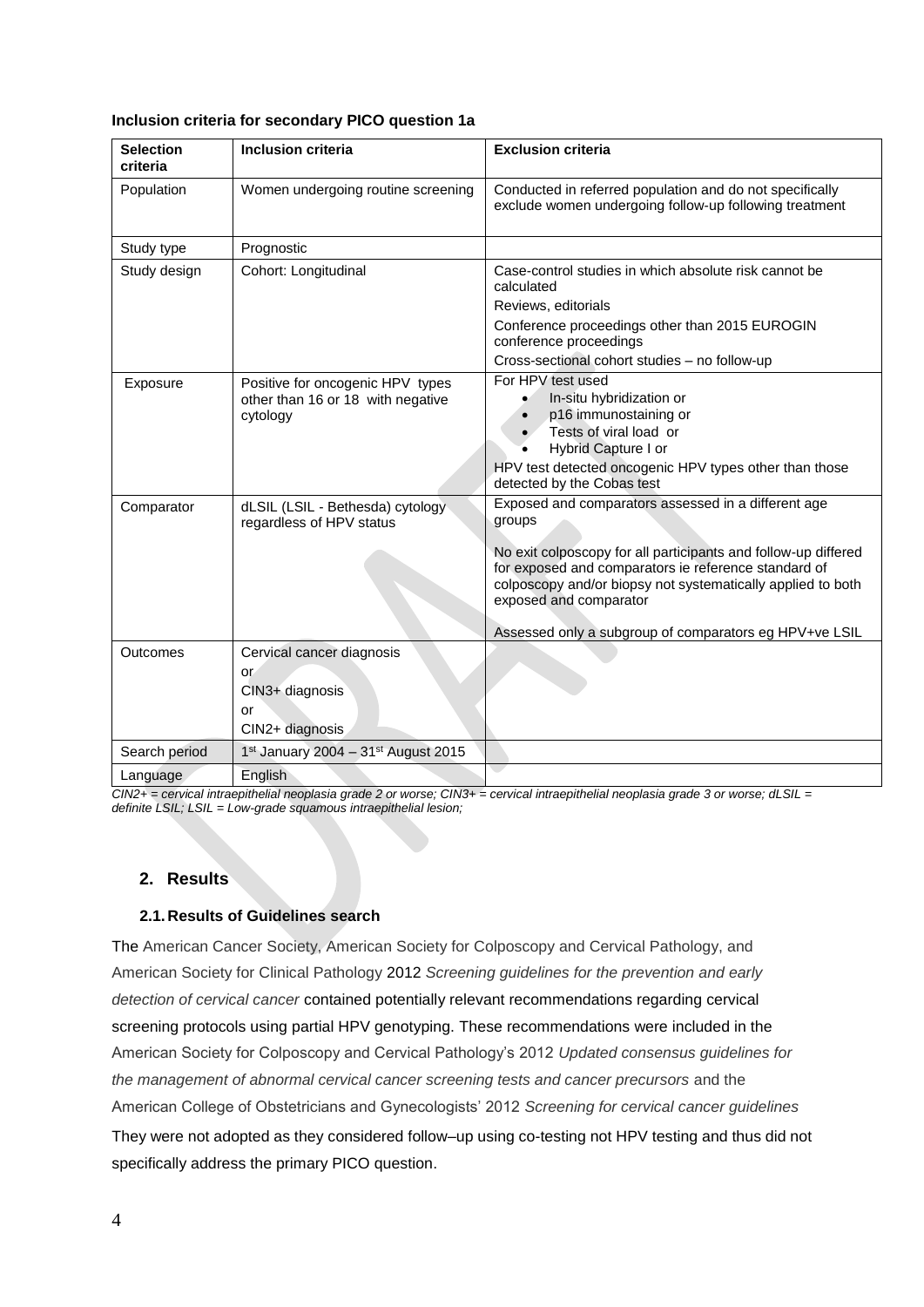**Inclusion criteria for secondary PICO question 1a**

| Selection criteria | Inclusion criteria | Exclusion criteria |
|---|---|---|
| Population | Women undergoing routine screening | Conducted in referred population and do not specifically exclude women undergoing follow-up following treatment |
| Study type | Prognostic | |
| Study design | Cohort: Longitudinal | Case-control studies in which absolute risk cannot be calculated<br>Reviews, editorials<br>Conference proceedings other than 2015 EUROGIN conference proceedings<br>Cross-sectional cohort studies – no follow-up |
| Exposure | Positive for oncogenic HPV types other than 16 or 18 with negative cytology | For HPV test used<br>• In-situ hybridization or<br>• p16 immunostaining or<br>• Tests of viral load or<br>• Hybrid Capture I or<br>HPV test detected oncogenic HPV types other than those detected by the Cobas test |
| Comparator | dLSIL (LSIL - Bethesda) cytology regardless of HPV status | Exposed and comparators assessed in a different age groups<br>No exit colposcopy for all participants and follow-up differed for exposed and comparators ie reference standard of colposcopy and/or biopsy not systematically applied to both exposed and comparator<br>Assessed only a subgroup of comparators eg HPV+ve LSIL |
| Outcomes | Cervical cancer diagnosis<br>or<br>CIN3+ diagnosis<br>or<br>CIN2+ diagnosis | |
| Search period | 1st January 2004 – 31st August 2015 | |
| Language | English | |

*CIN2+ = cervical intraepithelial neoplasia grade 2 or worse; CIN3+ = cervical intraepithelial neoplasia grade 3 or worse; dLSIL = definite LSIL; LSIL = Low-grade squamous intraepithelial lesion;*

## 2. Results

### 2.1. Results of Guidelines search

The American Cancer Society, American Society for Colposcopy and Cervical Pathology, and American Society for Clinical Pathology 2012 *Screening guidelines for the prevention and early detection of cervical cancer* contained potentially relevant recommendations regarding cervical screening protocols using partial HPV genotyping. These recommendations were included in the American Society for Colposcopy and Cervical Pathology's 2012 *Updated consensus guidelines for the management of abnormal cervical cancer screening tests and cancer precursors* and the American College of Obstetricians and Gynecologists' 2012 *Screening for cervical cancer guidelines* They were not adopted as they considered follow–up using co-testing not HPV testing and thus did not specifically address the primary PICO question.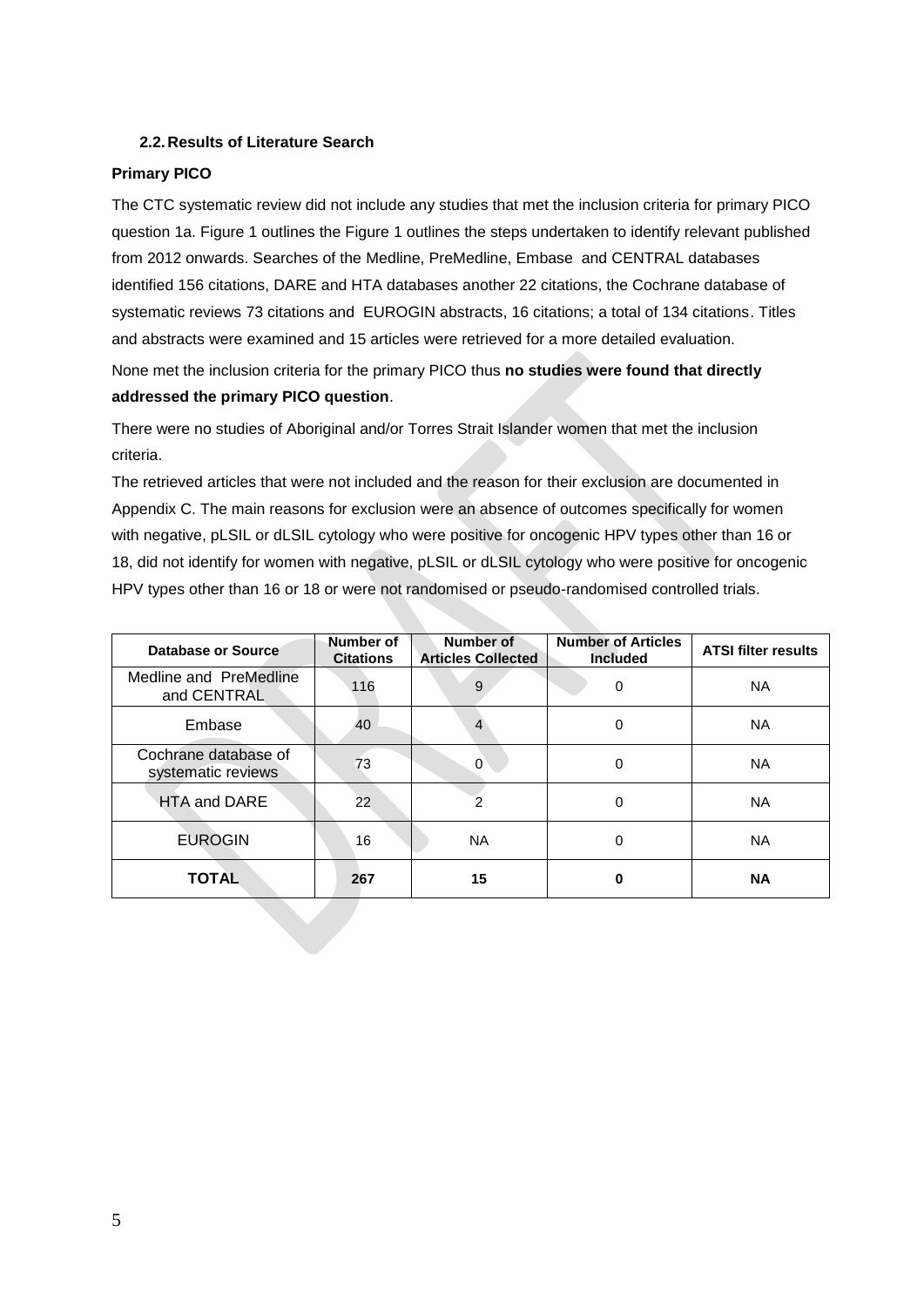## 2.2. Results of Literature Search

**Primary PICO**

The CTC systematic review did not include any studies that met the inclusion criteria for primary PICO question 1a. Figure 1 outlines the Figure 1 outlines the steps undertaken to identify relevant published from 2012 onwards. Searches of the Medline, PreMedline, Embase and CENTRAL databases identified 156 citations, DARE and HTA databases another 22 citations, the Cochrane database of systematic reviews 73 citations and EUROGIN abstracts, 16 citations; a total of 134 citations. Titles and abstracts were examined and 15 articles were retrieved for a more detailed evaluation.

None met the inclusion criteria for the primary PICO thus **no studies were found that directly addressed the primary PICO question**.

There were no studies of Aboriginal and/or Torres Strait Islander women that met the inclusion criteria.

The retrieved articles that were not included and the reason for their exclusion are documented in Appendix C. The main reasons for exclusion were an absence of outcomes specifically for women with negative, pLSIL or dLSIL cytology who were positive for oncogenic HPV types other than 16 or 18, did not identify for women with negative, pLSIL or dLSIL cytology who were positive for oncogenic HPV types other than 16 or 18 or were not randomised or pseudo-randomised controlled trials.

| Database or Source | Number of Citations | Number of Articles Collected | Number of Articles Included | ATSI filter results |
|---|---|---|---|---|
| Medline and PreMedline and CENTRAL | 116 | 9 | 0 | NA |
| Embase | 40 | 4 | 0 | NA |
| Cochrane database of systematic reviews | 73 | 0 | 0 | NA |
| HTA and DARE | 22 | 2 | 0 | NA |
| EUROGIN | 16 | NA | 0 | NA |
| **TOTAL** | **267** | **15** | **0** | **NA** |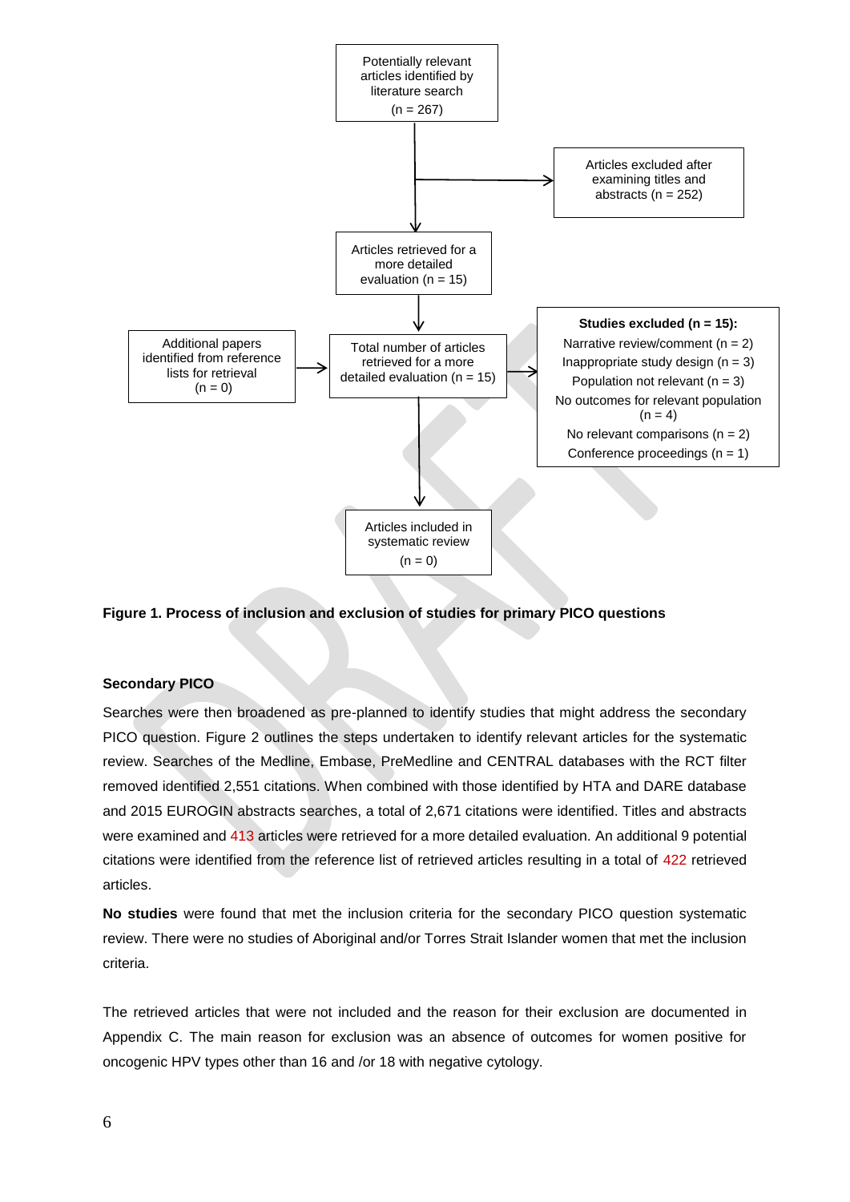Potentially relevant articles identified by literature search (n = 267)

Articles excluded after examining titles and abstracts (n = 252)

Articles retrieved for a more detailed evaluation (n = 15)

Additional papers identified from reference lists for retrieval (n = 0)

Total number of articles retrieved for a more detailed evaluation (n = 15)

**Studies excluded (n = 15):**
Narrative review/comment (n = 2)
Inappropriate study design (n = 3)
Population not relevant (n = 3)
No outcomes for relevant population (n = 4)
No relevant comparisons (n = 2)
Conference proceedings (n = 1)

Articles included in systematic review (n = 0)

**Figure 1. Process of inclusion and exclusion of studies for primary PICO questions**

**Secondary PICO**

Searches were then broadened as pre-planned to identify studies that might address the secondary PICO question. Figure 2 outlines the steps undertaken to identify relevant articles for the systematic review. Searches of the Medline, Embase, PreMedline and CENTRAL databases with the RCT filter removed 2,551 citations. When combined with those identified by HTA and DARE database and 2015 EUROGIN abstracts searches, a total of 2,671 citations were identified. Titles and abstracts were examined and 413 articles were retrieved for a more detailed evaluation. An additional 9 potential citations were identified from the reference list of retrieved articles resulting in a total of 422 retrieved articles.

**No studies** were found that met the inclusion criteria for the secondary PICO question systematic review. There were no studies of Aboriginal and/or Torres Strait Islander women that met the inclusion criteria.

The retrieved articles that were not included and the reason for their exclusion are documented in Appendix C. The main reason for exclusion was an absence of outcomes for women positive for oncogenic HPV types other than 16 and /or 18 with negative cytology.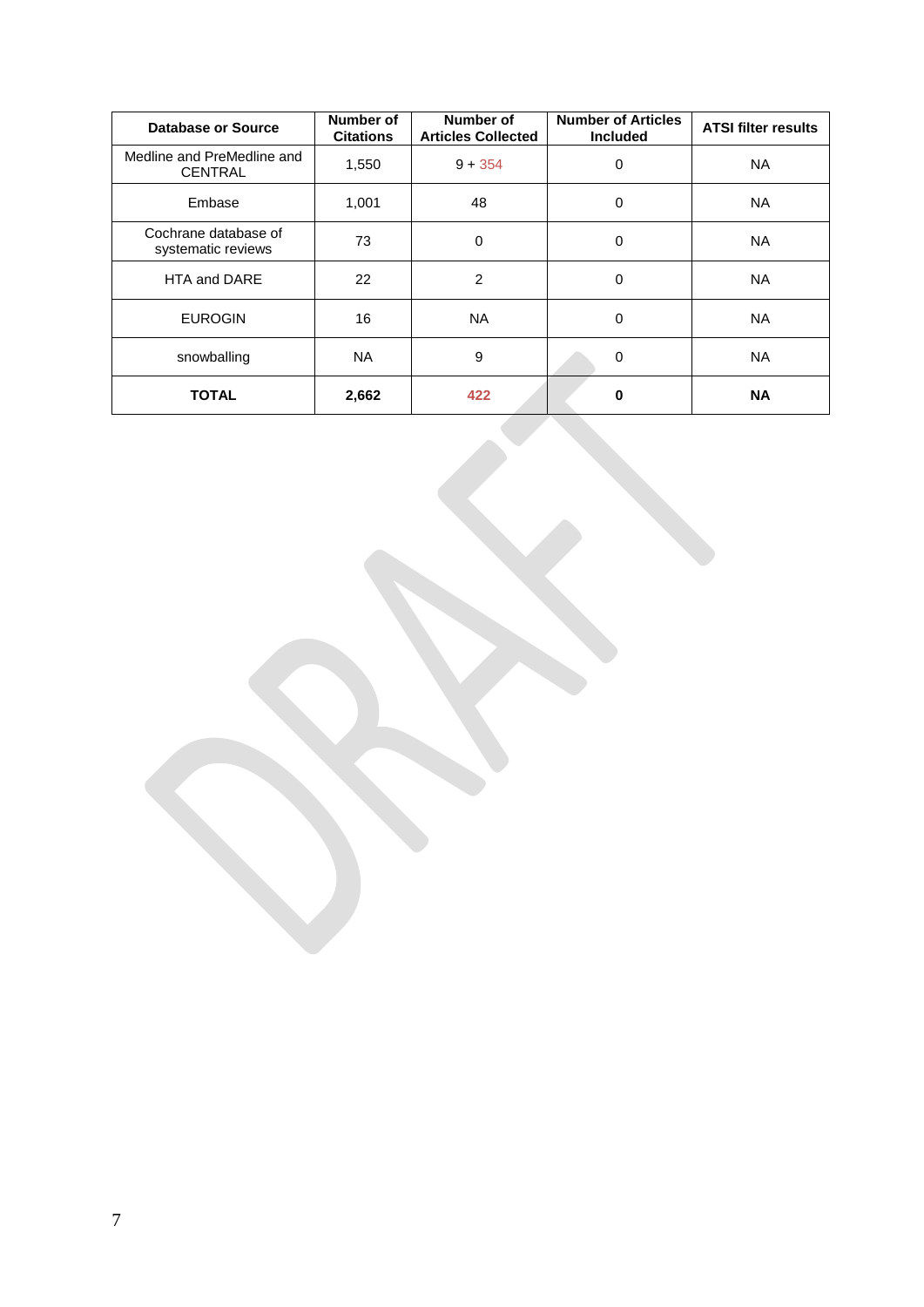| Database or Source | Number of Citations | Number of Articles Collected | Number of Articles Included | ATSI filter results |
|---|---|---|---|---|
| Medline and PreMedline and CENTRAL | 1,550 | 9 + 354 | 0 | NA |
| Embase | 1,001 | 48 | 0 | NA |
| Cochrane database of systematic reviews | 73 | 0 | 0 | NA |
| HTA and DARE | 22 | 2 | 0 | NA |
| EUROGIN | 16 | NA | 0 | NA |
| snowballing | NA | 9 | 0 | NA |
| **TOTAL** | **2,662** | **422** | **0** | **NA** |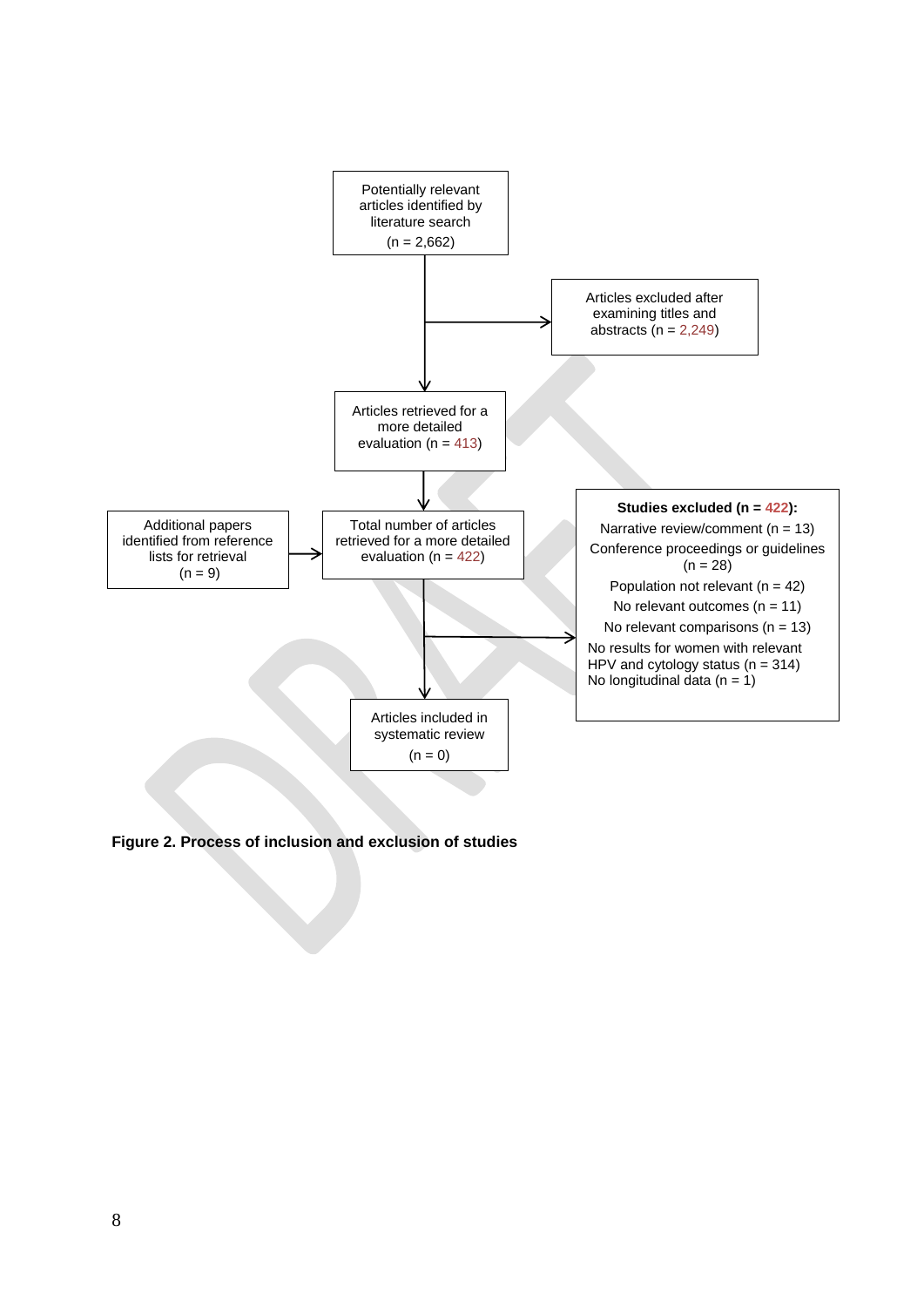Potentially relevant articles identified by literature search (n = 2,662)

Articles excluded after examining titles and abstracts (n = 2,249)

Articles retrieved for a more detailed evaluation (n = 413)

Additional papers identified from reference lists for retrieval (n = 9)

Total number of articles retrieved for a more detailed evaluation (n = 422)

**Studies excluded (n = 422):**

- Narrative review/comment (n = 13)
- Conference proceedings or guidelines (n = 28)
- Population not relevant (n = 42)
- No relevant outcomes (n = 11)
- No relevant comparisons (n = 13)
- No results for women with relevant HPV and cytology status (n = 314)
- No longitudinal data (n = 1)

Articles included in systematic review (n = 0)

**Figure 2. Process of inclusion and exclusion of studies**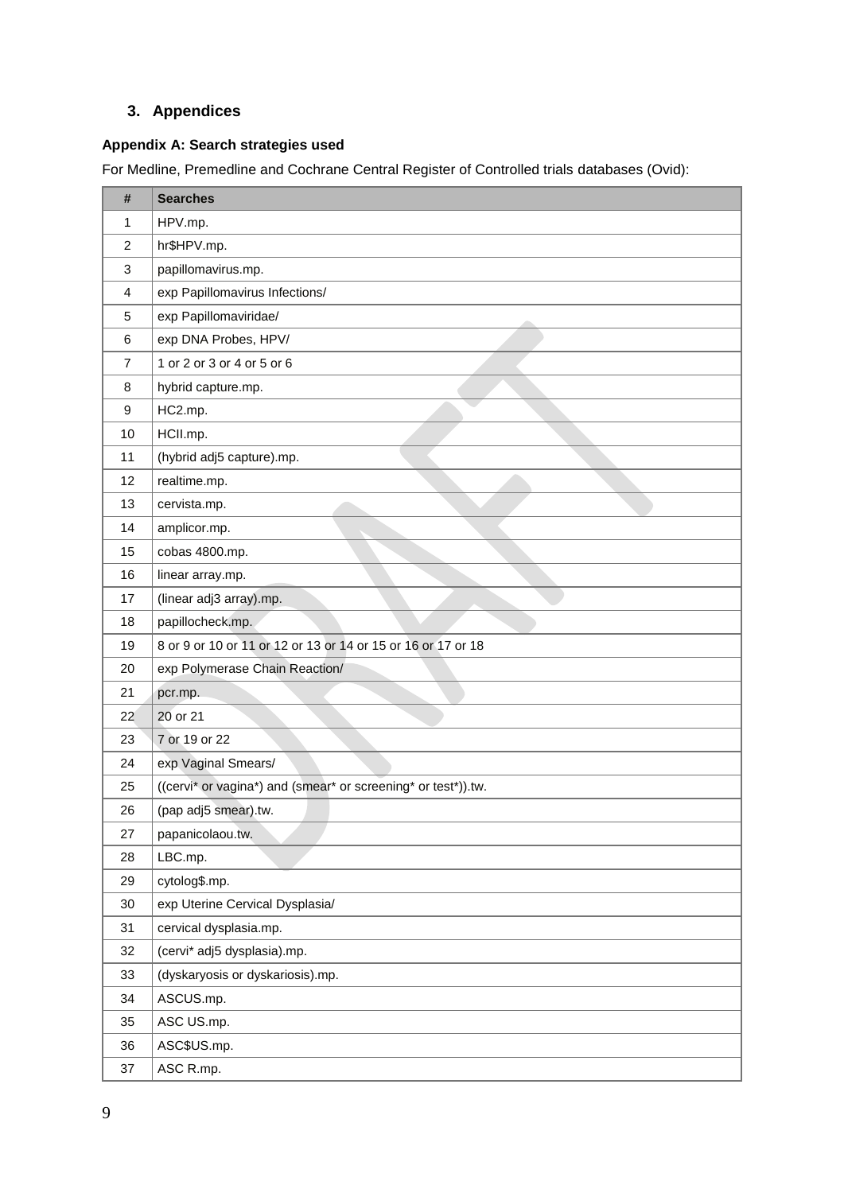## 3. Appendices

### Appendix A: Search strategies used

For Medline, Premedline and Cochrane Central Register of Controlled trials databases (Ovid):

| # | Searches |
|---|---|
| 1 | HPV.mp. |
| 2 | hr$HPV.mp. |
| 3 | papillomavirus.mp. |
| 4 | exp Papillomavirus Infections/ |
| 5 | exp Papillomaviridae/ |
| 6 | exp DNA Probes, HPV/ |
| 7 | 1 or 2 or 3 or 4 or 5 or 6 |
| 8 | hybrid capture.mp. |
| 9 | HC2.mp. |
| 10 | HCII.mp. |
| 11 | (hybrid adj5 capture).mp. |
| 12 | realtime.mp. |
| 13 | cervista.mp. |
| 14 | amplicor.mp. |
| 15 | cobas 4800.mp. |
| 16 | linear array.mp. |
| 17 | (linear adj3 array).mp. |
| 18 | papillocheck.mp. |
| 19 | 8 or 9 or 10 or 11 or 12 or 13 or 14 or 15 or 16 or 17 or 18 |
| 20 | exp Polymerase Chain Reaction/ |
| 21 | pcr.mp. |
| 22 | 20 or 21 |
| 23 | 7 or 19 or 22 |
| 24 | exp Vaginal Smears/ |
| 25 | ((cervi* or vagina*) and (smear* or screening* or test*)).tw. |
| 26 | (pap adj5 smear).tw. |
| 27 | papanicolaou.tw. |
| 28 | LBC.mp. |
| 29 | cytolog$.mp. |
| 30 | exp Uterine Cervical Dysplasia/ |
| 31 | cervical dysplasia.mp. |
| 32 | (cervi* adj5 dysplasia).mp. |
| 33 | (dyskaryosis or dyskariosis).mp. |
| 34 | ASCUS.mp. |
| 35 | ASC US.mp. |
| 36 | ASC$US.mp. |
| 37 | ASC R.mp. |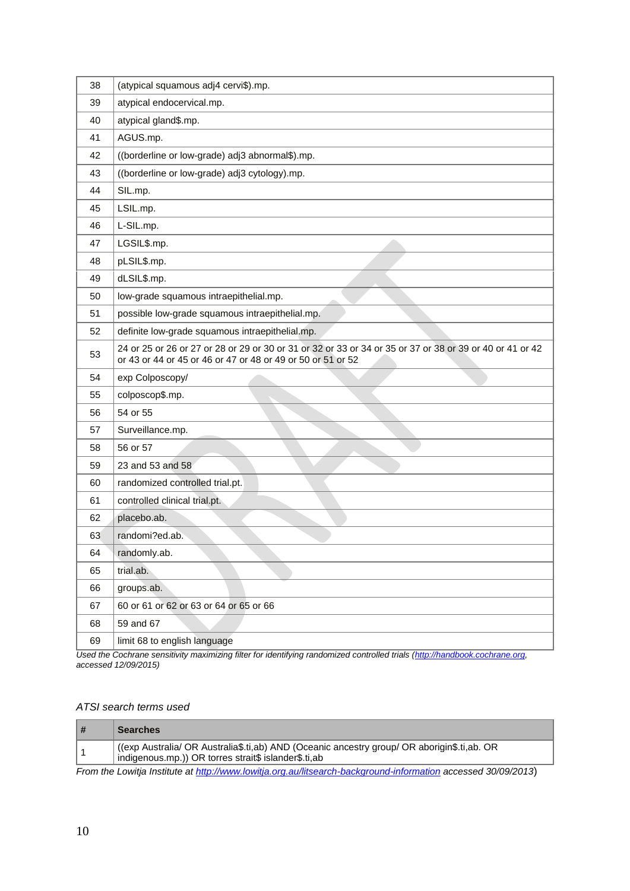| | |
|---|---|
| 38 | (atypical squamous adj4 cervi$).mp. |
| 39 | atypical endocervical.mp. |
| 40 | atypical gland$.mp. |
| 41 | AGUS.mp. |
| 42 | ((borderline or low-grade) adj3 abnormal$).mp. |
| 43 | ((borderline or low-grade) adj3 cytology).mp. |
| 44 | SIL.mp. |
| 45 | LSIL.mp. |
| 46 | L-SIL.mp. |
| 47 | LGSIL$.mp. |
| 48 | pLSIL$.mp. |
| 49 | dLSIL$.mp. |
| 50 | low-grade squamous intraepithelial.mp. |
| 51 | possible low-grade squamous intraepithelial.mp. |
| 52 | definite low-grade squamous intraepithelial.mp. |
| 53 | 24 or 25 or 26 or 27 or 28 or 29 or 30 or 31 or 32 or 33 or 34 or 35 or 37 or 38 or 39 or 40 or 41 or 42 or 43 or 44 or 45 or 46 or 47 or 48 or 49 or 50 or 51 or 52 |
| 54 | exp Colposcopy/ |
| 55 | colposcop$.mp. |
| 56 | 54 or 55 |
| 57 | Surveillance.mp. |
| 58 | 56 or 57 |
| 59 | 23 and 53 and 58 |
| 60 | randomized controlled trial.pt. |
| 61 | controlled clinical trial.pt. |
| 62 | placebo.ab. |
| 63 | randomi?ed.ab. |
| 64 | randomly.ab. |
| 65 | trial.ab. |
| 66 | groups.ab. |
| 67 | 60 or 61 or 62 or 63 or 64 or 65 or 66 |
| 68 | 59 and 67 |
| 69 | limit 68 to english language |

*Used the Cochrane sensitivity maximizing filter for identifying randomized controlled trials (http://handbook.cochrane.org, accessed 12/09/2015)*

*ATSI search terms used*

| # | Searches |
|---|---|
| 1 | ((exp Australia/ OR Australia$.ti,ab) AND (Oceanic ancestry group/ OR aborigin$.ti,ab. OR indigenous.mp.)) OR torres strait$ islander$.ti,ab |

*From the Lowitja Institute at http://www.lowitja.org.au/litsearch-background-information accessed 30/09/2013*)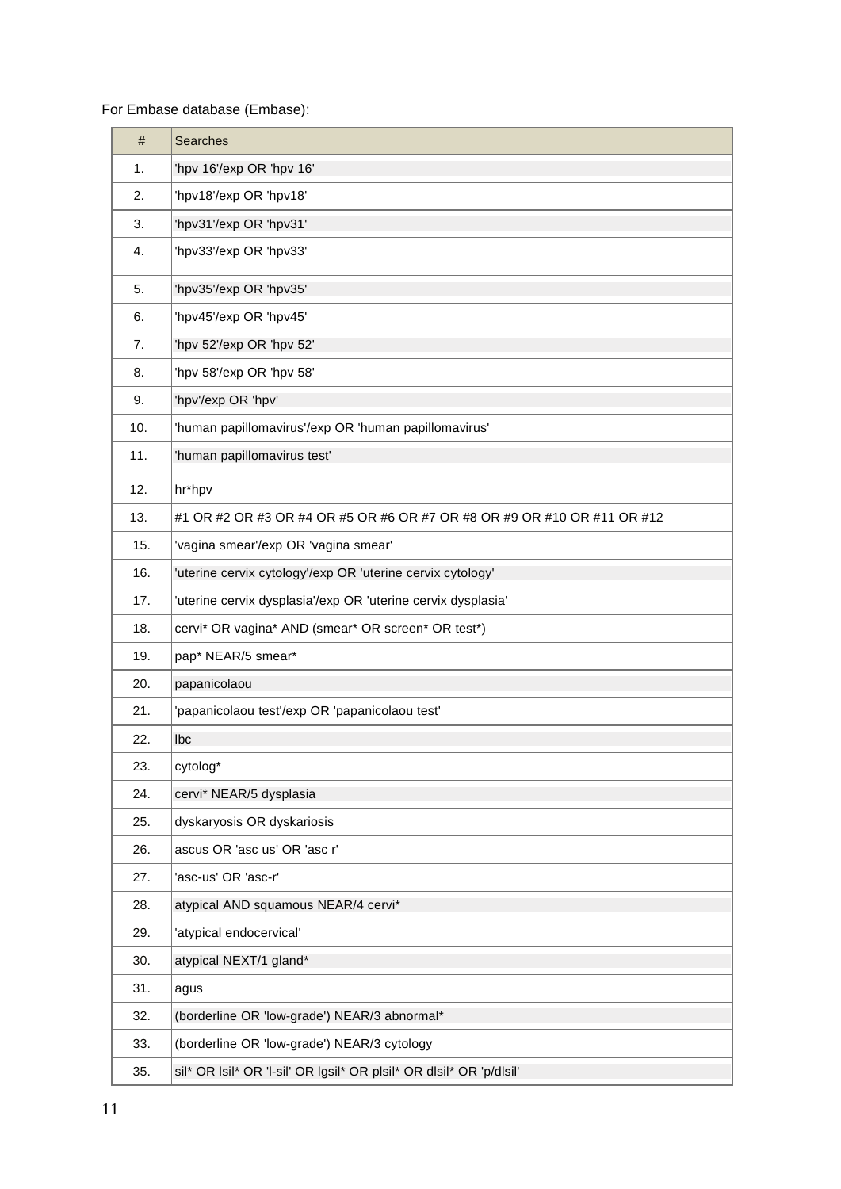For Embase database (Embase):

| # | Searches |
|---|---|
| 1. | 'hpv 16'/exp OR 'hpv 16' |
| 2. | 'hpv18'/exp OR 'hpv18' |
| 3. | 'hpv31'/exp OR 'hpv31' |
| 4. | 'hpv33'/exp OR 'hpv33' |
| 5. | 'hpv35'/exp OR 'hpv35' |
| 6. | 'hpv45'/exp OR 'hpv45' |
| 7. | 'hpv 52'/exp OR 'hpv 52' |
| 8. | 'hpv 58'/exp OR 'hpv 58' |
| 9. | 'hpv'/exp OR 'hpv' |
| 10. | 'human papillomavirus'/exp OR 'human papillomavirus' |
| 11. | 'human papillomavirus test' |
| 12. | hr*hpv |
| 13. | #1 OR #2 OR #3 OR #4 OR #5 OR #6 OR #7 OR #8 OR #9 OR #10 OR #11 OR #12 |
| 15. | 'vagina smear'/exp OR 'vagina smear' |
| 16. | 'uterine cervix cytology'/exp OR 'uterine cervix cytology' |
| 17. | 'uterine cervix dysplasia'/exp OR 'uterine cervix dysplasia' |
| 18. | cervi* OR vagina* AND (smear* OR screen* OR test*) |
| 19. | pap* NEAR/5 smear* |
| 20. | papanicolaou |
| 21. | 'papanicolaou test'/exp OR 'papanicolaou test' |
| 22. | lbc |
| 23. | cytolog* |
| 24. | cervi* NEAR/5 dysplasia |
| 25. | dyskaryosis OR dyskariosis |
| 26. | ascus OR 'asc us' OR 'asc r' |
| 27. | 'asc-us' OR 'asc-r' |
| 28. | atypical AND squamous NEAR/4 cervi* |
| 29. | 'atypical endocervical' |
| 30. | atypical NEXT/1 gland* |
| 31. | agus |
| 32. | (borderline OR 'low-grade') NEAR/3 abnormal* |
| 33. | (borderline OR 'low-grade') NEAR/3 cytology |
| 35. | sil* OR lsil* OR 'l-sil' OR lgsil* OR plsil* OR dlsil* OR 'p/dlsil' |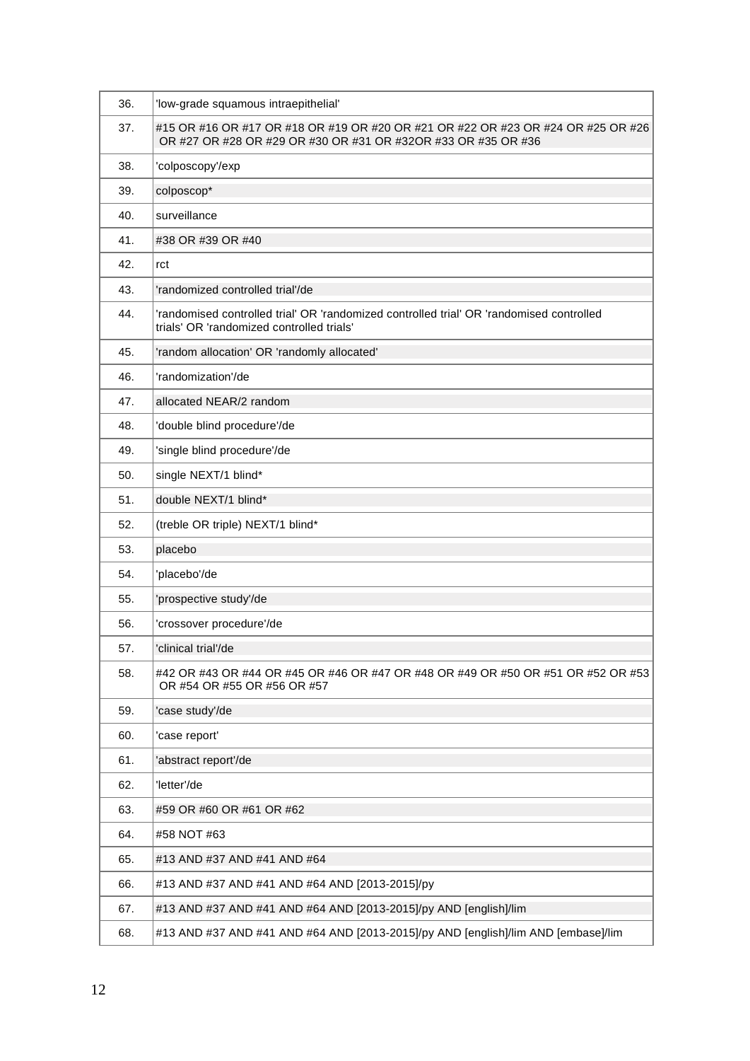| | |
|---|---|
| 36. | 'low-grade squamous intraepithelial' |
| 37. | #15 OR #16 OR #17 OR #18 OR #19 OR #20 OR #21 OR #22 OR #23 OR #24 OR #25 OR #26 OR #27 OR #28 OR #29 OR #30 OR #31 OR #32OR #33 OR #35 OR #36 |
| 38. | 'colposcopy'/exp |
| 39. | colposcop* |
| 40. | surveillance |
| 41. | #38 OR #39 OR #40 |
| 42. | rct |
| 43. | 'randomized controlled trial'/de |
| 44. | 'randomised controlled trial' OR 'randomized controlled trial' OR 'randomised controlled trials' OR 'randomized controlled trials' |
| 45. | 'random allocation' OR 'randomly allocated' |
| 46. | 'randomization'/de |
| 47. | allocated NEAR/2 random |
| 48. | 'double blind procedure'/de |
| 49. | 'single blind procedure'/de |
| 50. | single NEXT/1 blind* |
| 51. | double NEXT/1 blind* |
| 52. | (treble OR triple) NEXT/1 blind* |
| 53. | placebo |
| 54. | 'placebo'/de |
| 55. | 'prospective study'/de |
| 56. | 'crossover procedure'/de |
| 57. | 'clinical trial'/de |
| 58. | #42 OR #43 OR #44 OR #45 OR #46 OR #47 OR #48 OR #49 OR #50 OR #51 OR #52 OR #53 OR #54 OR #55 OR #56 OR #57 |
| 59. | 'case study'/de |
| 60. | 'case report' |
| 61. | 'abstract report'/de |
| 62. | 'letter'/de |
| 63. | #59 OR #60 OR #61 OR #62 |
| 64. | #58 NOT #63 |
| 65. | #13 AND #37 AND #41 AND #64 |
| 66. | #13 AND #37 AND #41 AND #64 AND [2013-2015]/py |
| 67. | #13 AND #37 AND #41 AND #64 AND [2013-2015]/py AND [english]/lim |
| 68. | #13 AND #37 AND #41 AND #64 AND [2013-2015]/py AND [english]/lim AND [embase]/lim |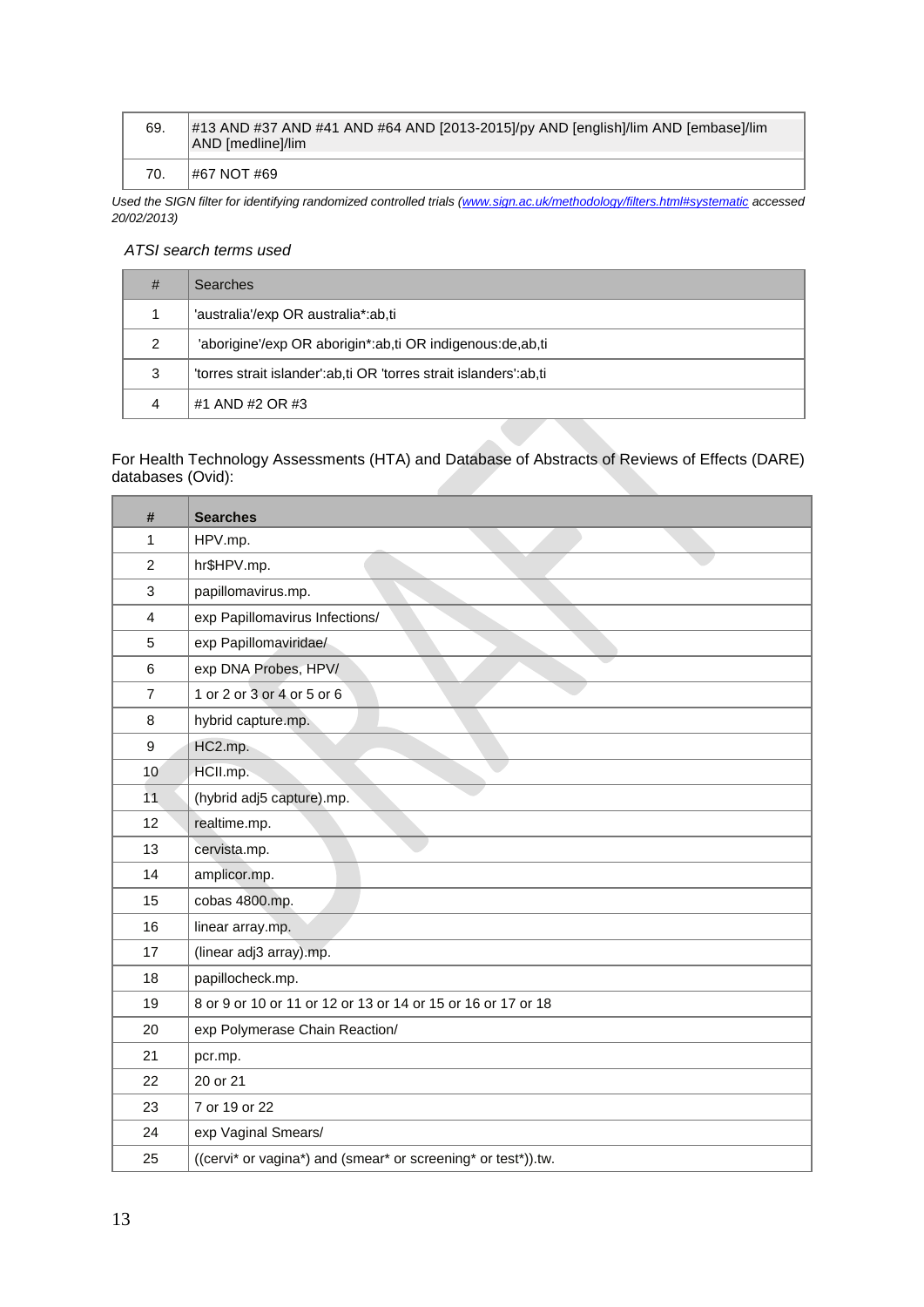| 69. | #13 AND #37 AND #41 AND #64 AND [2013-2015]/py AND [english]/lim AND [embase]/lim AND [medline]/lim |
|---|---|
| 70. | #67 NOT #69 |

*Used the SIGN filter for identifying randomized controlled trials (www.sign.ac.uk/methodology/filters.html#systematic accessed 20/02/2013)*

*ATSI search terms used*

| # | Searches |
|---|---|
| 1 | 'australia'/exp OR australia*:ab,ti |
| 2 | 'aborigine'/exp OR aborigin*:ab,ti OR indigenous:de,ab,ti |
| 3 | 'torres strait islander':ab,ti OR 'torres strait islanders':ab,ti |
| 4 | #1 AND #2 OR #3 |

For Health Technology Assessments (HTA) and Database of Abstracts of Reviews of Effects (DARE) databases (Ovid):

| # | Searches |
|---|---|
| 1 | HPV.mp. |
| 2 | hr$HPV.mp. |
| 3 | papillomavirus.mp. |
| 4 | exp Papillomavirus Infections/ |
| 5 | exp Papillomaviridae/ |
| 6 | exp DNA Probes, HPV/ |
| 7 | 1 or 2 or 3 or 4 or 5 or 6 |
| 8 | hybrid capture.mp. |
| 9 | HC2.mp. |
| 10 | HCII.mp. |
| 11 | (hybrid adj5 capture).mp. |
| 12 | realtime.mp. |
| 13 | cervista.mp. |
| 14 | amplicor.mp. |
| 15 | cobas 4800.mp. |
| 16 | linear array.mp. |
| 17 | (linear adj3 array).mp. |
| 18 | papillocheck.mp. |
| 19 | 8 or 9 or 10 or 11 or 12 or 13 or 14 or 15 or 16 or 17 or 18 |
| 20 | exp Polymerase Chain Reaction/ |
| 21 | pcr.mp. |
| 22 | 20 or 21 |
| 23 | 7 or 19 or 22 |
| 24 | exp Vaginal Smears/ |
| 25 | ((cervi* or vagina*) and (smear* or screening* or test*)).tw. |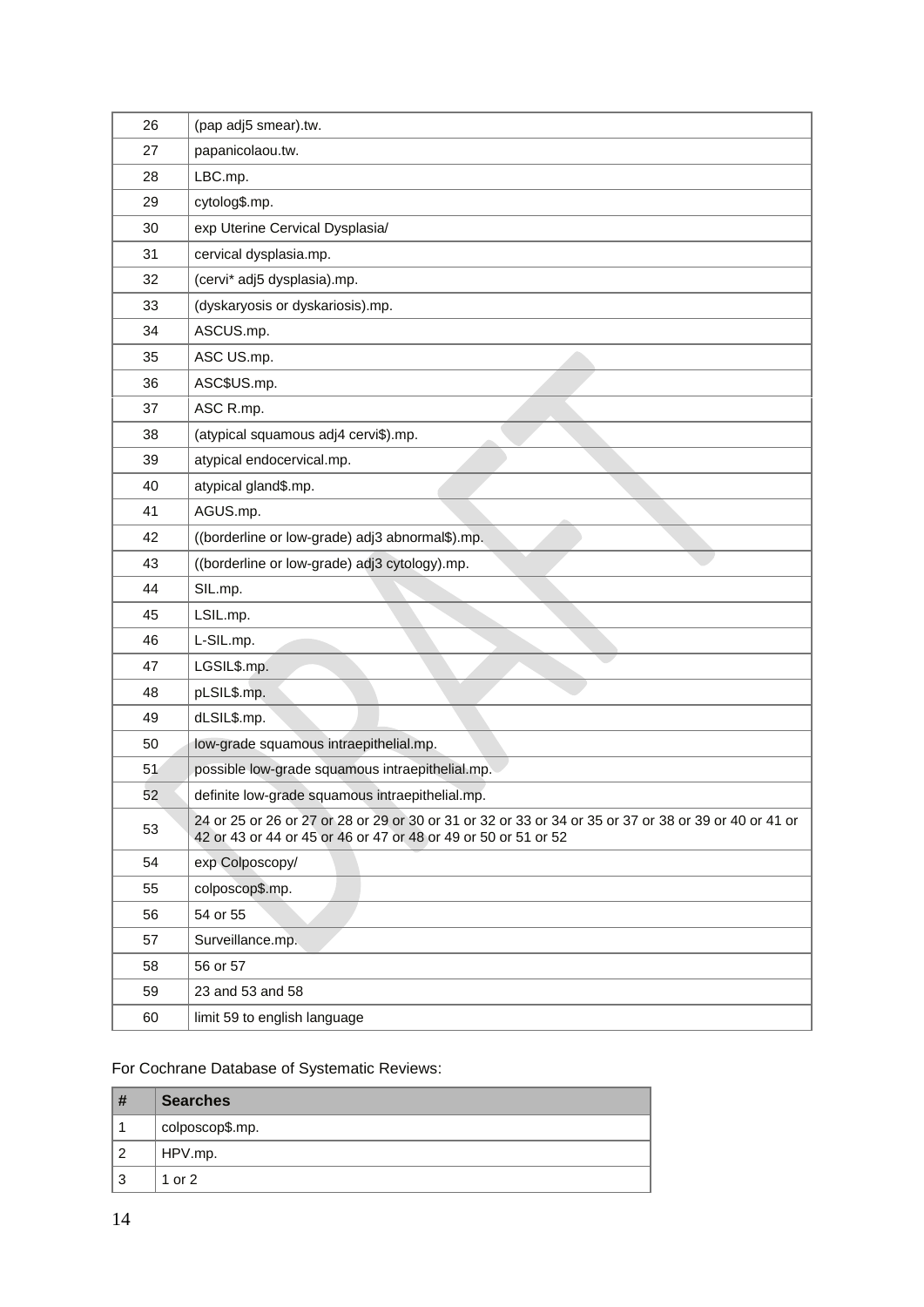| | |
|---|---|
| 26 | (pap adj5 smear).tw. |
| 27 | papanicolaou.tw. |
| 28 | LBC.mp. |
| 29 | cytolog$.mp. |
| 30 | exp Uterine Cervical Dysplasia/ |
| 31 | cervical dysplasia.mp. |
| 32 | (cervi* adj5 dysplasia).mp. |
| 33 | (dyskaryosis or dyskariosis).mp. |
| 34 | ASCUS.mp. |
| 35 | ASC US.mp. |
| 36 | ASC$US.mp. |
| 37 | ASC R.mp. |
| 38 | (atypical squamous adj4 cervi$).mp. |
| 39 | atypical endocervical.mp. |
| 40 | atypical gland$.mp. |
| 41 | AGUS.mp. |
| 42 | ((borderline or low-grade) adj3 abnormal$).mp. |
| 43 | ((borderline or low-grade) adj3 cytology).mp. |
| 44 | SIL.mp. |
| 45 | LSIL.mp. |
| 46 | L-SIL.mp. |
| 47 | LGSIL$.mp. |
| 48 | pLSIL$.mp. |
| 49 | dLSIL$.mp. |
| 50 | low-grade squamous intraepithelial.mp. |
| 51 | possible low-grade squamous intraepithelial.mp. |
| 52 | definite low-grade squamous intraepithelial.mp. |
| 53 | 24 or 25 or 26 or 27 or 28 or 29 or 30 or 31 or 32 or 33 or 34 or 35 or 37 or 38 or 39 or 40 or 41 or 42 or 43 or 44 or 45 or 46 or 47 or 48 or 49 or 50 or 51 or 52 |
| 54 | exp Colposcopy/ |
| 55 | colposcop$.mp. |
| 56 | 54 or 55 |
| 57 | Surveillance.mp. |
| 58 | 56 or 57 |
| 59 | 23 and 53 and 58 |
| 60 | limit 59 to english language |

For Cochrane Database of Systematic Reviews:

| # | Searches |
|---|---|
| 1 | colposcop$.mp. |
| 2 | HPV.mp. |
| 3 | 1 or 2 |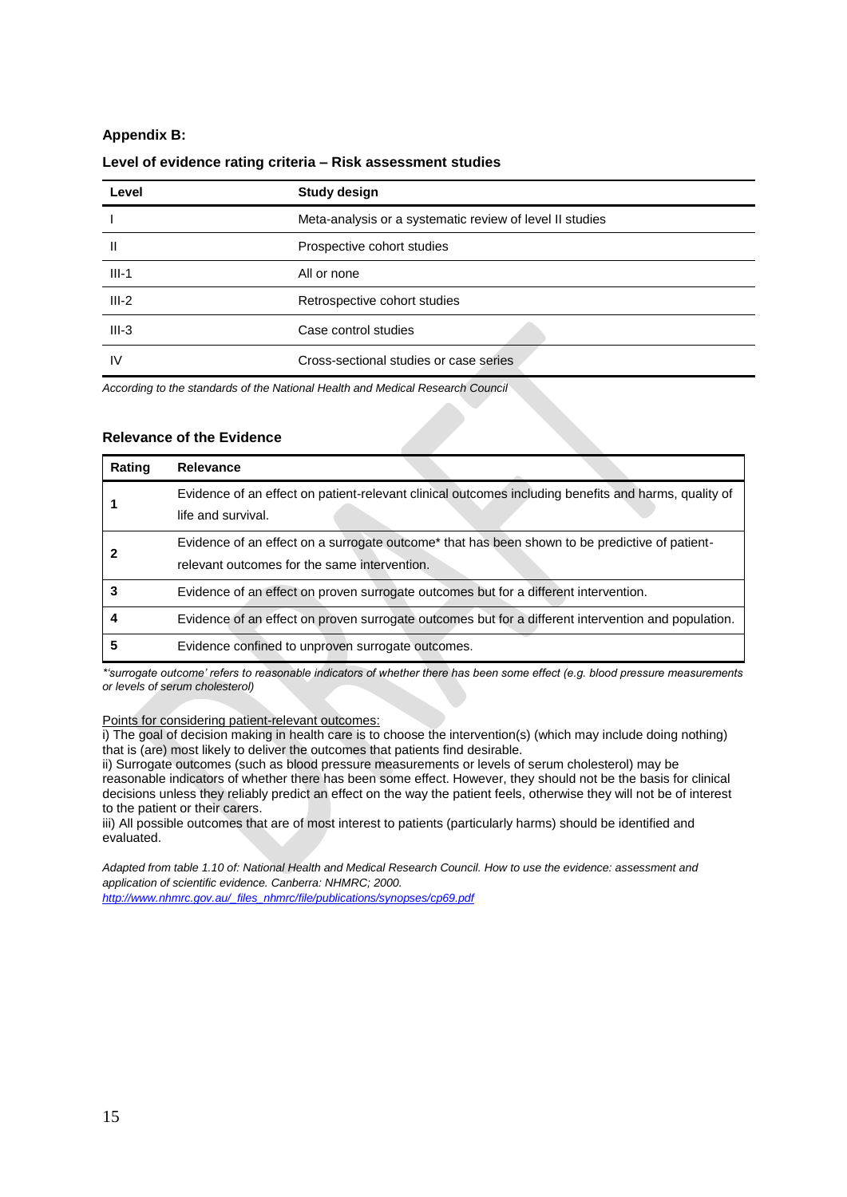**Appendix B:**

**Level of evidence rating criteria – Risk assessment studies**

| Level | Study design |
|---|---|
| I | Meta-analysis or a systematic review of level II studies |
| II | Prospective cohort studies |
| III-1 | All or none |
| III-2 | Retrospective cohort studies |
| III-3 | Case control studies |
| IV | Cross-sectional studies or case series |

*According to the standards of the National Health and Medical Research Council*

**Relevance of the Evidence**

| Rating | Relevance |
|---|---|
| **1** | Evidence of an effect on patient-relevant clinical outcomes including benefits and harms, quality of life and survival. |
| **2** | Evidence of an effect on a surrogate outcome* that has been shown to be predictive of patient-relevant outcomes for the same intervention. |
| **3** | Evidence of an effect on proven surrogate outcomes but for a different intervention. |
| **4** | Evidence of an effect on proven surrogate outcomes but for a different intervention and population. |
| **5** | Evidence confined to unproven surrogate outcomes. |

*\*'surrogate outcome' refers to reasonable indicators of whether there has been some effect (e.g. blood pressure measurements or levels of serum cholesterol)*

<u>Points for considering patient-relevant outcomes:</u>

i) The goal of decision making in health care is to choose the intervention(s) (which may include doing nothing) that is (are) most likely to deliver the outcomes that patients find desirable.

ii) Surrogate outcomes (such as blood pressure measurements or levels of serum cholesterol) may be reasonable indicators of whether there has been some effect. However, they should not be the basis for clinical decisions unless they reliably predict an effect on the way the patient feels, otherwise they will not be of interest to the patient or their carers.

iii) All possible outcomes that are of most interest to patients (particularly harms) should be identified and evaluated.

*Adapted from table 1.10 of: National Health and Medical Research Council. How to use the evidence: assessment and application of scientific evidence. Canberra: NHMRC; 2000.*
*http://www.nhmrc.gov.au/_files_nhmrc/file/publications/synopses/cp69.pdf*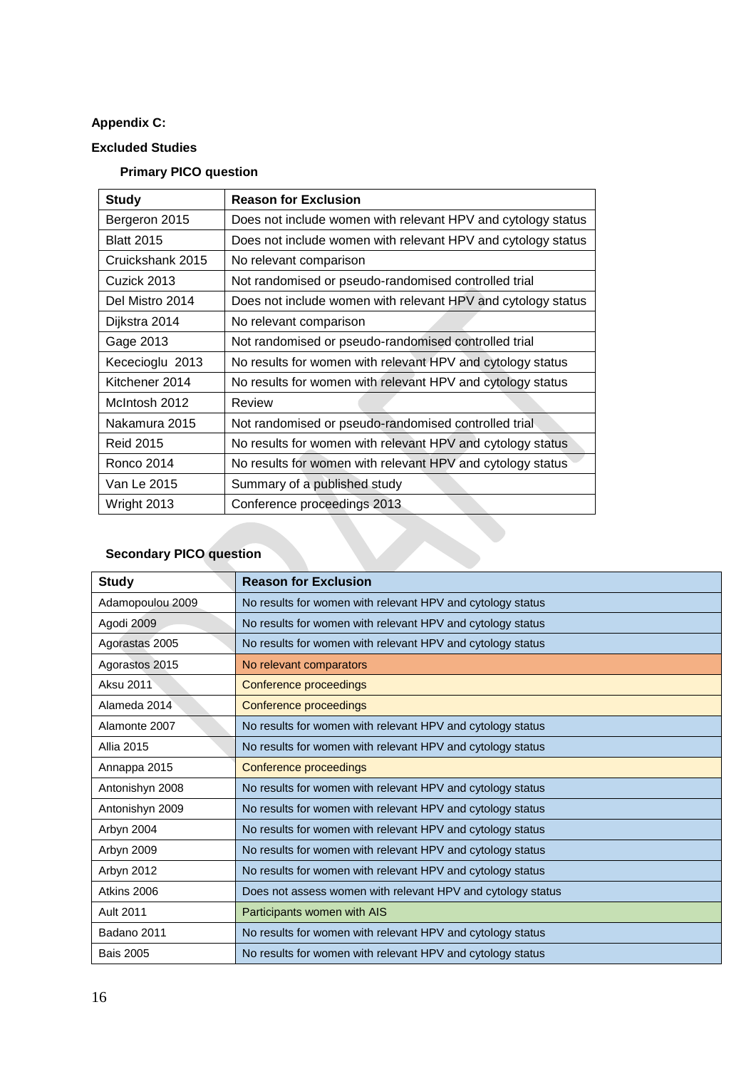**Appendix C:**

**Excluded Studies**

**Primary PICO question**

| Study | Reason for Exclusion |
|---|---|
| Bergeron 2015 | Does not include women with relevant HPV and cytology status |
| Blatt 2015 | Does not include women with relevant HPV and cytology status |
| Cruickshank 2015 | No relevant comparison |
| Cuzick 2013 | Not randomised or pseudo-randomised controlled trial |
| Del Mistro 2014 | Does not include women with relevant HPV and cytology status |
| Dijkstra 2014 | No relevant comparison |
| Gage 2013 | Not randomised or pseudo-randomised controlled trial |
| Kececioglu 2013 | No results for women with relevant HPV and cytology status |
| Kitchener 2014 | No results for women with relevant HPV and cytology status |
| McIntosh 2012 | Review |
| Nakamura 2015 | Not randomised or pseudo-randomised controlled trial |
| Reid 2015 | No results for women with relevant HPV and cytology status |
| Ronco 2014 | No results for women with relevant HPV and cytology status |
| Van Le 2015 | Summary of a published study |
| Wright 2013 | Conference proceedings 2013 |

**Secondary PICO question**

| Study | Reason for Exclusion |
|---|---|
| Adamopoulou 2009 | No results for women with relevant HPV and cytology status |
| Agodi 2009 | No results for women with relevant HPV and cytology status |
| Agorastas 2005 | No results for women with relevant HPV and cytology status |
| Agorastos 2015 | No relevant comparators |
| Aksu 2011 | Conference proceedings |
| Alameda 2014 | Conference proceedings |
| Alamonte 2007 | No results for women with relevant HPV and cytology status |
| Allia 2015 | No results for women with relevant HPV and cytology status |
| Annappa 2015 | Conference proceedings |
| Antonishyn 2008 | No results for women with relevant HPV and cytology status |
| Antonishyn 2009 | No results for women with relevant HPV and cytology status |
| Arbyn 2004 | No results for women with relevant HPV and cytology status |
| Arbyn 2009 | No results for women with relevant HPV and cytology status |
| Arbyn 2012 | No results for women with relevant HPV and cytology status |
| Atkins 2006 | Does not assess women with relevant HPV and cytology status |
| Ault 2011 | Participants women with AIS |
| Badano 2011 | No results for women with relevant HPV and cytology status |
| Bais 2005 | No results for women with relevant HPV and cytology status |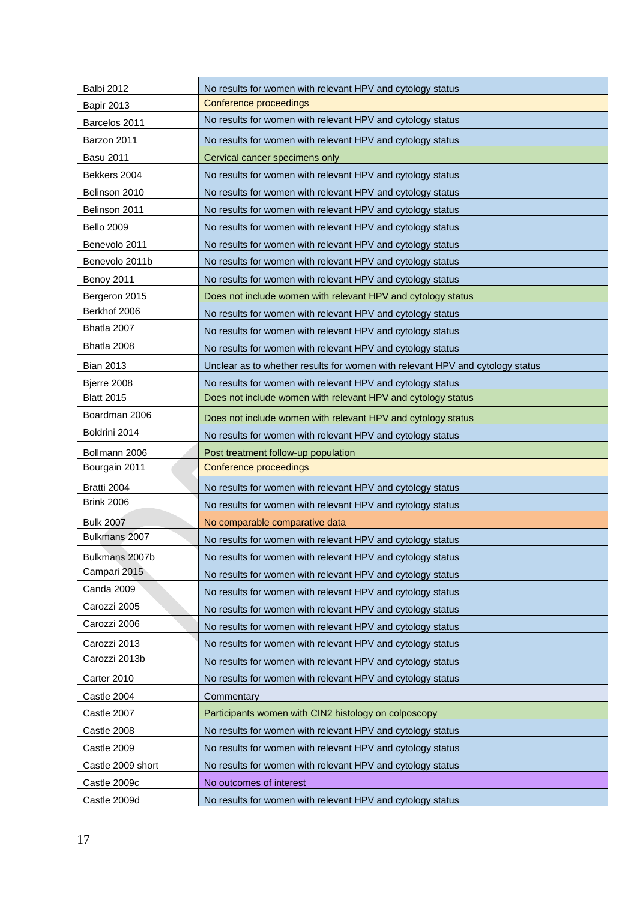| | |
|---|---|
| Balbi 2012 | No results for women with relevant HPV and cytology status |
| Bapir 2013 | Conference proceedings |
| Barcelos 2011 | No results for women with relevant HPV and cytology status |
| Barzon 2011 | No results for women with relevant HPV and cytology status |
| Basu 2011 | Cervical cancer specimens only |
| Bekkers 2004 | No results for women with relevant HPV and cytology status |
| Belinson 2010 | No results for women with relevant HPV and cytology status |
| Belinson 2011 | No results for women with relevant HPV and cytology status |
| Bello 2009 | No results for women with relevant HPV and cytology status |
| Benevolo 2011 | No results for women with relevant HPV and cytology status |
| Benevolo 2011b | No results for women with relevant HPV and cytology status |
| Benoy 2011 | No results for women with relevant HPV and cytology status |
| Bergeron 2015 | Does not include women with relevant HPV and cytology status |
| Berkhof 2006 | No results for women with relevant HPV and cytology status |
| Bhatla 2007 | No results for women with relevant HPV and cytology status |
| Bhatla 2008 | No results for women with relevant HPV and cytology status |
| Bian 2013 | Unclear as to whether results for women with relevant HPV and cytology status |
| Bjerre 2008 | No results for women with relevant HPV and cytology status |
| Blatt 2015 | Does not include women with relevant HPV and cytology status |
| Boardman 2006 | Does not include women with relevant HPV and cytology status |
| Boldrini 2014 | No results for women with relevant HPV and cytology status |
| Bollmann 2006 | Post treatment follow-up population |
| Bourgain 2011 | Conference proceedings |
| Bratti 2004 | No results for women with relevant HPV and cytology status |
| Brink 2006 | No results for women with relevant HPV and cytology status |
| Bulk 2007 | No comparable comparative data |
| Bulkmans 2007 | No results for women with relevant HPV and cytology status |
| Bulkmans 2007b | No results for women with relevant HPV and cytology status |
| Campari 2015 | No results for women with relevant HPV and cytology status |
| Canda 2009 | No results for women with relevant HPV and cytology status |
| Carozzi 2005 | No results for women with relevant HPV and cytology status |
| Carozzi 2006 | No results for women with relevant HPV and cytology status |
| Carozzi 2013 | No results for women with relevant HPV and cytology status |
| Carozzi 2013b | No results for women with relevant HPV and cytology status |
| Carter 2010 | No results for women with relevant HPV and cytology status |
| Castle 2004 | Commentary |
| Castle 2007 | Participants women with CIN2 histology on colposcopy |
| Castle 2008 | No results for women with relevant HPV and cytology status |
| Castle 2009 | No results for women with relevant HPV and cytology status |
| Castle 2009 short | No results for women with relevant HPV and cytology status |
| Castle 2009c | No outcomes of interest |
| Castle 2009d | No results for women with relevant HPV and cytology status |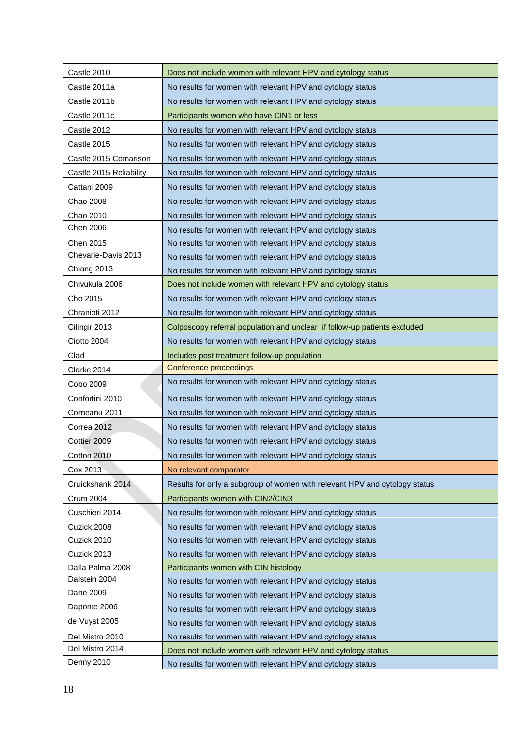| Castle 2010 | Does not include women with relevant HPV and cytology status |
|---|---|
| Castle 2011a | No results for women with relevant HPV and cytology status |
| Castle 2011b | No results for women with relevant HPV and cytology status |
| Castle 2011c | Participants women who have CIN1 or less |
| Castle 2012 | No results for women with relevant HPV and cytology status |
| Castle 2015 | No results for women with relevant HPV and cytology status |
| Castle 2015 Comarison | No results for women with relevant HPV and cytology status |
| Castle 2015 Reliability | No results for women with relevant HPV and cytology status |
| Cattani 2009 | No results for women with relevant HPV and cytology status |
| Chao 2008 | No results for women with relevant HPV and cytology status |
| Chao 2010 | No results for women with relevant HPV and cytology status |
| Chen 2006 | No results for women with relevant HPV and cytology status |
| Chen 2015 | No results for women with relevant HPV and cytology status |
| Chevarie-Davis 2013 | No results for women with relevant HPV and cytology status |
| Chiang 2013 | No results for women with relevant HPV and cytology status |
| Chivukula 2006 | Does not include women with relevant HPV and cytology status |
| Cho 2015 | No results for women with relevant HPV and cytology status |
| Chranioti 2012 | No results for women with relevant HPV and cytology status |
| Cilingir 2013 | Colposcopy referral population and unclear if follow-up patients excluded |
| Ciotto 2004 | No results for women with relevant HPV and cytology status |
| Clad | Includes post treatment follow-up population |
| Clarke 2014 | Conference proceedings |
| Cobo 2009 | No results for women with relevant HPV and cytology status |
| Confortini 2010 | No results for women with relevant HPV and cytology status |
| Corneanu 2011 | No results for women with relevant HPV and cytology status |
| Correa 2012 | No results for women with relevant HPV and cytology status |
| Cottier 2009 | No results for women with relevant HPV and cytology status |
| Cotton 2010 | No results for women with relevant HPV and cytology status |
| Cox 2013 | No relevant comparator |
| Cruickshank 2014 | Results for only a subgroup of women with relevant HPV and cytology status |
| Crum 2004 | Participants women with CIN2/CIN3 |
| Cuschieri 2014 | No results for women with relevant HPV and cytology status |
| Cuzick 2008 | No results for women with relevant HPV and cytology status |
| Cuzick 2010 | No results for women with relevant HPV and cytology status |
| Cuzick 2013 | No results for women with relevant HPV and cytology status |
| Dalla Palma 2008 | Participants women with CIN histology |
| Dalstein 2004 | No results for women with relevant HPV and cytology status |
| Dane 2009 | No results for women with relevant HPV and cytology status |
| Daponte 2006 | No results for women with relevant HPV and cytology status |
| de Vuyst 2005 | No results for women with relevant HPV and cytology status |
| Del Mistro 2010 | No results for women with relevant HPV and cytology status |
| Del Mistro 2014 | Does not include women with relevant HPV and cytology status |
| Denny 2010 | No results for women with relevant HPV and cytology status |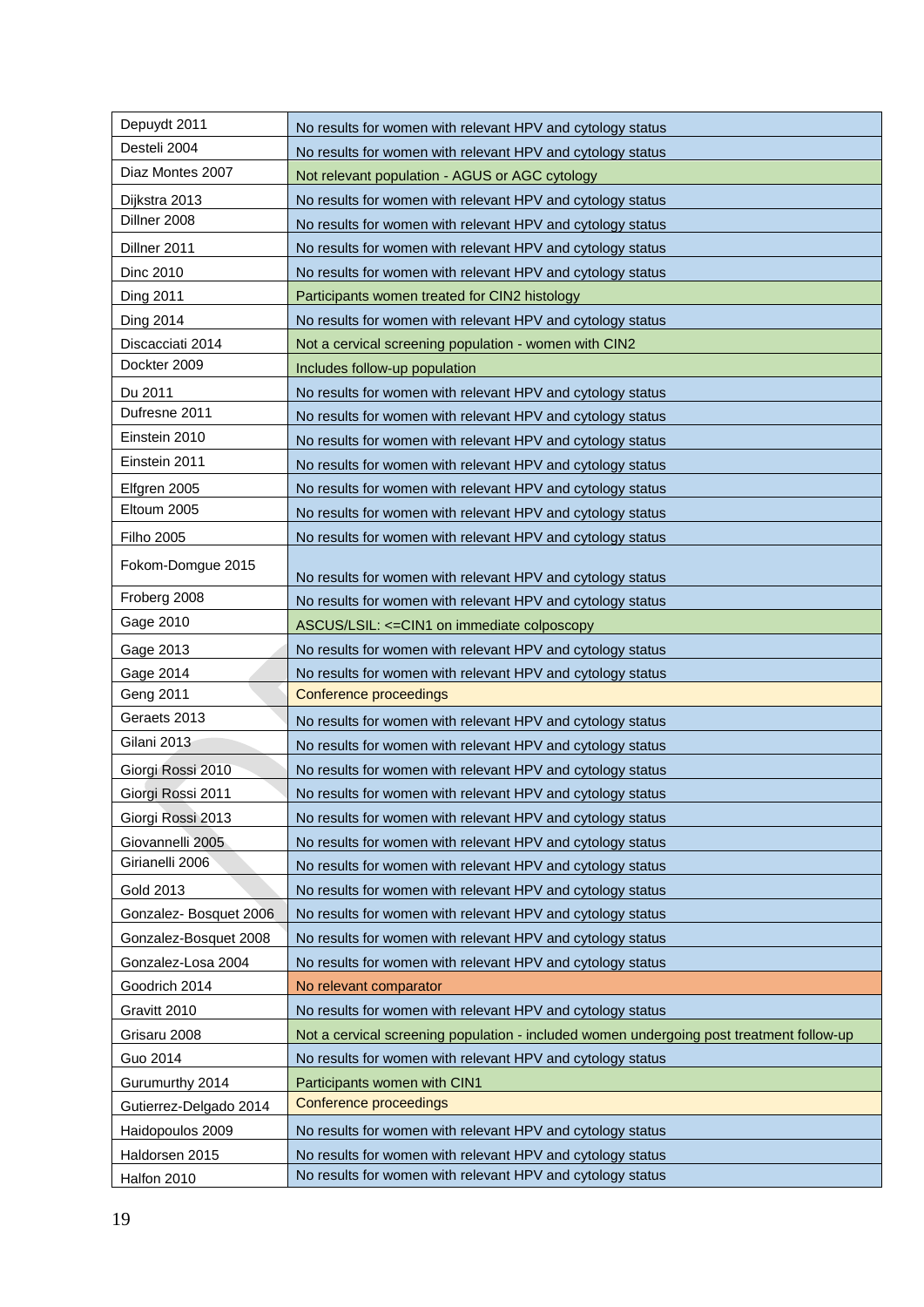| | |
|---|---|
| Depuydt 2011 | No results for women with relevant HPV and cytology status |
| Desteli 2004 | No results for women with relevant HPV and cytology status |
| Diaz Montes 2007 | Not relevant population - AGUS or AGC cytology |
| Dijkstra 2013 | No results for women with relevant HPV and cytology status |
| Dillner 2008 | No results for women with relevant HPV and cytology status |
| Dillner 2011 | No results for women with relevant HPV and cytology status |
| Dinc 2010 | No results for women with relevant HPV and cytology status |
| Ding 2011 | Participants women treated for CIN2 histology |
| Ding 2014 | No results for women with relevant HPV and cytology status |
| Discacciati 2014 | Not a cervical screening population - women with CIN2 |
| Dockter 2009 | Includes follow-up population |
| Du 2011 | No results for women with relevant HPV and cytology status |
| Dufresne 2011 | No results for women with relevant HPV and cytology status |
| Einstein 2010 | No results for women with relevant HPV and cytology status |
| Einstein 2011 | No results for women with relevant HPV and cytology status |
| Elfgren 2005 | No results for women with relevant HPV and cytology status |
| Eltoum 2005 | No results for women with relevant HPV and cytology status |
| Filho 2005 | No results for women with relevant HPV and cytology status |
| Fokom-Domgue 2015 | No results for women with relevant HPV and cytology status |
| Froberg 2008 | No results for women with relevant HPV and cytology status |
| Gage 2010 | ASCUS/LSIL: <=CIN1 on immediate colposcopy |
| Gage 2013 | No results for women with relevant HPV and cytology status |
| Gage 2014 | No results for women with relevant HPV and cytology status |
| Geng 2011 | Conference proceedings |
| Geraets 2013 | No results for women with relevant HPV and cytology status |
| Gilani 2013 | No results for women with relevant HPV and cytology status |
| Giorgi Rossi 2010 | No results for women with relevant HPV and cytology status |
| Giorgi Rossi 2011 | No results for women with relevant HPV and cytology status |
| Giorgi Rossi 2013 | No results for women with relevant HPV and cytology status |
| Giovannelli 2005 | No results for women with relevant HPV and cytology status |
| Girianelli 2006 | No results for women with relevant HPV and cytology status |
| Gold 2013 | No results for women with relevant HPV and cytology status |
| Gonzalez- Bosquet 2006 | No results for women with relevant HPV and cytology status |
| Gonzalez-Bosquet 2008 | No results for women with relevant HPV and cytology status |
| Gonzalez-Losa 2004 | No results for women with relevant HPV and cytology status |
| Goodrich 2014 | No relevant comparator |
| Gravitt 2010 | No results for women with relevant HPV and cytology status |
| Grisaru 2008 | Not a cervical screening population - included women undergoing post treatment follow-up |
| Guo 2014 | No results for women with relevant HPV and cytology status |
| Gurumurthy 2014 | Participants women with CIN1 |
| Gutierrez-Delgado 2014 | Conference proceedings |
| Haidopoulos 2009 | No results for women with relevant HPV and cytology status |
| Haldorsen 2015 | No results for women with relevant HPV and cytology status |
| Halfon 2010 | No results for women with relevant HPV and cytology status |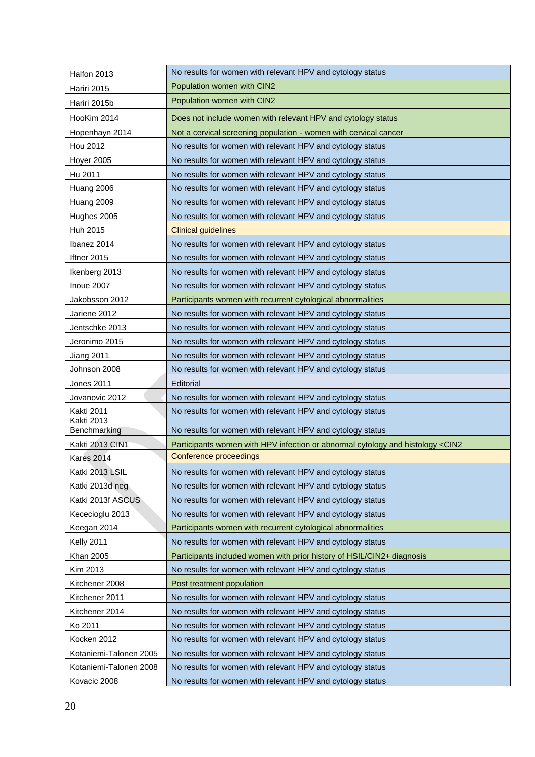| | |
|---|---|
| Halfon 2013 | No results for women with relevant HPV and cytology status |
| Hariri 2015 | Population women with CIN2 |
| Hariri 2015b | Population women with CIN2 |
| HooKim 2014 | Does not include women with relevant HPV and cytology status |
| Hopenhayn 2014 | Not a cervical screening population - women with cervical cancer |
| Hou 2012 | No results for women with relevant HPV and cytology status |
| Hoyer 2005 | No results for women with relevant HPV and cytology status |
| Hu 2011 | No results for women with relevant HPV and cytology status |
| Huang 2006 | No results for women with relevant HPV and cytology status |
| Huang 2009 | No results for women with relevant HPV and cytology status |
| Hughes 2005 | No results for women with relevant HPV and cytology status |
| Huh 2015 | Clinical guidelines |
| Ibanez 2014 | No results for women with relevant HPV and cytology status |
| Iftner 2015 | No results for women with relevant HPV and cytology status |
| Ikenberg 2013 | No results for women with relevant HPV and cytology status |
| Inoue 2007 | No results for women with relevant HPV and cytology status |
| Jakobsson 2012 | Participants women with recurrent cytological abnormalities |
| Jariene 2012 | No results for women with relevant HPV and cytology status |
| Jentschke 2013 | No results for women with relevant HPV and cytology status |
| Jeronimo 2015 | No results for women with relevant HPV and cytology status |
| Jiang 2011 | No results for women with relevant HPV and cytology status |
| Johnson 2008 | No results for women with relevant HPV and cytology status |
| Jones 2011 | Editorial |
| Jovanovic 2012 | No results for women with relevant HPV and cytology status |
| Kakti 2011 | No results for women with relevant HPV and cytology status |
| Kakti 2013 Benchmarking | No results for women with relevant HPV and cytology status |
| Kakti 2013 CIN1 | Participants women with HPV infection or abnormal cytology and histology <CIN2 |
| Kares 2014 | Conference proceedings |
| Katki 2013 LSIL | No results for women with relevant HPV and cytology status |
| Katki 2013d neg | No results for women with relevant HPV and cytology status |
| Katki 2013f ASCUS | No results for women with relevant HPV and cytology status |
| Kececioglu 2013 | No results for women with relevant HPV and cytology status |
| Keegan 2014 | Participants women with recurrent cytological abnormalities |
| Kelly 2011 | No results for women with relevant HPV and cytology status |
| Khan 2005 | Participants included women with prior history of HSIL/CIN2+ diagnosis |
| Kim 2013 | No results for women with relevant HPV and cytology status |
| Kitchener 2008 | Post treatment population |
| Kitchener 2011 | No results for women with relevant HPV and cytology status |
| Kitchener 2014 | No results for women with relevant HPV and cytology status |
| Ko 2011 | No results for women with relevant HPV and cytology status |
| Kocken 2012 | No results for women with relevant HPV and cytology status |
| Kotaniemi-Talonen 2005 | No results for women with relevant HPV and cytology status |
| Kotaniemi-Talonen 2008 | No results for women with relevant HPV and cytology status |
| Kovacic 2008 | No results for women with relevant HPV and cytology status |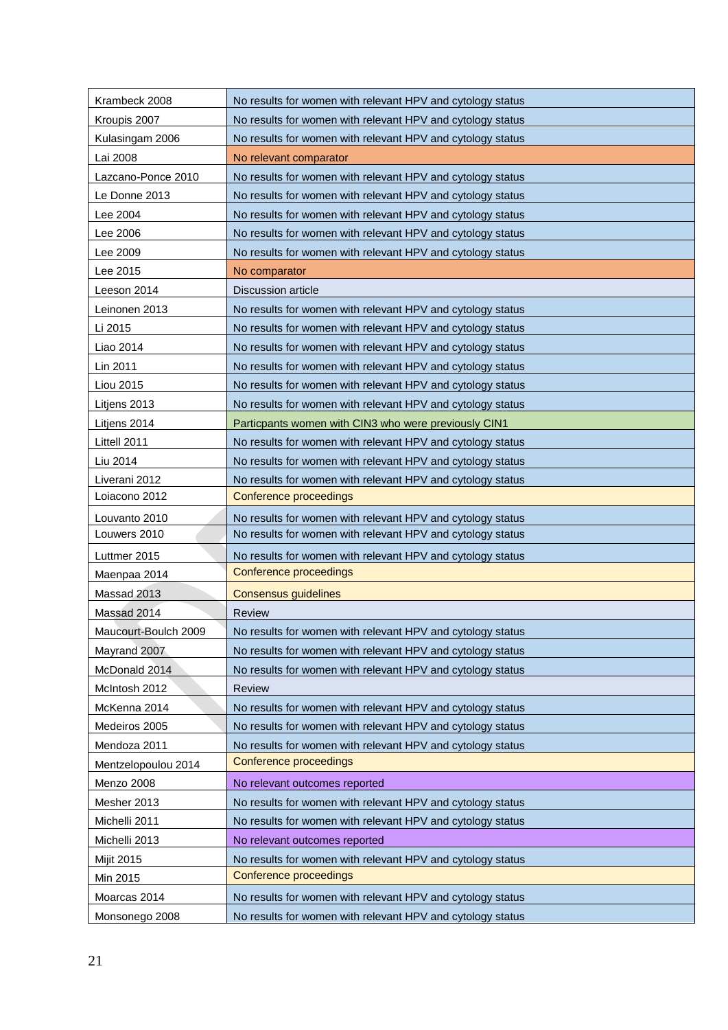| | |
|---|---|
| Krambeck 2008 | No results for women with relevant HPV and cytology status |
| Kroupis 2007 | No results for women with relevant HPV and cytology status |
| Kulasingam 2006 | No results for women with relevant HPV and cytology status |
| Lai 2008 | No relevant comparator |
| Lazcano-Ponce 2010 | No results for women with relevant HPV and cytology status |
| Le Donne 2013 | No results for women with relevant HPV and cytology status |
| Lee 2004 | No results for women with relevant HPV and cytology status |
| Lee 2006 | No results for women with relevant HPV and cytology status |
| Lee 2009 | No results for women with relevant HPV and cytology status |
| Lee 2015 | No comparator |
| Leeson 2014 | Discussion article |
| Leinonen 2013 | No results for women with relevant HPV and cytology status |
| Li 2015 | No results for women with relevant HPV and cytology status |
| Liao 2014 | No results for women with relevant HPV and cytology status |
| Lin 2011 | No results for women with relevant HPV and cytology status |
| Liou 2015 | No results for women with relevant HPV and cytology status |
| Litjens 2013 | No results for women with relevant HPV and cytology status |
| Litjens 2014 | Particpants women with CIN3 who were previously CIN1 |
| Littell 2011 | No results for women with relevant HPV and cytology status |
| Liu 2014 | No results for women with relevant HPV and cytology status |
| Liverani 2012 | No results for women with relevant HPV and cytology status |
| Loiacono 2012 | Conference proceedings |
| Louvanto 2010 | No results for women with relevant HPV and cytology status |
| Louwers 2010 | No results for women with relevant HPV and cytology status |
| Luttmer 2015 | No results for women with relevant HPV and cytology status |
| Maenpaa 2014 | Conference proceedings |
| Massad 2013 | Consensus guidelines |
| Massad 2014 | Review |
| Maucourt-Boulch 2009 | No results for women with relevant HPV and cytology status |
| Mayrand 2007 | No results for women with relevant HPV and cytology status |
| McDonald 2014 | No results for women with relevant HPV and cytology status |
| McIntosh 2012 | Review |
| McKenna 2014 | No results for women with relevant HPV and cytology status |
| Medeiros 2005 | No results for women with relevant HPV and cytology status |
| Mendoza 2011 | No results for women with relevant HPV and cytology status |
| Mentzelopoulou 2014 | Conference proceedings |
| Menzo 2008 | No relevant outcomes reported |
| Mesher 2013 | No results for women with relevant HPV and cytology status |
| Michelli 2011 | No results for women with relevant HPV and cytology status |
| Michelli 2013 | No relevant outcomes reported |
| Mijit 2015 | No results for women with relevant HPV and cytology status |
| Min 2015 | Conference proceedings |
| Moarcas 2014 | No results for women with relevant HPV and cytology status |
| Monsonego 2008 | No results for women with relevant HPV and cytology status |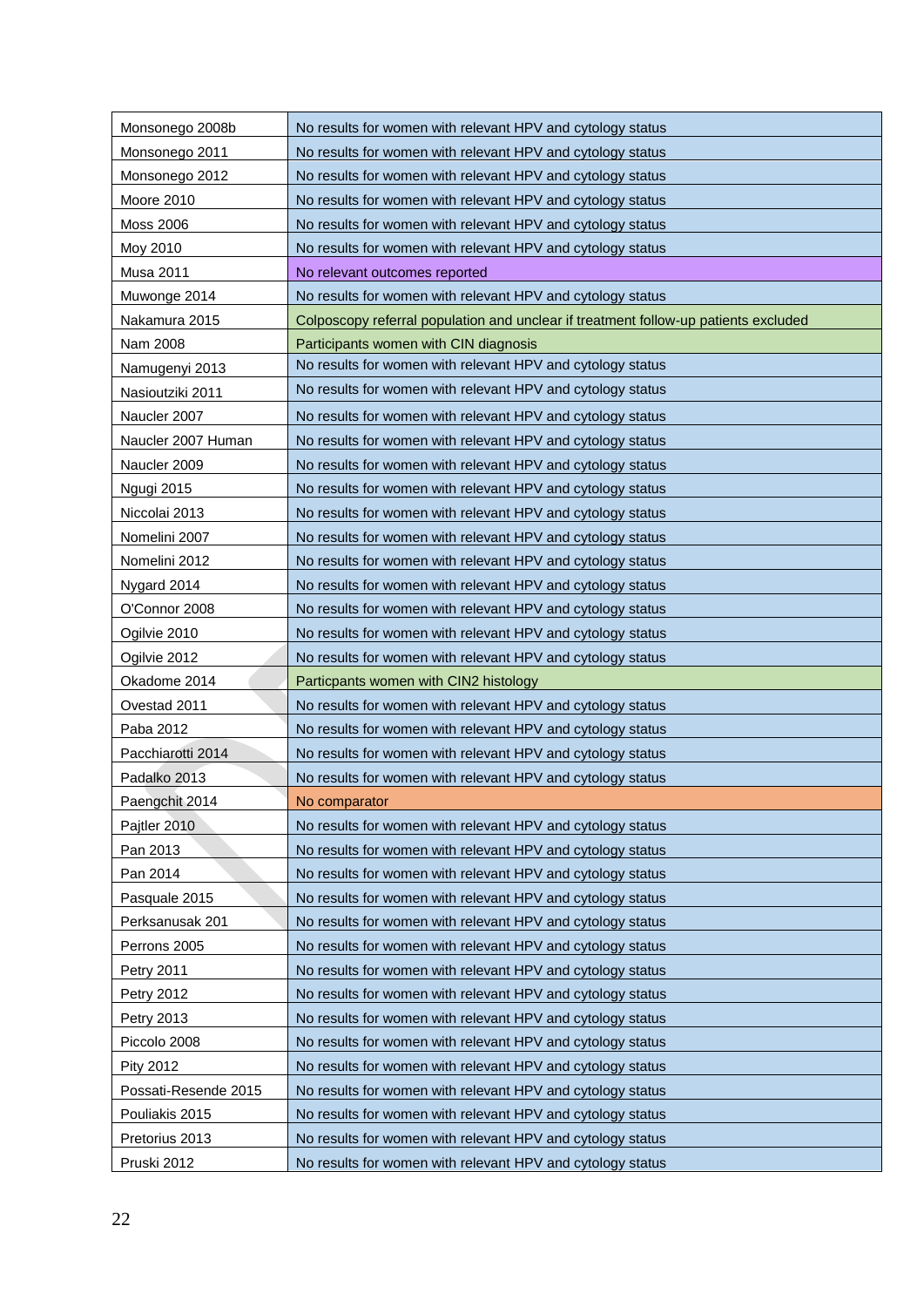| | |
|---|---|
| Monsonego 2008b | No results for women with relevant HPV and cytology status |
| Monsonego 2011 | No results for women with relevant HPV and cytology status |
| Monsonego 2012 | No results for women with relevant HPV and cytology status |
| Moore 2010 | No results for women with relevant HPV and cytology status |
| Moss 2006 | No results for women with relevant HPV and cytology status |
| Moy 2010 | No results for women with relevant HPV and cytology status |
| Musa 2011 | No relevant outcomes reported |
| Muwonge 2014 | No results for women with relevant HPV and cytology status |
| Nakamura 2015 | Colposcopy referral population and unclear if treatment follow-up patients excluded |
| Nam 2008 | Participants women with CIN diagnosis |
| Namugenyi 2013 | No results for women with relevant HPV and cytology status |
| Nasioutziki 2011 | No results for women with relevant HPV and cytology status |
| Naucler 2007 | No results for women with relevant HPV and cytology status |
| Naucler 2007 Human | No results for women with relevant HPV and cytology status |
| Naucler 2009 | No results for women with relevant HPV and cytology status |
| Ngugi 2015 | No results for women with relevant HPV and cytology status |
| Niccolai 2013 | No results for women with relevant HPV and cytology status |
| Nomelini 2007 | No results for women with relevant HPV and cytology status |
| Nomelini 2012 | No results for women with relevant HPV and cytology status |
| Nygard 2014 | No results for women with relevant HPV and cytology status |
| O'Connor 2008 | No results for women with relevant HPV and cytology status |
| Ogilvie 2010 | No results for women with relevant HPV and cytology status |
| Ogilvie 2012 | No results for women with relevant HPV and cytology status |
| Okadome 2014 | Particpants women with CIN2 histology |
| Ovestad 2011 | No results for women with relevant HPV and cytology status |
| Paba 2012 | No results for women with relevant HPV and cytology status |
| Pacchiarotti 2014 | No results for women with relevant HPV and cytology status |
| Padalko 2013 | No results for women with relevant HPV and cytology status |
| Paengchit 2014 | No comparator |
| Pajtler 2010 | No results for women with relevant HPV and cytology status |
| Pan 2013 | No results for women with relevant HPV and cytology status |
| Pan 2014 | No results for women with relevant HPV and cytology status |
| Pasquale 2015 | No results for women with relevant HPV and cytology status |
| Perksanusak 201 | No results for women with relevant HPV and cytology status |
| Perrons 2005 | No results for women with relevant HPV and cytology status |
| Petry 2011 | No results for women with relevant HPV and cytology status |
| Petry 2012 | No results for women with relevant HPV and cytology status |
| Petry 2013 | No results for women with relevant HPV and cytology status |
| Piccolo 2008 | No results for women with relevant HPV and cytology status |
| Pity 2012 | No results for women with relevant HPV and cytology status |
| Possati-Resende 2015 | No results for women with relevant HPV and cytology status |
| Pouliakis 2015 | No results for women with relevant HPV and cytology status |
| Pretorius 2013 | No results for women with relevant HPV and cytology status |
| Pruski 2012 | No results for women with relevant HPV and cytology status |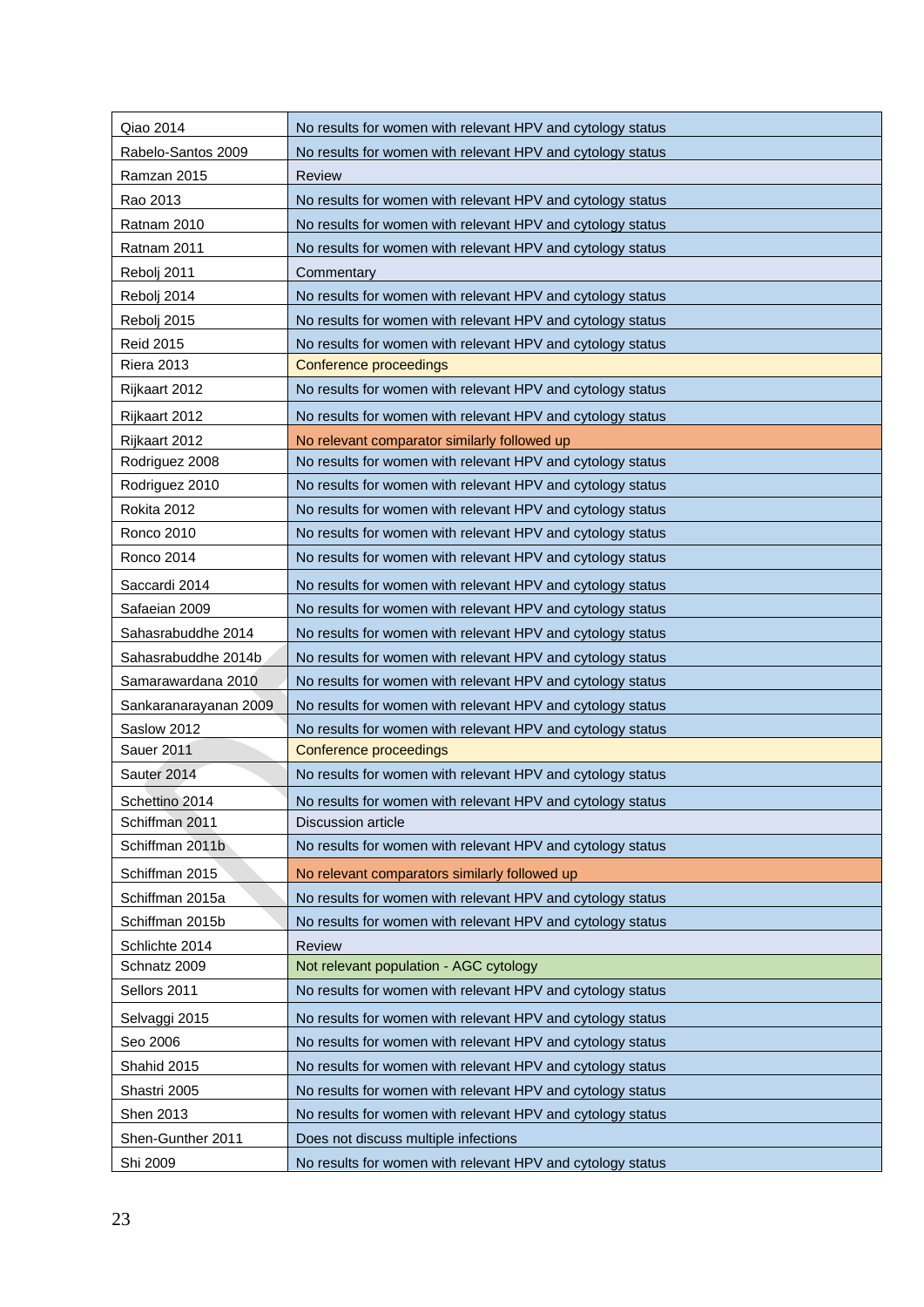| | |
|---|---|
| Qiao 2014 | No results for women with relevant HPV and cytology status |
| Rabelo-Santos 2009 | No results for women with relevant HPV and cytology status |
| Ramzan 2015 | Review |
| Rao 2013 | No results for women with relevant HPV and cytology status |
| Ratnam 2010 | No results for women with relevant HPV and cytology status |
| Ratnam 2011 | No results for women with relevant HPV and cytology status |
| Rebolj 2011 | Commentary |
| Rebolj 2014 | No results for women with relevant HPV and cytology status |
| Rebolj 2015 | No results for women with relevant HPV and cytology status |
| Reid 2015 | No results for women with relevant HPV and cytology status |
| Riera 2013 | Conference proceedings |
| Rijkaart 2012 | No results for women with relevant HPV and cytology status |
| Rijkaart 2012 | No results for women with relevant HPV and cytology status |
| Rijkaart 2012 | No relevant comparator similarly followed up |
| Rodriguez 2008 | No results for women with relevant HPV and cytology status |
| Rodriguez 2010 | No results for women with relevant HPV and cytology status |
| Rokita 2012 | No results for women with relevant HPV and cytology status |
| Ronco 2010 | No results for women with relevant HPV and cytology status |
| Ronco 2014 | No results for women with relevant HPV and cytology status |
| Saccardi 2014 | No results for women with relevant HPV and cytology status |
| Safaeian 2009 | No results for women with relevant HPV and cytology status |
| Sahasrabuddhe 2014 | No results for women with relevant HPV and cytology status |
| Sahasrabuddhe 2014b | No results for women with relevant HPV and cytology status |
| Samarawardana 2010 | No results for women with relevant HPV and cytology status |
| Sankaranarayanan 2009 | No results for women with relevant HPV and cytology status |
| Saslow 2012 | No results for women with relevant HPV and cytology status |
| Sauer 2011 | Conference proceedings |
| Sauter 2014 | No results for women with relevant HPV and cytology status |
| Schettino 2014 | No results for women with relevant HPV and cytology status |
| Schiffman 2011 | Discussion article |
| Schiffman 2011b | No results for women with relevant HPV and cytology status |
| Schiffman 2015 | No relevant comparators similarly followed up |
| Schiffman 2015a | No results for women with relevant HPV and cytology status |
| Schiffman 2015b | No results for women with relevant HPV and cytology status |
| Schlichte 2014 | Review |
| Schnatz 2009 | Not relevant population - AGC cytology |
| Sellors 2011 | No results for women with relevant HPV and cytology status |
| Selvaggi 2015 | No results for women with relevant HPV and cytology status |
| Seo 2006 | No results for women with relevant HPV and cytology status |
| Shahid 2015 | No results for women with relevant HPV and cytology status |
| Shastri 2005 | No results for women with relevant HPV and cytology status |
| Shen 2013 | No results for women with relevant HPV and cytology status |
| Shen-Gunther 2011 | Does not discuss multiple infections |
| Shi 2009 | No results for women with relevant HPV and cytology status |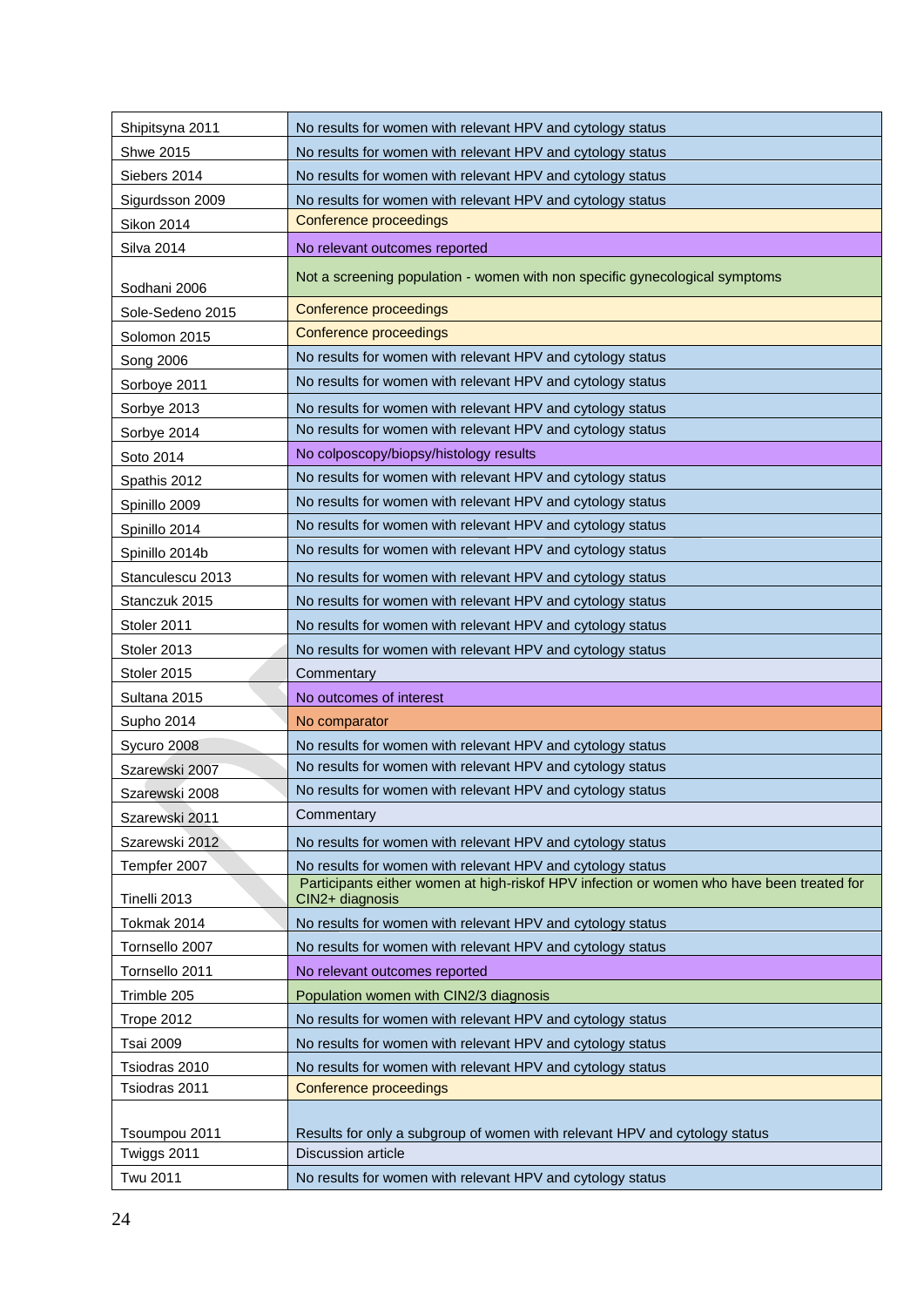| | |
|---|---|
| Shipitsyna 2011 | No results for women with relevant HPV and cytology status |
| Shwe 2015 | No results for women with relevant HPV and cytology status |
| Siebers 2014 | No results for women with relevant HPV and cytology status |
| Sigurdsson 2009 | No results for women with relevant HPV and cytology status |
| Sikon 2014 | Conference proceedings |
| Silva 2014 | No relevant outcomes reported |
| Sodhani 2006 | Not a screening population - women with non specific gynecological symptoms |
| Sole-Sedeno 2015 | Conference proceedings |
| Solomon 2015 | Conference proceedings |
| Song 2006 | No results for women with relevant HPV and cytology status |
| Sorboye 2011 | No results for women with relevant HPV and cytology status |
| Sorbye 2013 | No results for women with relevant HPV and cytology status |
| Sorbye 2014 | No results for women with relevant HPV and cytology status |
| Soto 2014 | No colposcopy/biopsy/histology results |
| Spathis 2012 | No results for women with relevant HPV and cytology status |
| Spinillo 2009 | No results for women with relevant HPV and cytology status |
| Spinillo 2014 | No results for women with relevant HPV and cytology status |
| Spinillo 2014b | No results for women with relevant HPV and cytology status |
| Stanculescu 2013 | No results for women with relevant HPV and cytology status |
| Stanczuk 2015 | No results for women with relevant HPV and cytology status |
| Stoler 2011 | No results for women with relevant HPV and cytology status |
| Stoler 2013 | No results for women with relevant HPV and cytology status |
| Stoler 2015 | Commentary |
| Sultana 2015 | No outcomes of interest |
| Supho 2014 | No comparator |
| Sycuro 2008 | No results for women with relevant HPV and cytology status |
| Szarewski 2007 | No results for women with relevant HPV and cytology status |
| Szarewski 2008 | No results for women with relevant HPV and cytology status |
| Szarewski 2011 | Commentary |
| Szarewski 2012 | No results for women with relevant HPV and cytology status |
| Tempfer 2007 | No results for women with relevant HPV and cytology status |
| Tinelli 2013 | Participants either women at high-riskof HPV infection or women who have been treated for CIN2+ diagnosis |
| Tokmak 2014 | No results for women with relevant HPV and cytology status |
| Tornsello 2007 | No results for women with relevant HPV and cytology status |
| Tornsello 2011 | No relevant outcomes reported |
| Trimble 205 | Population women with CIN2/3 diagnosis |
| Trope 2012 | No results for women with relevant HPV and cytology status |
| Tsai 2009 | No results for women with relevant HPV and cytology status |
| Tsiodras 2010 | No results for women with relevant HPV and cytology status |
| Tsiodras 2011 | Conference proceedings |
| Tsoumpou 2011 | Results for only a subgroup of women with relevant HPV and cytology status |
| Twiggs 2011 | Discussion article |
| Twu 2011 | No results for women with relevant HPV and cytology status |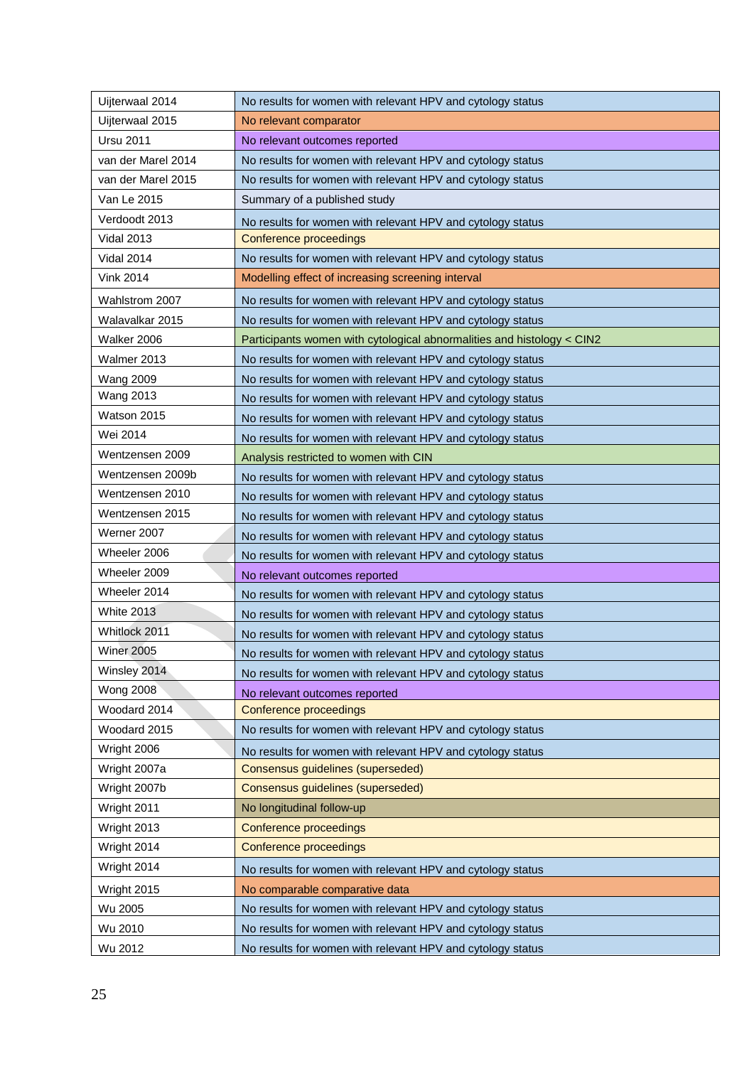| Uijterwaal 2014 | No results for women with relevant HPV and cytology status |
|---|---|
| Uijterwaal 2015 | No relevant comparator |
| Ursu 2011 | No relevant outcomes reported |
| van der Marel 2014 | No results for women with relevant HPV and cytology status |
| van der Marel 2015 | No results for women with relevant HPV and cytology status |
| Van Le 2015 | Summary of a published study |
| Verdoodt 2013 | No results for women with relevant HPV and cytology status |
| Vidal 2013 | Conference proceedings |
| Vidal 2014 | No results for women with relevant HPV and cytology status |
| Vink 2014 | Modelling effect of increasing screening interval |
| Wahlstrom 2007 | No results for women with relevant HPV and cytology status |
| Walavalkar 2015 | No results for women with relevant HPV and cytology status |
| Walker 2006 | Participants women with cytological abnormalities and histology < CIN2 |
| Walmer 2013 | No results for women with relevant HPV and cytology status |
| Wang 2009 | No results for women with relevant HPV and cytology status |
| Wang 2013 | No results for women with relevant HPV and cytology status |
| Watson 2015 | No results for women with relevant HPV and cytology status |
| Wei 2014 | No results for women with relevant HPV and cytology status |
| Wentzensen 2009 | Analysis restricted to women with CIN |
| Wentzensen 2009b | No results for women with relevant HPV and cytology status |
| Wentzensen 2010 | No results for women with relevant HPV and cytology status |
| Wentzensen 2015 | No results for women with relevant HPV and cytology status |
| Werner 2007 | No results for women with relevant HPV and cytology status |
| Wheeler 2006 | No results for women with relevant HPV and cytology status |
| Wheeler 2009 | No relevant outcomes reported |
| Wheeler 2014 | No results for women with relevant HPV and cytology status |
| White 2013 | No results for women with relevant HPV and cytology status |
| Whitlock 2011 | No results for women with relevant HPV and cytology status |
| Winer 2005 | No results for women with relevant HPV and cytology status |
| Winsley 2014 | No results for women with relevant HPV and cytology status |
| Wong 2008 | No relevant outcomes reported |
| Woodard 2014 | Conference proceedings |
| Woodard 2015 | No results for women with relevant HPV and cytology status |
| Wright 2006 | No results for women with relevant HPV and cytology status |
| Wright 2007a | Consensus guidelines (superseded) |
| Wright 2007b | Consensus guidelines (superseded) |
| Wright 2011 | No longitudinal follow-up |
| Wright 2013 | Conference proceedings |
| Wright 2014 | Conference proceedings |
| Wright 2014 | No results for women with relevant HPV and cytology status |
| Wright 2015 | No comparable comparative data |
| Wu 2005 | No results for women with relevant HPV and cytology status |
| Wu 2010 | No results for women with relevant HPV and cytology status |
| Wu 2012 | No results for women with relevant HPV and cytology status |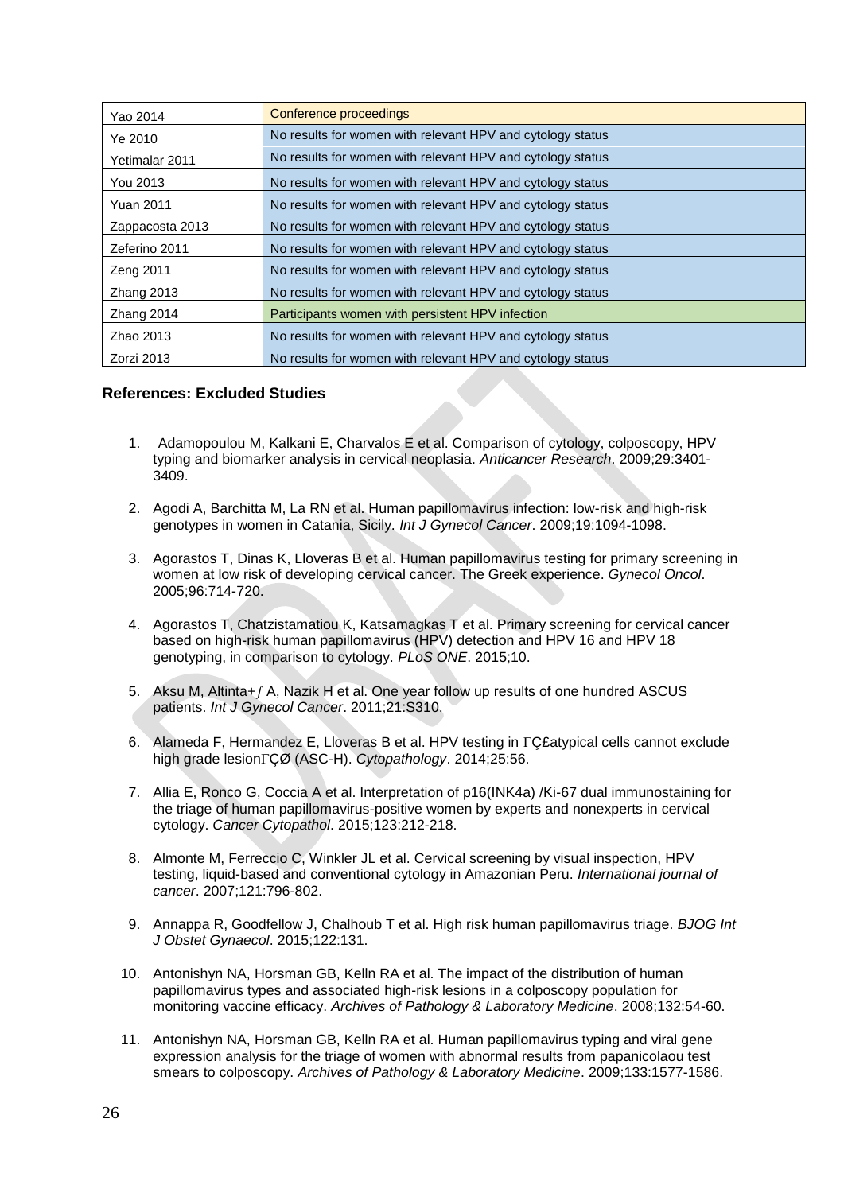| | |
|---|---|
| Yao 2014 | Conference proceedings |
| Ye 2010 | No results for women with relevant HPV and cytology status |
| Yetimalar 2011 | No results for women with relevant HPV and cytology status |
| You 2013 | No results for women with relevant HPV and cytology status |
| Yuan 2011 | No results for women with relevant HPV and cytology status |
| Zappacosta 2013 | No results for women with relevant HPV and cytology status |
| Zeferino 2011 | No results for women with relevant HPV and cytology status |
| Zeng 2011 | No results for women with relevant HPV and cytology status |
| Zhang 2013 | No results for women with relevant HPV and cytology status |
| Zhang 2014 | Participants women with persistent HPV infection |
| Zhao 2013 | No results for women with relevant HPV and cytology status |
| Zorzi 2013 | No results for women with relevant HPV and cytology status |

### References: Excluded Studies

1. Adamopoulou M, Kalkani E, Charvalos E et al. Comparison of cytology, colposcopy, HPV typing and biomarker analysis in cervical neoplasia. *Anticancer Research*. 2009;29:3401-3409.

2. Agodi A, Barchitta M, La RN et al. Human papillomavirus infection: low-risk and high-risk genotypes in women in Catania, Sicily. *Int J Gynecol Cancer*. 2009;19:1094-1098.

3. Agorastos T, Dinas K, Lloveras B et al. Human papillomavirus testing for primary screening in women at low risk of developing cervical cancer. The Greek experience. *Gynecol Oncol*. 2005;96:714-720.

4. Agorastos T, Chatzistamatiou K, Katsamagkas T et al. Primary screening for cervical cancer based on high-risk human papillomavirus (HPV) detection and HPV 16 and HPV 18 genotyping, in comparison to cytology. *PLoS ONE*. 2015;10.

5. Aksu M, Altinta+ƒ A, Nazik H et al. One year follow up results of one hundred ASCUS patients. *Int J Gynecol Cancer*. 2011;21:S310.

6. Alameda F, Hermandez E, Lloveras B et al. HPV testing in ΓÇ£atypical cells cannot exclude high grade lesionΓÇØ (ASC-H). *Cytopathology*. 2014;25:56.

7. Allia E, Ronco G, Coccia A et al. Interpretation of p16(INK4a) /Ki-67 dual immunostaining for the triage of human papillomavirus-positive women by experts and nonexperts in cervical cytology. *Cancer Cytopathol*. 2015;123:212-218.

8. Almonte M, Ferreccio C, Winkler JL et al. Cervical screening by visual inspection, HPV testing, liquid-based and conventional cytology in Amazonian Peru. *International journal of cancer*. 2007;121:796-802.

9. Annappa R, Goodfellow J, Chalhoub T et al. High risk human papillomavirus triage. *BJOG Int J Obstet Gynaecol*. 2015;122:131.

10. Antonishyn NA, Horsman GB, Kelln RA et al. The impact of the distribution of human papillomavirus types and associated high-risk lesions in a colposcopy population for monitoring vaccine efficacy. *Archives of Pathology & Laboratory Medicine*. 2008;132:54-60.

11. Antonishyn NA, Horsman GB, Kelln RA et al. Human papillomavirus typing and viral gene expression analysis for the triage of women with abnormal results from papanicolaou test smears to colposcopy. *Archives of Pathology & Laboratory Medicine*. 2009;133:1577-1586.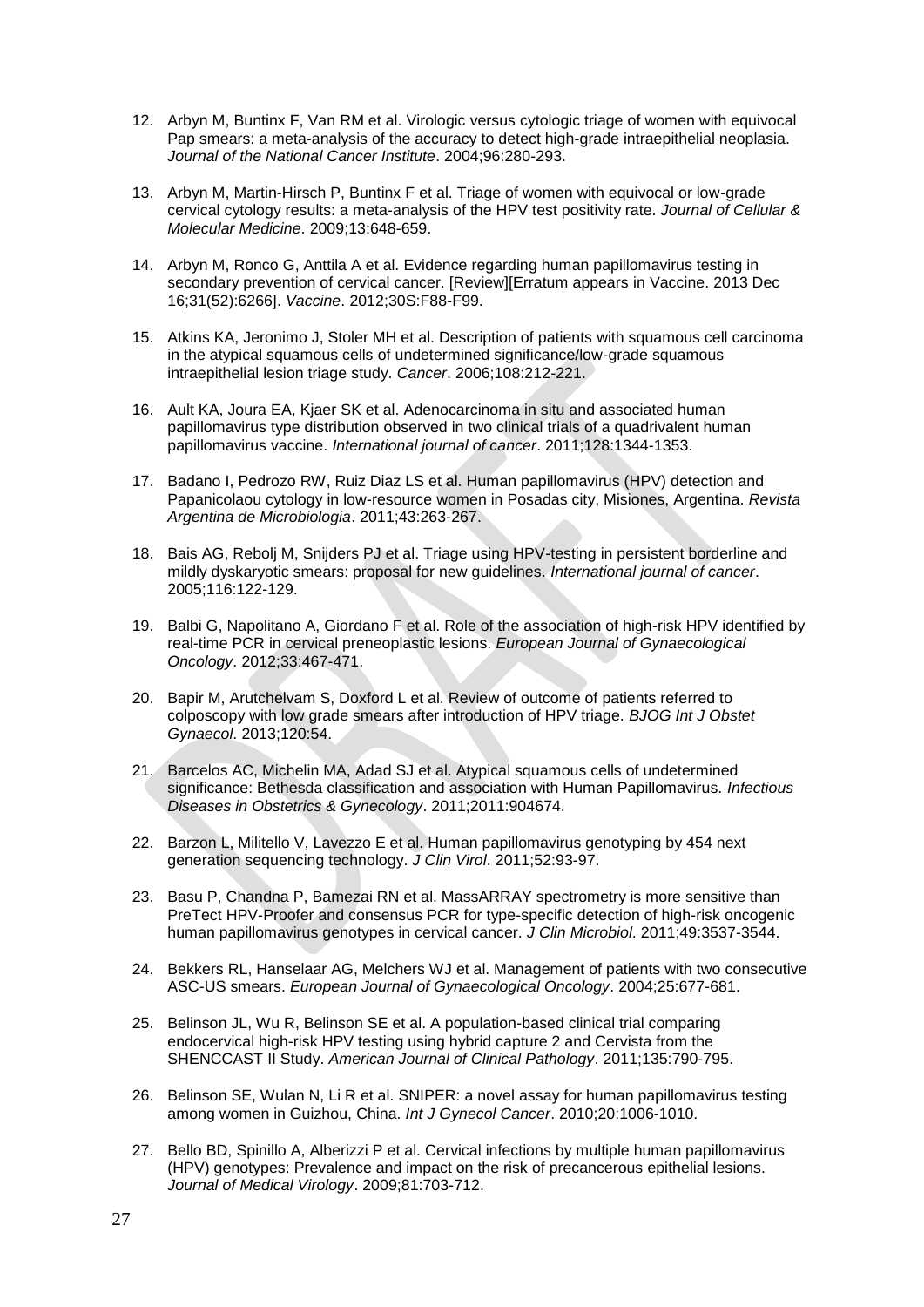12. Arbyn M, Buntinx F, Van RM et al. Virologic versus cytologic triage of women with equivocal Pap smears: a meta-analysis of the accuracy to detect high-grade intraepithelial neoplasia. *Journal of the National Cancer Institute*. 2004;96:280-293.

13. Arbyn M, Martin-Hirsch P, Buntinx F et al. Triage of women with equivocal or low-grade cervical cytology results: a meta-analysis of the HPV test positivity rate. *Journal of Cellular & Molecular Medicine*. 2009;13:648-659.

14. Arbyn M, Ronco G, Anttila A et al. Evidence regarding human papillomavirus testing in secondary prevention of cervical cancer. [Review][Erratum appears in Vaccine. 2013 Dec 16;31(52):6266]. *Vaccine*. 2012;30S:F88-F99.

15. Atkins KA, Jeronimo J, Stoler MH et al. Description of patients with squamous cell carcinoma in the atypical squamous cells of undetermined significance/low-grade squamous intraepithelial lesion triage study. *Cancer*. 2006;108:212-221.

16. Ault KA, Joura EA, Kjaer SK et al. Adenocarcinoma in situ and associated human papillomavirus type distribution observed in two clinical trials of a quadrivalent human papillomavirus vaccine. *International journal of cancer*. 2011;128:1344-1353.

17. Badano I, Pedrozo RW, Ruiz Diaz LS et al. Human papillomavirus (HPV) detection and Papanicolaou cytology in low-resource women in Posadas city, Misiones, Argentina. *Revista Argentina de Microbiologia*. 2011;43:263-267.

18. Bais AG, Rebolj M, Snijders PJ et al. Triage using HPV-testing in persistent borderline and mildly dyskaryotic smears: proposal for new guidelines. *International journal of cancer*. 2005;116:122-129.

19. Balbi G, Napolitano A, Giordano F et al. Role of the association of high-risk HPV identified by real-time PCR in cervical preneoplastic lesions. *European Journal of Gynaecological Oncology*. 2012;33:467-471.

20. Bapir M, Arutchelvam S, Doxford L et al. Review of outcome of patients referred to colposcopy with low grade smears after introduction of HPV triage. *BJOG Int J Obstet Gynaecol*. 2013;120:54.

21. Barcelos AC, Michelin MA, Adad SJ et al. Atypical squamous cells of undetermined significance: Bethesda classification and association with Human Papillomavirus. *Infectious Diseases in Obstetrics & Gynecology*. 2011;2011:904674.

22. Barzon L, Militello V, Lavezzo E et al. Human papillomavirus genotyping by 454 next generation sequencing technology. *J Clin Virol*. 2011;52:93-97.

23. Basu P, Chandna P, Bamezai RN et al. MassARRAY spectrometry is more sensitive than PreTect HPV-Proofer and consensus PCR for type-specific detection of high-risk oncogenic human papillomavirus genotypes in cervical cancer. *J Clin Microbiol*. 2011;49:3537-3544.

24. Bekkers RL, Hanselaar AG, Melchers WJ et al. Management of patients with two consecutive ASC-US smears. *European Journal of Gynaecological Oncology*. 2004;25:677-681.

25. Belinson JL, Wu R, Belinson SE et al. A population-based clinical trial comparing endocervical high-risk HPV testing using hybrid capture 2 and Cervista from the SHENCCAST II Study. *American Journal of Clinical Pathology*. 2011;135:790-795.

26. Belinson SE, Wulan N, Li R et al. SNIPER: a novel assay for human papillomavirus testing among women in Guizhou, China. *Int J Gynecol Cancer*. 2010;20:1006-1010.

27. Bello BD, Spinillo A, Alberizzi P et al. Cervical infections by multiple human papillomavirus (HPV) genotypes: Prevalence and impact on the risk of precancerous epithelial lesions. *Journal of Medical Virology*. 2009;81:703-712.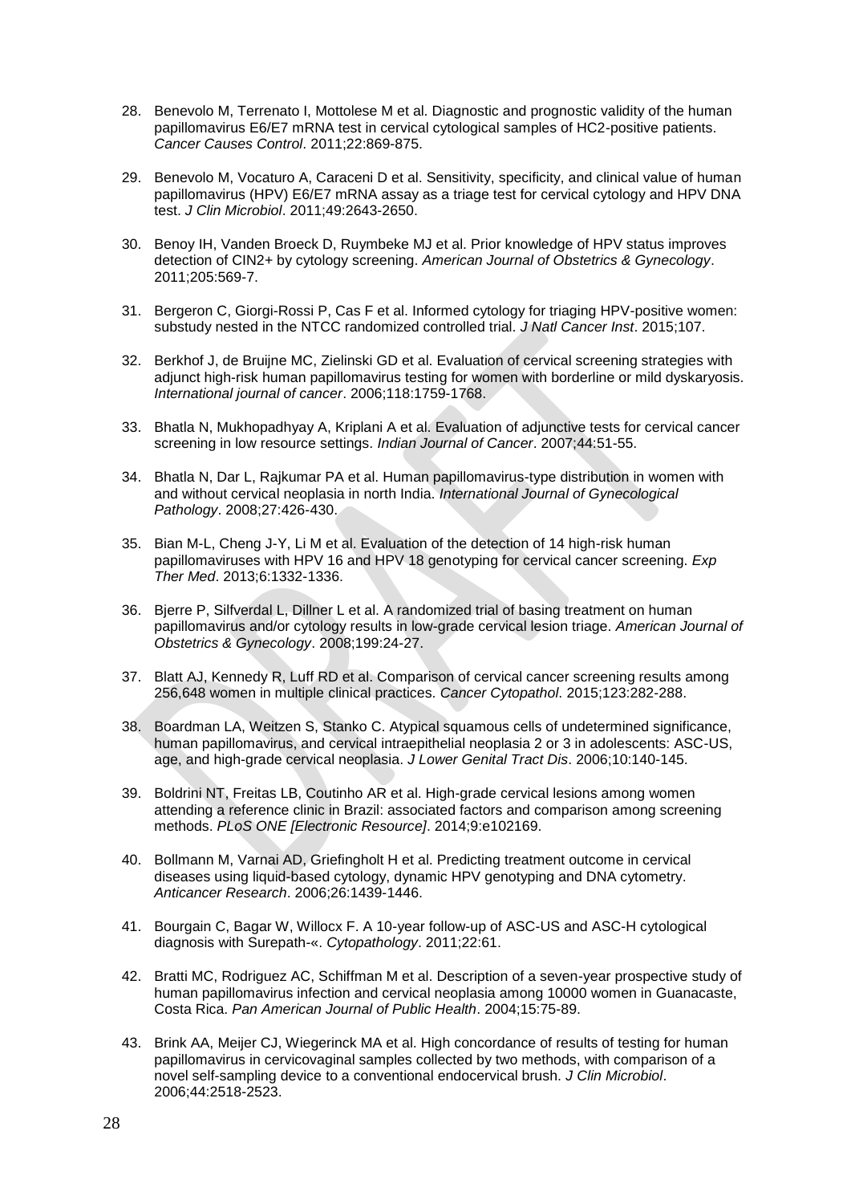28. Benevolo M, Terrenato I, Mottolese M et al. Diagnostic and prognostic validity of the human papillomavirus E6/E7 mRNA test in cervical cytological samples of HC2-positive patients. *Cancer Causes Control*. 2011;22:869-875.

29. Benevolo M, Vocaturo A, Caraceni D et al. Sensitivity, specificity, and clinical value of human papillomavirus (HPV) E6/E7 mRNA assay as a triage test for cervical cytology and HPV DNA test. *J Clin Microbiol*. 2011;49:2643-2650.

30. Benoy IH, Vanden Broeck D, Ruymbeke MJ et al. Prior knowledge of HPV status improves detection of CIN2+ by cytology screening. *American Journal of Obstetrics & Gynecology*. 2011;205:569-7.

31. Bergeron C, Giorgi-Rossi P, Cas F et al. Informed cytology for triaging HPV-positive women: substudy nested in the NTCC randomized controlled trial. *J Natl Cancer Inst*. 2015;107.

32. Berkhof J, de Bruijne MC, Zielinski GD et al. Evaluation of cervical screening strategies with adjunct high-risk human papillomavirus testing for women with borderline or mild dyskaryosis. *International journal of cancer*. 2006;118:1759-1768.

33. Bhatla N, Mukhopadhyay A, Kriplani A et al. Evaluation of adjunctive tests for cervical cancer screening in low resource settings. *Indian Journal of Cancer*. 2007;44:51-55.

34. Bhatla N, Dar L, Rajkumar PA et al. Human papillomavirus-type distribution in women with and without cervical neoplasia in north India. *International Journal of Gynecological Pathology*. 2008;27:426-430.

35. Bian M-L, Cheng J-Y, Li M et al. Evaluation of the detection of 14 high-risk human papillomaviruses with HPV 16 and HPV 18 genotyping for cervical cancer screening. *Exp Ther Med*. 2013;6:1332-1336.

36. Bjerre P, Silfverdal L, Dillner L et al. A randomized trial of basing treatment on human papillomavirus and/or cytology results in low-grade cervical lesion triage. *American Journal of Obstetrics & Gynecology*. 2008;199:24-27.

37. Blatt AJ, Kennedy R, Luff RD et al. Comparison of cervical cancer screening results among 256,648 women in multiple clinical practices. *Cancer Cytopathol*. 2015;123:282-288.

38. Boardman LA, Weitzen S, Stanko C. Atypical squamous cells of undetermined significance, human papillomavirus, and cervical intraepithelial neoplasia 2 or 3 in adolescents: ASC-US, age, and high-grade cervical neoplasia. *J Lower Genital Tract Dis*. 2006;10:140-145.

39. Boldrini NT, Freitas LB, Coutinho AR et al. High-grade cervical lesions among women attending a reference clinic in Brazil: associated factors and comparison among screening methods. *PLoS ONE [Electronic Resource]*. 2014;9:e102169.

40. Bollmann M, Varnai AD, Griefingholt H et al. Predicting treatment outcome in cervical diseases using liquid-based cytology, dynamic HPV genotyping and DNA cytometry. *Anticancer Research*. 2006;26:1439-1446.

41. Bourgain C, Bagar W, Willocx F. A 10-year follow-up of ASC-US and ASC-H cytological diagnosis with Surepath-«. *Cytopathology*. 2011;22:61.

42. Bratti MC, Rodriguez AC, Schiffman M et al. Description of a seven-year prospective study of human papillomavirus infection and cervical neoplasia among 10000 women in Guanacaste, Costa Rica. *Pan American Journal of Public Health*. 2004;15:75-89.

43. Brink AA, Meijer CJ, Wiegerinck MA et al. High concordance of results of testing for human papillomavirus in cervicovaginal samples collected by two methods, with comparison of a novel self-sampling device to a conventional endocervical brush. *J Clin Microbiol*. 2006;44:2518-2523.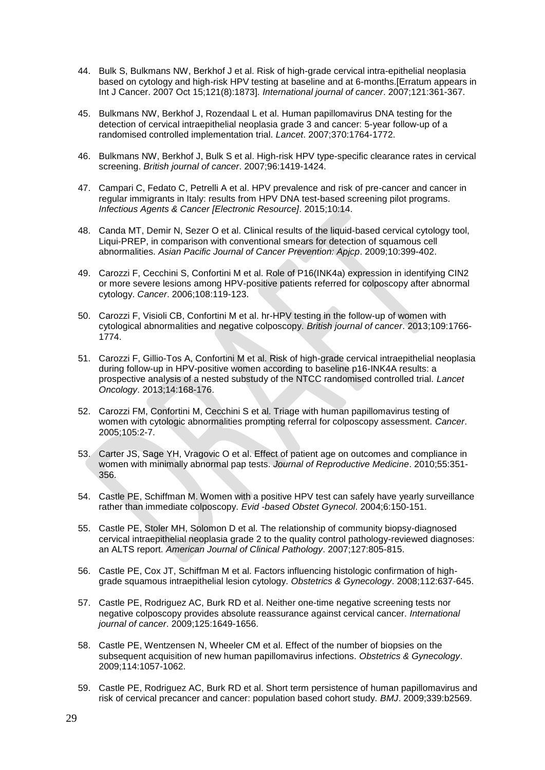44. Bulk S, Bulkmans NW, Berkhof J et al. Risk of high-grade cervical intra-epithelial neoplasia based on cytology and high-risk HPV testing at baseline and at 6-months.[Erratum appears in Int J Cancer. 2007 Oct 15;121(8):1873]. *International journal of cancer*. 2007;121:361-367.

45. Bulkmans NW, Berkhof J, Rozendaal L et al. Human papillomavirus DNA testing for the detection of cervical intraepithelial neoplasia grade 3 and cancer: 5-year follow-up of a randomised controlled implementation trial. *Lancet*. 2007;370:1764-1772.

46. Bulkmans NW, Berkhof J, Bulk S et al. High-risk HPV type-specific clearance rates in cervical screening. *British journal of cancer*. 2007;96:1419-1424.

47. Campari C, Fedato C, Petrelli A et al. HPV prevalence and risk of pre-cancer and cancer in regular immigrants in Italy: results from HPV DNA test-based screening pilot programs. *Infectious Agents & Cancer [Electronic Resource]*. 2015;10:14.

48. Canda MT, Demir N, Sezer O et al. Clinical results of the liquid-based cervical cytology tool, Liqui-PREP, in comparison with conventional smears for detection of squamous cell abnormalities. *Asian Pacific Journal of Cancer Prevention: Apjcp*. 2009;10:399-402.

49. Carozzi F, Cecchini S, Confortini M et al. Role of P16(INK4a) expression in identifying CIN2 or more severe lesions among HPV-positive patients referred for colposcopy after abnormal cytology. *Cancer*. 2006;108:119-123.

50. Carozzi F, Visioli CB, Confortini M et al. hr-HPV testing in the follow-up of women with cytological abnormalities and negative colposcopy. *British journal of cancer*. 2013;109:1766-1774.

51. Carozzi F, Gillio-Tos A, Confortini M et al. Risk of high-grade cervical intraepithelial neoplasia during follow-up in HPV-positive women according to baseline p16-INK4A results: a prospective analysis of a nested substudy of the NTCC randomised controlled trial. *Lancet Oncology*. 2013;14:168-176.

52. Carozzi FM, Confortini M, Cecchini S et al. Triage with human papillomavirus testing of women with cytologic abnormalities prompting referral for colposcopy assessment. *Cancer*. 2005;105:2-7.

53. Carter JS, Sage YH, Vragovic O et al. Effect of patient age on outcomes and compliance in women with minimally abnormal pap tests. *Journal of Reproductive Medicine*. 2010;55:351-356.

54. Castle PE, Schiffman M. Women with a positive HPV test can safely have yearly surveillance rather than immediate colposcopy. *Evid -based Obstet Gynecol*. 2004;6:150-151.

55. Castle PE, Stoler MH, Solomon D et al. The relationship of community biopsy-diagnosed cervical intraepithelial neoplasia grade 2 to the quality control pathology-reviewed diagnoses: an ALTS report. *American Journal of Clinical Pathology*. 2007;127:805-815.

56. Castle PE, Cox JT, Schiffman M et al. Factors influencing histologic confirmation of high-grade squamous intraepithelial lesion cytology. *Obstetrics & Gynecology*. 2008;112:637-645.

57. Castle PE, Rodriguez AC, Burk RD et al. Neither one-time negative screening tests nor negative colposcopy provides absolute reassurance against cervical cancer. *International journal of cancer*. 2009;125:1649-1656.

58. Castle PE, Wentzensen N, Wheeler CM et al. Effect of the number of biopsies on the subsequent acquisition of new human papillomavirus infections. *Obstetrics & Gynecology*. 2009;114:1057-1062.

59. Castle PE, Rodriguez AC, Burk RD et al. Short term persistence of human papillomavirus and risk of cervical precancer and cancer: population based cohort study. *BMJ*. 2009;339:b2569.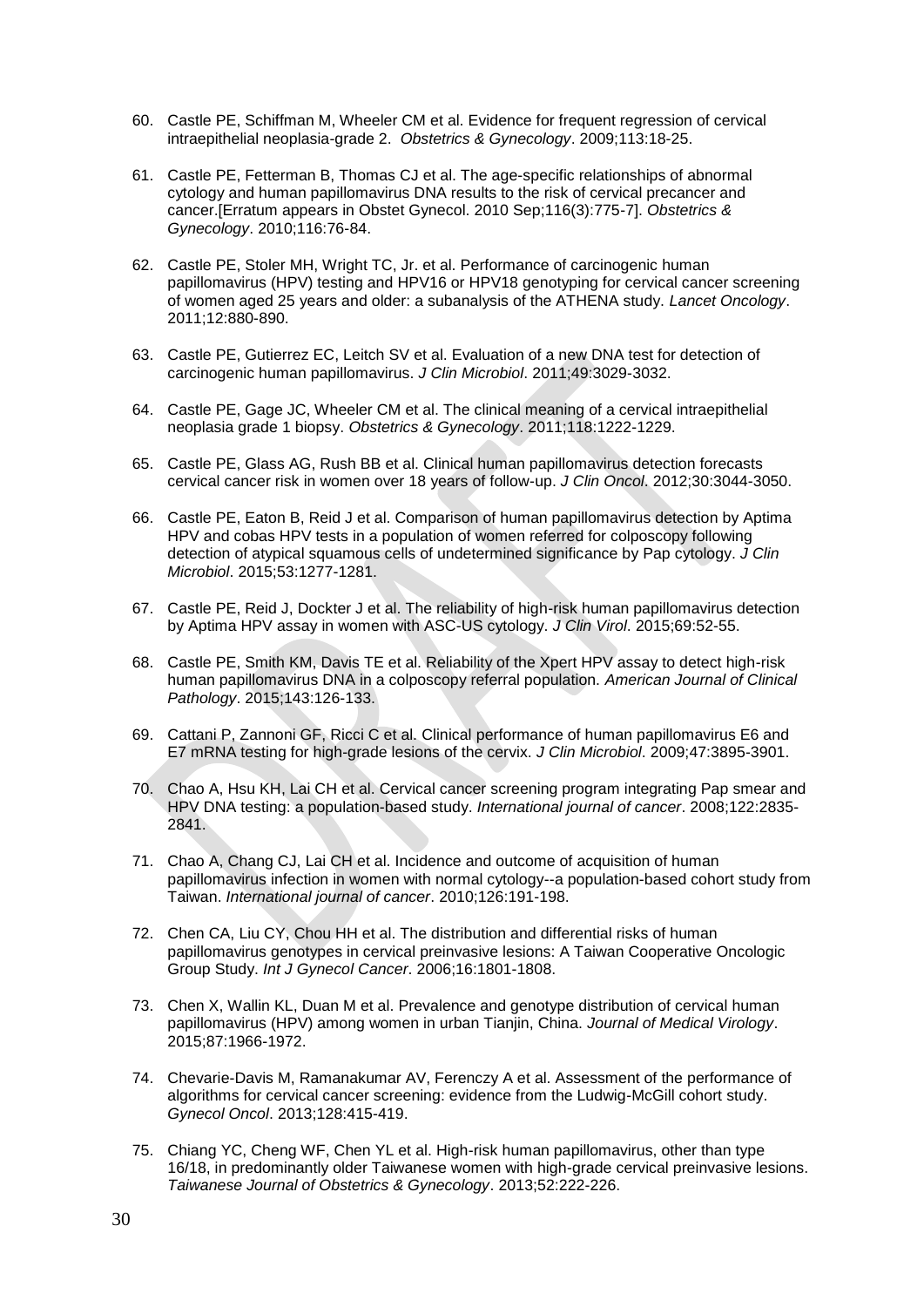60. Castle PE, Schiffman M, Wheeler CM et al. Evidence for frequent regression of cervical intraepithelial neoplasia-grade 2. *Obstetrics & Gynecology*. 2009;113:18-25.

61. Castle PE, Fetterman B, Thomas CJ et al. The age-specific relationships of abnormal cytology and human papillomavirus DNA results to the risk of cervical precancer and cancer.[Erratum appears in Obstet Gynecol. 2010 Sep;116(3):775-7]. *Obstetrics & Gynecology*. 2010;116:76-84.

62. Castle PE, Stoler MH, Wright TC, Jr. et al. Performance of carcinogenic human papillomavirus (HPV) testing and HPV16 or HPV18 genotyping for cervical cancer screening of women aged 25 years and older: a subanalysis of the ATHENA study. *Lancet Oncology*. 2011;12:880-890.

63. Castle PE, Gutierrez EC, Leitch SV et al. Evaluation of a new DNA test for detection of carcinogenic human papillomavirus. *J Clin Microbiol*. 2011;49:3029-3032.

64. Castle PE, Gage JC, Wheeler CM et al. The clinical meaning of a cervical intraepithelial neoplasia grade 1 biopsy. *Obstetrics & Gynecology*. 2011;118:1222-1229.

65. Castle PE, Glass AG, Rush BB et al. Clinical human papillomavirus detection forecasts cervical cancer risk in women over 18 years of follow-up. *J Clin Oncol*. 2012;30:3044-3050.

66. Castle PE, Eaton B, Reid J et al. Comparison of human papillomavirus detection by Aptima HPV and cobas HPV tests in a population of women referred for colposcopy following detection of atypical squamous cells of undetermined significance by Pap cytology. *J Clin Microbiol*. 2015;53:1277-1281.

67. Castle PE, Reid J, Dockter J et al. The reliability of high-risk human papillomavirus detection by Aptima HPV assay in women with ASC-US cytology. *J Clin Virol*. 2015;69:52-55.

68. Castle PE, Smith KM, Davis TE et al. Reliability of the Xpert HPV assay to detect high-risk human papillomavirus DNA in a colposcopy referral population. *American Journal of Clinical Pathology*. 2015;143:126-133.

69. Cattani P, Zannoni GF, Ricci C et al. Clinical performance of human papillomavirus E6 and E7 mRNA testing for high-grade lesions of the cervix. *J Clin Microbiol*. 2009;47:3895-3901.

70. Chao A, Hsu KH, Lai CH et al. Cervical cancer screening program integrating Pap smear and HPV DNA testing: a population-based study. *International journal of cancer*. 2008;122:2835-2841.

71. Chao A, Chang CJ, Lai CH et al. Incidence and outcome of acquisition of human papillomavirus infection in women with normal cytology--a population-based cohort study from Taiwan. *International journal of cancer*. 2010;126:191-198.

72. Chen CA, Liu CY, Chou HH et al. The distribution and differential risks of human papillomavirus genotypes in cervical preinvasive lesions: A Taiwan Cooperative Oncologic Group Study. *Int J Gynecol Cancer*. 2006;16:1801-1808.

73. Chen X, Wallin KL, Duan M et al. Prevalence and genotype distribution of cervical human papillomavirus (HPV) among women in urban Tianjin, China. *Journal of Medical Virology*. 2015;87:1966-1972.

74. Chevarie-Davis M, Ramanakumar AV, Ferenczy A et al. Assessment of the performance of algorithms for cervical cancer screening: evidence from the Ludwig-McGill cohort study. *Gynecol Oncol*. 2013;128:415-419.

75. Chiang YC, Cheng WF, Chen YL et al. High-risk human papillomavirus, other than type 16/18, in predominantly older Taiwanese women with high-grade cervical preinvasive lesions. *Taiwanese Journal of Obstetrics & Gynecology*. 2013;52:222-226.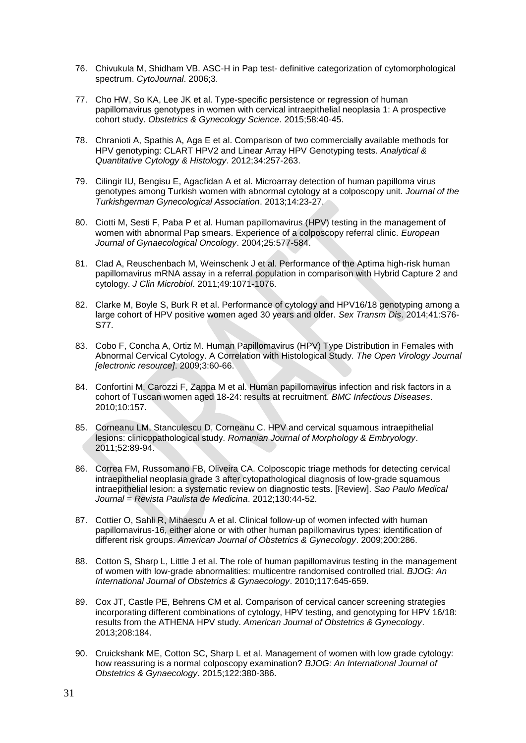76. Chivukula M, Shidham VB. ASC-H in Pap test- definitive categorization of cytomorphological spectrum. *CytoJournal*. 2006;3.

77. Cho HW, So KA, Lee JK et al. Type-specific persistence or regression of human papillomavirus genotypes in women with cervical intraepithelial neoplasia 1: A prospective cohort study. *Obstetrics & Gynecology Science*. 2015;58:40-45.

78. Chranioti A, Spathis A, Aga E et al. Comparison of two commercially available methods for HPV genotyping: CLART HPV2 and Linear Array HPV Genotyping tests. *Analytical & Quantitative Cytology & Histology*. 2012;34:257-263.

79. Cilingir IU, Bengisu E, Agacfidan A et al. Microarray detection of human papilloma virus genotypes among Turkish women with abnormal cytology at a colposcopy unit. *Journal of the Turkishgerman Gynecological Association*. 2013;14:23-27.

80. Ciotti M, Sesti F, Paba P et al. Human papillomavirus (HPV) testing in the management of women with abnormal Pap smears. Experience of a colposcopy referral clinic. *European Journal of Gynaecological Oncology*. 2004;25:577-584.

81. Clad A, Reuschenbach M, Weinschenk J et al. Performance of the Aptima high-risk human papillomavirus mRNA assay in a referral population in comparison with Hybrid Capture 2 and cytology. *J Clin Microbiol*. 2011;49:1071-1076.

82. Clarke M, Boyle S, Burk R et al. Performance of cytology and HPV16/18 genotyping among a large cohort of HPV positive women aged 30 years and older. *Sex Transm Dis*. 2014;41:S76-S77.

83. Cobo F, Concha A, Ortiz M. Human Papillomavirus (HPV) Type Distribution in Females with Abnormal Cervical Cytology. A Correlation with Histological Study. *The Open Virology Journal [electronic resource]*. 2009;3:60-66.

84. Confortini M, Carozzi F, Zappa M et al. Human papillomavirus infection and risk factors in a cohort of Tuscan women aged 18-24: results at recruitment. *BMC Infectious Diseases*. 2010;10:157.

85. Corneanu LM, Stanculescu D, Corneanu C. HPV and cervical squamous intraepithelial lesions: clinicopathological study. *Romanian Journal of Morphology & Embryology*. 2011;52:89-94.

86. Correa FM, Russomano FB, Oliveira CA. Colposcopic triage methods for detecting cervical intraepithelial neoplasia grade 3 after cytopathological diagnosis of low-grade squamous intraepithelial lesion: a systematic review on diagnostic tests. [Review]. *Sao Paulo Medical Journal = Revista Paulista de Medicina*. 2012;130:44-52.

87. Cottier O, Sahli R, Mihaescu A et al. Clinical follow-up of women infected with human papillomavirus-16, either alone or with other human papillomavirus types: identification of different risk groups. *American Journal of Obstetrics & Gynecology*. 2009;200:286.

88. Cotton S, Sharp L, Little J et al. The role of human papillomavirus testing in the management of women with low-grade abnormalities: multicentre randomised controlled trial. *BJOG: An International Journal of Obstetrics & Gynaecology*. 2010;117:645-659.

89. Cox JT, Castle PE, Behrens CM et al. Comparison of cervical cancer screening strategies incorporating different combinations of cytology, HPV testing, and genotyping for HPV 16/18: results from the ATHENA HPV study. *American Journal of Obstetrics & Gynecology*. 2013;208:184.

90. Cruickshank ME, Cotton SC, Sharp L et al. Management of women with low grade cytology: how reassuring is a normal colposcopy examination? *BJOG: An International Journal of Obstetrics & Gynaecology*. 2015;122:380-386.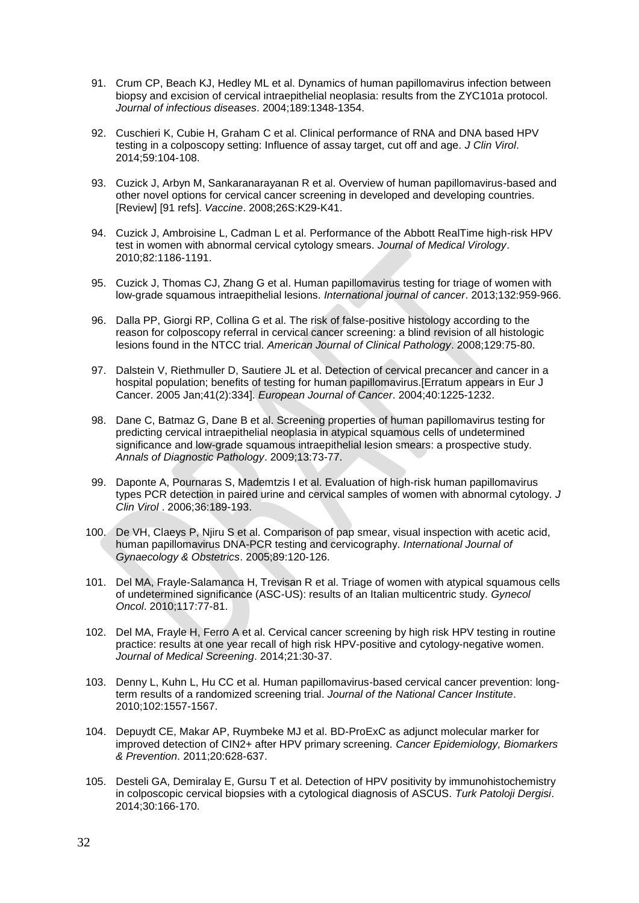91. Crum CP, Beach KJ, Hedley ML et al. Dynamics of human papillomavirus infection between biopsy and excision of cervical intraepithelial neoplasia: results from the ZYC101a protocol. *Journal of infectious diseases*. 2004;189:1348-1354.

92. Cuschieri K, Cubie H, Graham C et al. Clinical performance of RNA and DNA based HPV testing in a colposcopy setting: Influence of assay target, cut off and age. *J Clin Virol*. 2014;59:104-108.

93. Cuzick J, Arbyn M, Sankaranarayanan R et al. Overview of human papillomavirus-based and other novel options for cervical cancer screening in developed and developing countries. [Review] [91 refs]. *Vaccine*. 2008;26S:K29-K41.

94. Cuzick J, Ambroisine L, Cadman L et al. Performance of the Abbott RealTime high-risk HPV test in women with abnormal cervical cytology smears. *Journal of Medical Virology*. 2010;82:1186-1191.

95. Cuzick J, Thomas CJ, Zhang G et al. Human papillomavirus testing for triage of women with low-grade squamous intraepithelial lesions. *International journal of cancer*. 2013;132:959-966.

96. Dalla PP, Giorgi RP, Collina G et al. The risk of false-positive histology according to the reason for colposcopy referral in cervical cancer screening: a blind revision of all histologic lesions found in the NTCC trial. *American Journal of Clinical Pathology*. 2008;129:75-80.

97. Dalstein V, Riethmuller D, Sautiere JL et al. Detection of cervical precancer and cancer in a hospital population; benefits of testing for human papillomavirus.[Erratum appears in Eur J Cancer. 2005 Jan;41(2):334]. *European Journal of Cancer*. 2004;40:1225-1232.

98. Dane C, Batmaz G, Dane B et al. Screening properties of human papillomavirus testing for predicting cervical intraepithelial neoplasia in atypical squamous cells of undetermined significance and low-grade squamous intraepithelial lesion smears: a prospective study. *Annals of Diagnostic Pathology*. 2009;13:73-77.

99. Daponte A, Pournaras S, Mademtzis I et al. Evaluation of high-risk human papillomavirus types PCR detection in paired urine and cervical samples of women with abnormal cytology. *J Clin Virol* . 2006;36:189-193.

100. De VH, Claeys P, Njiru S et al. Comparison of pap smear, visual inspection with acetic acid, human papillomavirus DNA-PCR testing and cervicography. *International Journal of Gynaecology & Obstetrics*. 2005;89:120-126.

101. Del MA, Frayle-Salamanca H, Trevisan R et al. Triage of women with atypical squamous cells of undetermined significance (ASC-US): results of an Italian multicentric study. *Gynecol Oncol*. 2010;117:77-81.

102. Del MA, Frayle H, Ferro A et al. Cervical cancer screening by high risk HPV testing in routine practice: results at one year recall of high risk HPV-positive and cytology-negative women. *Journal of Medical Screening*. 2014;21:30-37.

103. Denny L, Kuhn L, Hu CC et al. Human papillomavirus-based cervical cancer prevention: long-term results of a randomized screening trial. *Journal of the National Cancer Institute*. 2010;102:1557-1567.

104. Depuydt CE, Makar AP, Ruymbeke MJ et al. BD-ProExC as adjunct molecular marker for improved detection of CIN2+ after HPV primary screening. *Cancer Epidemiology, Biomarkers & Prevention*. 2011;20:628-637.

105. Desteli GA, Demiralay E, Gursu T et al. Detection of HPV positivity by immunohistochemistry in colposcopic cervical biopsies with a cytological diagnosis of ASCUS. *Turk Patoloji Dergisi*. 2014;30:166-170.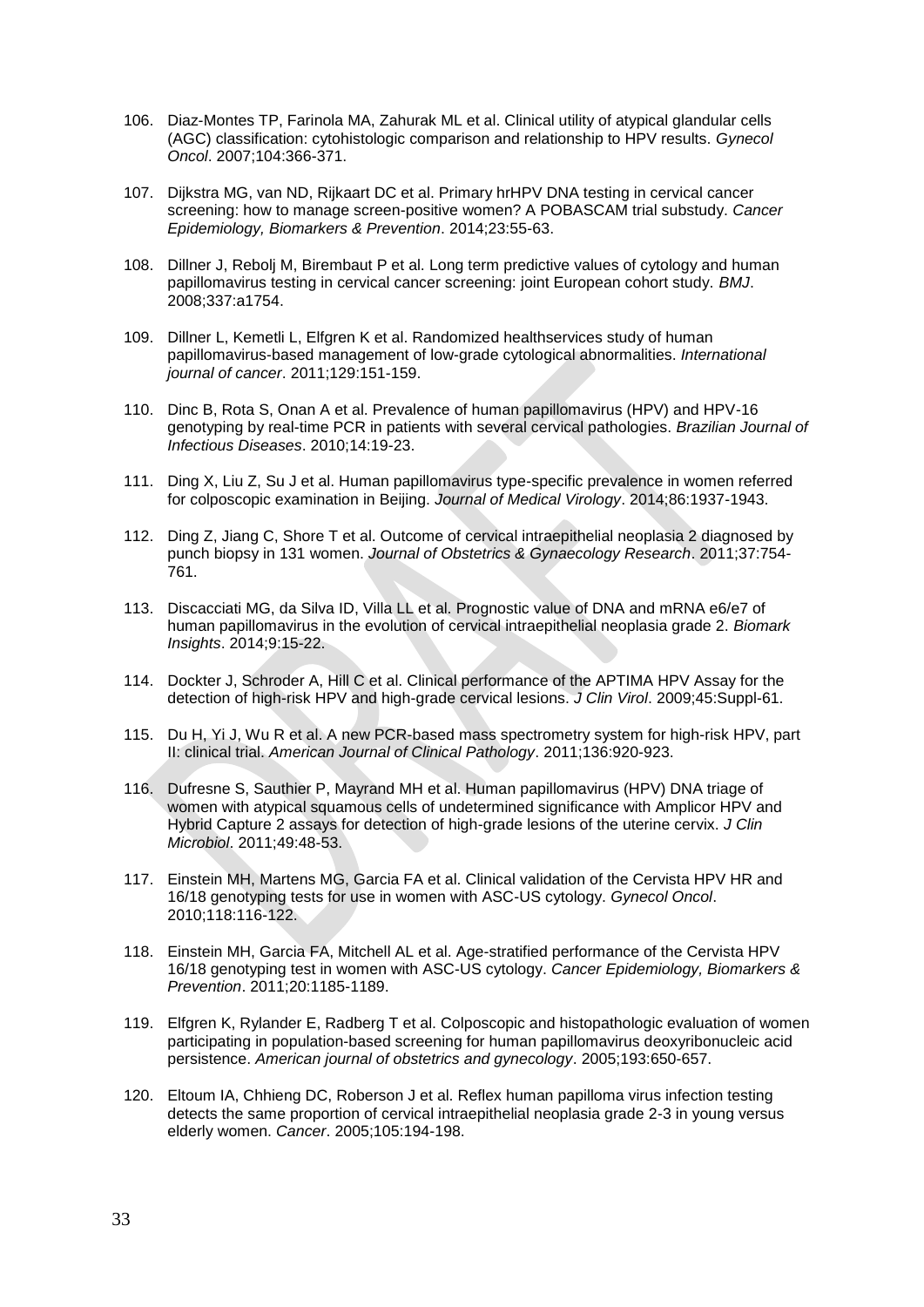106. Diaz-Montes TP, Farinola MA, Zahurak ML et al. Clinical utility of atypical glandular cells (AGC) classification: cytohistologic comparison and relationship to HPV results. *Gynecol Oncol*. 2007;104:366-371.

107. Dijkstra MG, van ND, Rijkaart DC et al. Primary hrHPV DNA testing in cervical cancer screening: how to manage screen-positive women? A POBASCAM trial substudy. *Cancer Epidemiology, Biomarkers & Prevention*. 2014;23:55-63.

108. Dillner J, Rebolj M, Birembaut P et al. Long term predictive values of cytology and human papillomavirus testing in cervical cancer screening: joint European cohort study. *BMJ*. 2008;337:a1754.

109. Dillner L, Kemetli L, Elfgren K et al. Randomized healthservices study of human papillomavirus-based management of low-grade cytological abnormalities. *International journal of cancer*. 2011;129:151-159.

110. Dinc B, Rota S, Onan A et al. Prevalence of human papillomavirus (HPV) and HPV-16 genotyping by real-time PCR in patients with several cervical pathologies. *Brazilian Journal of Infectious Diseases*. 2010;14:19-23.

111. Ding X, Liu Z, Su J et al. Human papillomavirus type-specific prevalence in women referred for colposcopic examination in Beijing. *Journal of Medical Virology*. 2014;86:1937-1943.

112. Ding Z, Jiang C, Shore T et al. Outcome of cervical intraepithelial neoplasia 2 diagnosed by punch biopsy in 131 women. *Journal of Obstetrics & Gynaecology Research*. 2011;37:754-761.

113. Discacciati MG, da Silva ID, Villa LL et al. Prognostic value of DNA and mRNA e6/e7 of human papillomavirus in the evolution of cervical intraepithelial neoplasia grade 2. *Biomark Insights*. 2014;9:15-22.

114. Dockter J, Schroder A, Hill C et al. Clinical performance of the APTIMA HPV Assay for the detection of high-risk HPV and high-grade cervical lesions. *J Clin Virol*. 2009;45:Suppl-61.

115. Du H, Yi J, Wu R et al. A new PCR-based mass spectrometry system for high-risk HPV, part II: clinical trial. *American Journal of Clinical Pathology*. 2011;136:920-923.

116. Dufresne S, Sauthier P, Mayrand MH et al. Human papillomavirus (HPV) DNA triage of women with atypical squamous cells of undetermined significance with Amplicor HPV and Hybrid Capture 2 assays for detection of high-grade lesions of the uterine cervix. *J Clin Microbiol*. 2011;49:48-53.

117. Einstein MH, Martens MG, Garcia FA et al. Clinical validation of the Cervista HPV HR and 16/18 genotyping tests for use in women with ASC-US cytology. *Gynecol Oncol*. 2010;118:116-122.

118. Einstein MH, Garcia FA, Mitchell AL et al. Age-stratified performance of the Cervista HPV 16/18 genotyping test in women with ASC-US cytology. *Cancer Epidemiology, Biomarkers & Prevention*. 2011;20:1185-1189.

119. Elfgren K, Rylander E, Radberg T et al. Colposcopic and histopathologic evaluation of women participating in population-based screening for human papillomavirus deoxyribonucleic acid persistence. *American journal of obstetrics and gynecology*. 2005;193:650-657.

120. Eltoum IA, Chhieng DC, Roberson J et al. Reflex human papilloma virus infection testing detects the same proportion of cervical intraepithelial neoplasia grade 2-3 in young versus elderly women. *Cancer*. 2005;105:194-198.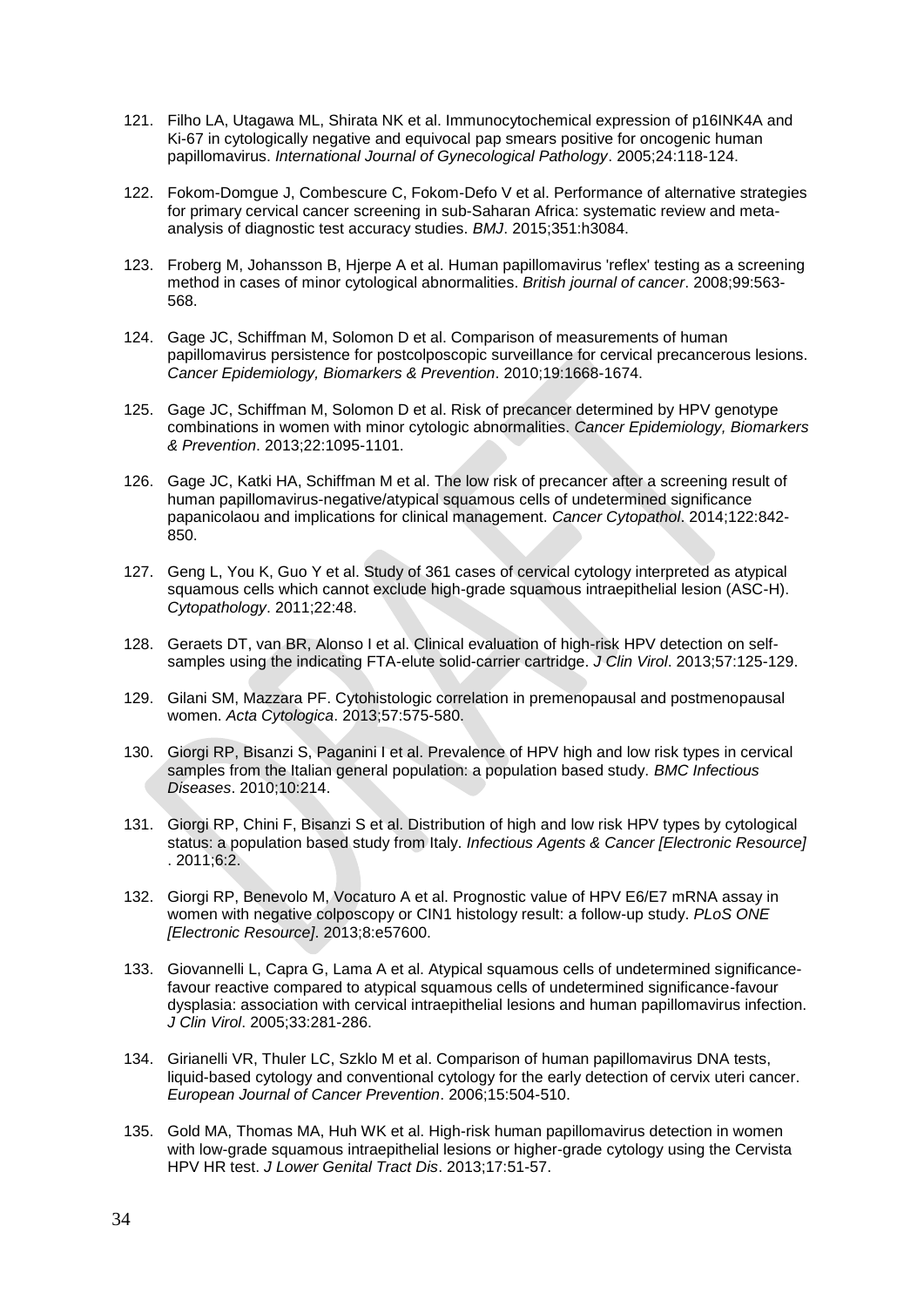121. Filho LA, Utagawa ML, Shirata NK et al. Immunocytochemical expression of p16INK4A and Ki-67 in cytologically negative and equivocal pap smears positive for oncogenic human papillomavirus. *International Journal of Gynecological Pathology*. 2005;24:118-124.

122. Fokom-Domgue J, Combescure C, Fokom-Defo V et al. Performance of alternative strategies for primary cervical cancer screening in sub-Saharan Africa: systematic review and meta-analysis of diagnostic test accuracy studies. *BMJ*. 2015;351:h3084.

123. Froberg M, Johansson B, Hjerpe A et al. Human papillomavirus 'reflex' testing as a screening method in cases of minor cytological abnormalities. *British journal of cancer*. 2008;99:563-568.

124. Gage JC, Schiffman M, Solomon D et al. Comparison of measurements of human papillomavirus persistence for postcolposcopic surveillance for cervical precancerous lesions. *Cancer Epidemiology, Biomarkers & Prevention*. 2010;19:1668-1674.

125. Gage JC, Schiffman M, Solomon D et al. Risk of precancer determined by HPV genotype combinations in women with minor cytologic abnormalities. *Cancer Epidemiology, Biomarkers & Prevention*. 2013;22:1095-1101.

126. Gage JC, Katki HA, Schiffman M et al. The low risk of precancer after a screening result of human papillomavirus-negative/atypical squamous cells of undetermined significance papanicolaou and implications for clinical management. *Cancer Cytopathol*. 2014;122:842-850.

127. Geng L, You K, Guo Y et al. Study of 361 cases of cervical cytology interpreted as atypical squamous cells which cannot exclude high-grade squamous intraepithelial lesion (ASC-H). *Cytopathology*. 2011;22:48.

128. Geraets DT, van BR, Alonso I et al. Clinical evaluation of high-risk HPV detection on self-samples using the indicating FTA-elute solid-carrier cartridge. *J Clin Virol*. 2013;57:125-129.

129. Gilani SM, Mazzara PF. Cytohistologic correlation in premenopausal and postmenopausal women. *Acta Cytologica*. 2013;57:575-580.

130. Giorgi RP, Bisanzi S, Paganini I et al. Prevalence of HPV high and low risk types in cervical samples from the Italian general population: a population based study. *BMC Infectious Diseases*. 2010;10:214.

131. Giorgi RP, Chini F, Bisanzi S et al. Distribution of high and low risk HPV types by cytological status: a population based study from Italy. *Infectious Agents & Cancer [Electronic Resource]* . 2011;6:2.

132. Giorgi RP, Benevolo M, Vocaturo A et al. Prognostic value of HPV E6/E7 mRNA assay in women with negative colposcopy or CIN1 histology result: a follow-up study. *PLoS ONE [Electronic Resource]*. 2013;8:e57600.

133. Giovannelli L, Capra G, Lama A et al. Atypical squamous cells of undetermined significance-favour reactive compared to atypical squamous cells of undetermined significance-favour dysplasia: association with cervical intraepithelial lesions and human papillomavirus infection. *J Clin Virol*. 2005;33:281-286.

134. Girianelli VR, Thuler LC, Szklo M et al. Comparison of human papillomavirus DNA tests, liquid-based cytology and conventional cytology for the early detection of cervix uteri cancer. *European Journal of Cancer Prevention*. 2006;15:504-510.

135. Gold MA, Thomas MA, Huh WK et al. High-risk human papillomavirus detection in women with low-grade squamous intraepithelial lesions or higher-grade cytology using the Cervista HPV HR test. *J Lower Genital Tract Dis*. 2013;17:51-57.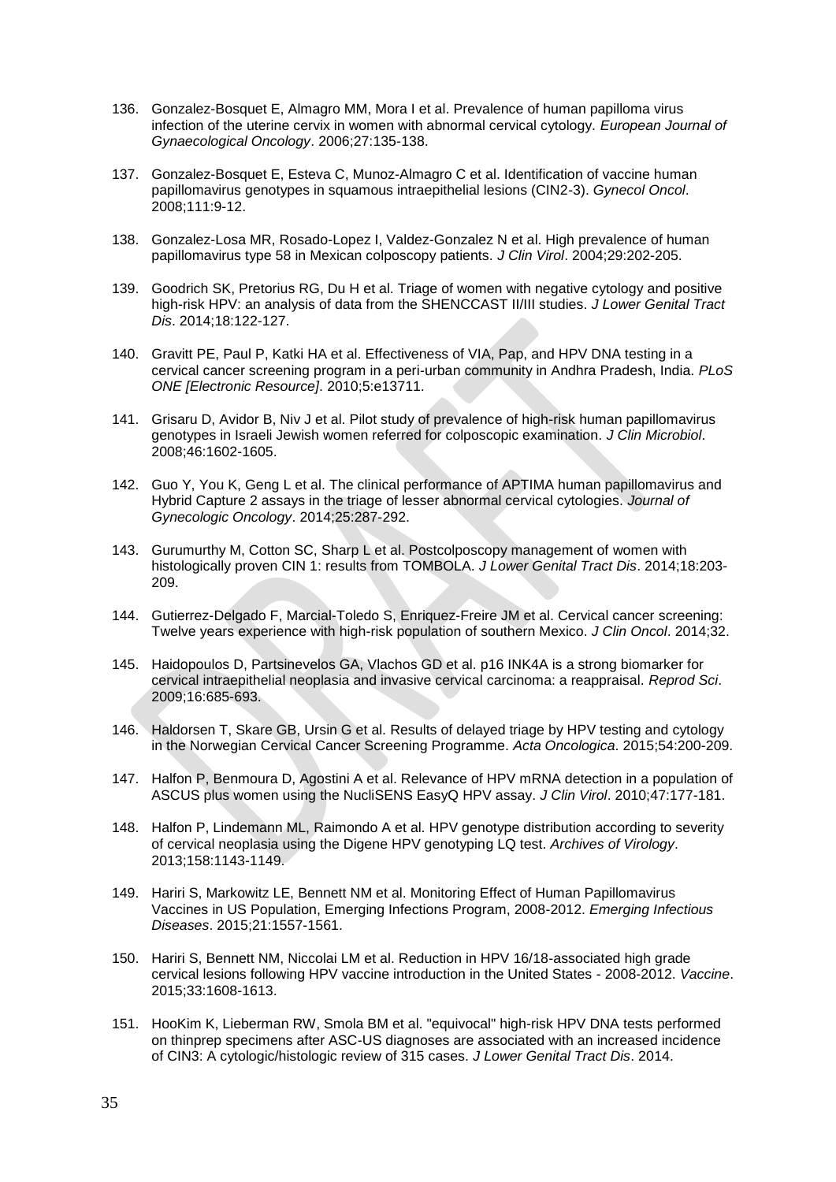136. Gonzalez-Bosquet E, Almagro MM, Mora I et al. Prevalence of human papilloma virus infection of the uterine cervix in women with abnormal cervical cytology. *European Journal of Gynaecological Oncology*. 2006;27:135-138.

137. Gonzalez-Bosquet E, Esteva C, Munoz-Almagro C et al. Identification of vaccine human papillomavirus genotypes in squamous intraepithelial lesions (CIN2-3). *Gynecol Oncol*. 2008;111:9-12.

138. Gonzalez-Losa MR, Rosado-Lopez I, Valdez-Gonzalez N et al. High prevalence of human papillomavirus type 58 in Mexican colposcopy patients. *J Clin Virol*. 2004;29:202-205.

139. Goodrich SK, Pretorius RG, Du H et al. Triage of women with negative cytology and positive high-risk HPV: an analysis of data from the SHENCCAST II/III studies. *J Lower Genital Tract Dis*. 2014;18:122-127.

140. Gravitt PE, Paul P, Katki HA et al. Effectiveness of VIA, Pap, and HPV DNA testing in a cervical cancer screening program in a peri-urban community in Andhra Pradesh, India. *PLoS ONE [Electronic Resource]*. 2010;5:e13711.

141. Grisaru D, Avidor B, Niv J et al. Pilot study of prevalence of high-risk human papillomavirus genotypes in Israeli Jewish women referred for colposcopic examination. *J Clin Microbiol*. 2008;46:1602-1605.

142. Guo Y, You K, Geng L et al. The clinical performance of APTIMA human papillomavirus and Hybrid Capture 2 assays in the triage of lesser abnormal cervical cytologies. *Journal of Gynecologic Oncology*. 2014;25:287-292.

143. Gurumurthy M, Cotton SC, Sharp L et al. Postcolposcopy management of women with histologically proven CIN 1: results from TOMBOLA. *J Lower Genital Tract Dis*. 2014;18:203-209.

144. Gutierrez-Delgado F, Marcial-Toledo S, Enriquez-Freire JM et al. Cervical cancer screening: Twelve years experience with high-risk population of southern Mexico. *J Clin Oncol*. 2014;32.

145. Haidopoulos D, Partsinevelos GA, Vlachos GD et al. p16 INK4A is a strong biomarker for cervical intraepithelial neoplasia and invasive cervical carcinoma: a reappraisal. *Reprod Sci*. 2009;16:685-693.

146. Haldorsen T, Skare GB, Ursin G et al. Results of delayed triage by HPV testing and cytology in the Norwegian Cervical Cancer Screening Programme. *Acta Oncologica*. 2015;54:200-209.

147. Halfon P, Benmoura D, Agostini A et al. Relevance of HPV mRNA detection in a population of ASCUS plus women using the NucliSENS EasyQ HPV assay. *J Clin Virol*. 2010;47:177-181.

148. Halfon P, Lindemann ML, Raimondo A et al. HPV genotype distribution according to severity of cervical neoplasia using the Digene HPV genotyping LQ test. *Archives of Virology*. 2013;158:1143-1149.

149. Hariri S, Markowitz LE, Bennett NM et al. Monitoring Effect of Human Papillomavirus Vaccines in US Population, Emerging Infections Program, 2008-2012. *Emerging Infectious Diseases*. 2015;21:1557-1561.

150. Hariri S, Bennett NM, Niccolai LM et al. Reduction in HPV 16/18-associated high grade cervical lesions following HPV vaccine introduction in the United States - 2008-2012. *Vaccine*. 2015;33:1608-1613.

151. HooKim K, Lieberman RW, Smola BM et al. "equivocal" high-risk HPV DNA tests performed on thinprep specimens after ASC-US diagnoses are associated with an increased incidence of CIN3: A cytologic/histologic review of 315 cases. *J Lower Genital Tract Dis*. 2014.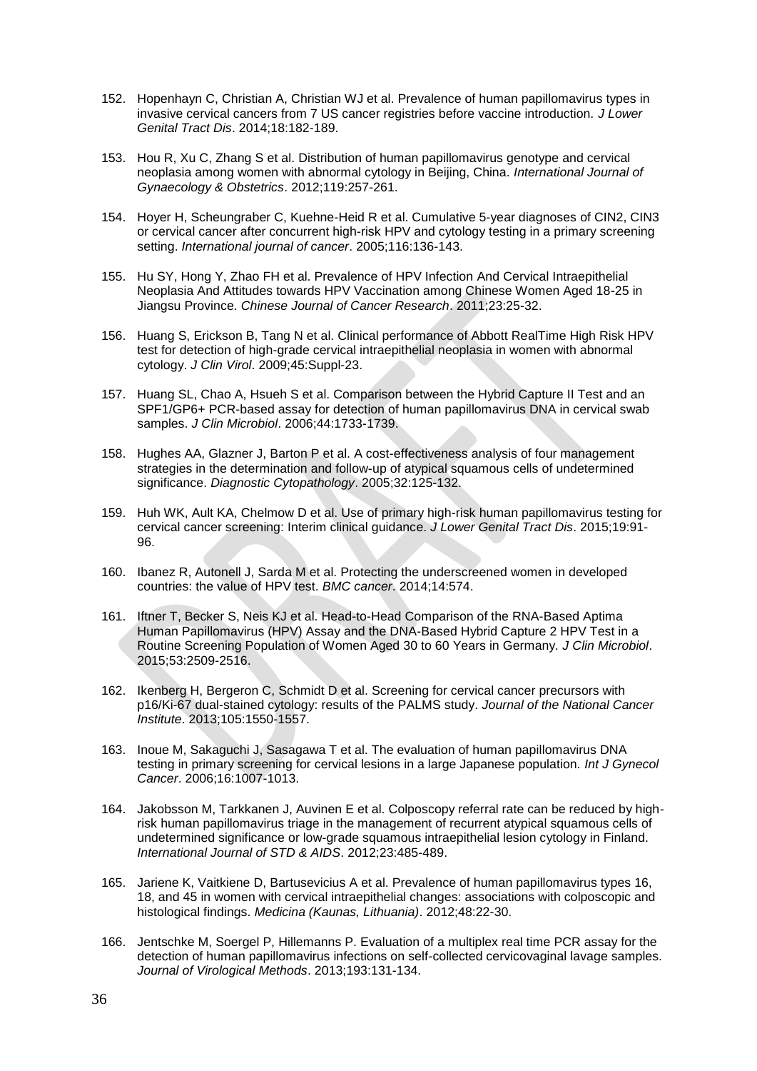152. Hopenhayn C, Christian A, Christian WJ et al. Prevalence of human papillomavirus types in invasive cervical cancers from 7 US cancer registries before vaccine introduction. *J Lower Genital Tract Dis*. 2014;18:182-189.

153. Hou R, Xu C, Zhang S et al. Distribution of human papillomavirus genotype and cervical neoplasia among women with abnormal cytology in Beijing, China. *International Journal of Gynaecology & Obstetrics*. 2012;119:257-261.

154. Hoyer H, Scheungraber C, Kuehne-Heid R et al. Cumulative 5-year diagnoses of CIN2, CIN3 or cervical cancer after concurrent high-risk HPV and cytology testing in a primary screening setting. *International journal of cancer*. 2005;116:136-143.

155. Hu SY, Hong Y, Zhao FH et al. Prevalence of HPV Infection And Cervical Intraepithelial Neoplasia And Attitudes towards HPV Vaccination among Chinese Women Aged 18-25 in Jiangsu Province. *Chinese Journal of Cancer Research*. 2011;23:25-32.

156. Huang S, Erickson B, Tang N et al. Clinical performance of Abbott RealTime High Risk HPV test for detection of high-grade cervical intraepithelial neoplasia in women with abnormal cytology. *J Clin Virol*. 2009;45:Suppl-23.

157. Huang SL, Chao A, Hsueh S et al. Comparison between the Hybrid Capture II Test and an SPF1/GP6+ PCR-based assay for detection of human papillomavirus DNA in cervical swab samples. *J Clin Microbiol*. 2006;44:1733-1739.

158. Hughes AA, Glazner J, Barton P et al. A cost-effectiveness analysis of four management strategies in the determination and follow-up of atypical squamous cells of undetermined significance. *Diagnostic Cytopathology*. 2005;32:125-132.

159. Huh WK, Ault KA, Chelmow D et al. Use of primary high-risk human papillomavirus testing for cervical cancer screening: Interim clinical guidance. *J Lower Genital Tract Dis*. 2015;19:91-96.

160. Ibanez R, Autonell J, Sarda M et al. Protecting the underscreened women in developed countries: the value of HPV test. *BMC cancer*. 2014;14:574.

161. Iftner T, Becker S, Neis KJ et al. Head-to-Head Comparison of the RNA-Based Aptima Human Papillomavirus (HPV) Assay and the DNA-Based Hybrid Capture 2 HPV Test in a Routine Screening Population of Women Aged 30 to 60 Years in Germany. *J Clin Microbiol*. 2015;53:2509-2516.

162. Ikenberg H, Bergeron C, Schmidt D et al. Screening for cervical cancer precursors with p16/Ki-67 dual-stained cytology: results of the PALMS study. *Journal of the National Cancer Institute*. 2013;105:1550-1557.

163. Inoue M, Sakaguchi J, Sasagawa T et al. The evaluation of human papillomavirus DNA testing in primary screening for cervical lesions in a large Japanese population. *Int J Gynecol Cancer*. 2006;16:1007-1013.

164. Jakobsson M, Tarkkanen J, Auvinen E et al. Colposcopy referral rate can be reduced by high-risk human papillomavirus triage in the management of recurrent atypical squamous cells of undetermined significance or low-grade squamous intraepithelial lesion cytology in Finland. *International Journal of STD & AIDS*. 2012;23:485-489.

165. Jariene K, Vaitkiene D, Bartusevicius A et al. Prevalence of human papillomavirus types 16, 18, and 45 in women with cervical intraepithelial changes: associations with colposcopic and histological findings. *Medicina (Kaunas, Lithuania)*. 2012;48:22-30.

166. Jentschke M, Soergel P, Hillemanns P. Evaluation of a multiplex real time PCR assay for the detection of human papillomavirus infections on self-collected cervicovaginal lavage samples. *Journal of Virological Methods*. 2013;193:131-134.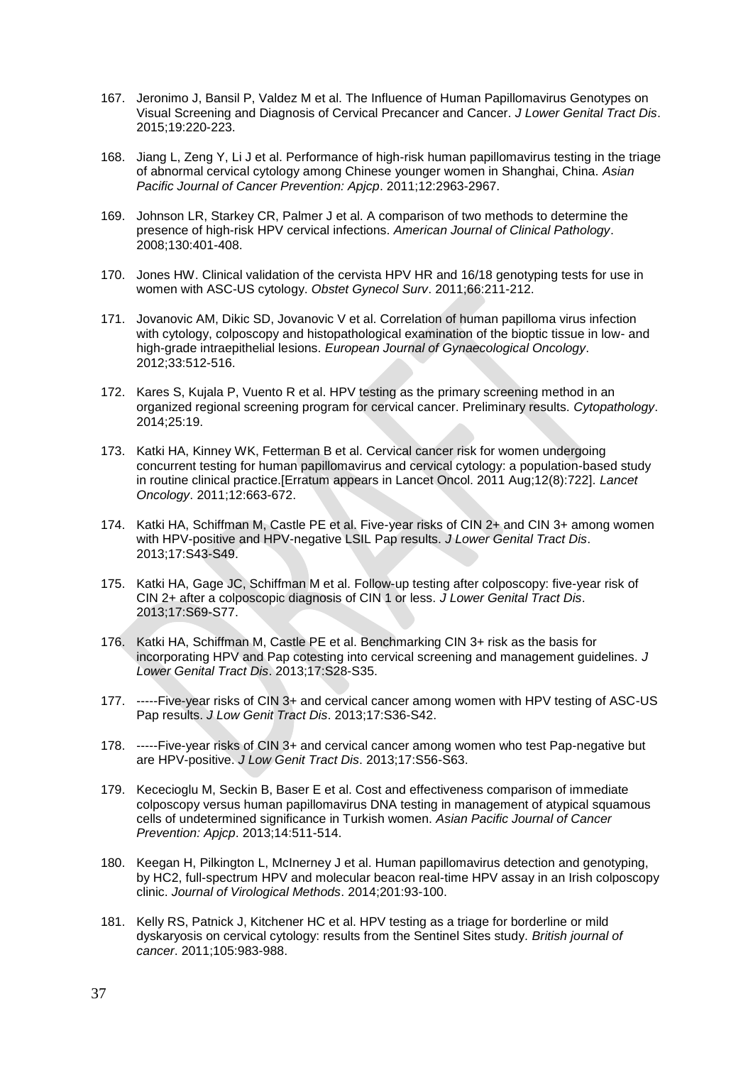167. Jeronimo J, Bansil P, Valdez M et al. The Influence of Human Papillomavirus Genotypes on Visual Screening and Diagnosis of Cervical Precancer and Cancer. *J Lower Genital Tract Dis*. 2015;19:220-223.

168. Jiang L, Zeng Y, Li J et al. Performance of high-risk human papillomavirus testing in the triage of abnormal cervical cytology among Chinese younger women in Shanghai, China. *Asian Pacific Journal of Cancer Prevention: Apjcp*. 2011;12:2963-2967.

169. Johnson LR, Starkey CR, Palmer J et al. A comparison of two methods to determine the presence of high-risk HPV cervical infections. *American Journal of Clinical Pathology*. 2008;130:401-408.

170. Jones HW. Clinical validation of the cervista HPV HR and 16/18 genotyping tests for use in women with ASC-US cytology. *Obstet Gynecol Surv*. 2011;66:211-212.

171. Jovanovic AM, Dikic SD, Jovanovic V et al. Correlation of human papilloma virus infection with cytology, colposcopy and histopathological examination of the bioptic tissue in low- and high-grade intraepithelial lesions. *European Journal of Gynaecological Oncology*. 2012;33:512-516.

172. Kares S, Kujala P, Vuento R et al. HPV testing as the primary screening method in an organized regional screening program for cervical cancer. Preliminary results. *Cytopathology*. 2014;25:19.

173. Katki HA, Kinney WK, Fetterman B et al. Cervical cancer risk for women undergoing concurrent testing for human papillomavirus and cervical cytology: a population-based study in routine clinical practice.[Erratum appears in Lancet Oncol. 2011 Aug;12(8):722]. *Lancet Oncology*. 2011;12:663-672.

174. Katki HA, Schiffman M, Castle PE et al. Five-year risks of CIN 2+ and CIN 3+ among women with HPV-positive and HPV-negative LSIL Pap results. *J Lower Genital Tract Dis*. 2013;17:S43-S49.

175. Katki HA, Gage JC, Schiffman M et al. Follow-up testing after colposcopy: five-year risk of CIN 2+ after a colposcopic diagnosis of CIN 1 or less. *J Lower Genital Tract Dis*. 2013;17:S69-S77.

176. Katki HA, Schiffman M, Castle PE et al. Benchmarking CIN 3+ risk as the basis for incorporating HPV and Pap cotesting into cervical screening and management guidelines. *J Lower Genital Tract Dis*. 2013;17:S28-S35.

177. -----Five-year risks of CIN 3+ and cervical cancer among women with HPV testing of ASC-US Pap results. *J Low Genit Tract Dis*. 2013;17:S36-S42.

178. -----Five-year risks of CIN 3+ and cervical cancer among women who test Pap-negative but are HPV-positive. *J Low Genit Tract Dis*. 2013;17:S56-S63.

179. Kececioglu M, Seckin B, Baser E et al. Cost and effectiveness comparison of immediate colposcopy versus human papillomavirus DNA testing in management of atypical squamous cells of undetermined significance in Turkish women. *Asian Pacific Journal of Cancer Prevention: Apjcp*. 2013;14:511-514.

180. Keegan H, Pilkington L, McInerney J et al. Human papillomavirus detection and genotyping, by HC2, full-spectrum HPV and molecular beacon real-time HPV assay in an Irish colposcopy clinic. *Journal of Virological Methods*. 2014;201:93-100.

181. Kelly RS, Patnick J, Kitchener HC et al. HPV testing as a triage for borderline or mild dyskaryosis on cervical cytology: results from the Sentinel Sites study. *British journal of cancer*. 2011;105:983-988.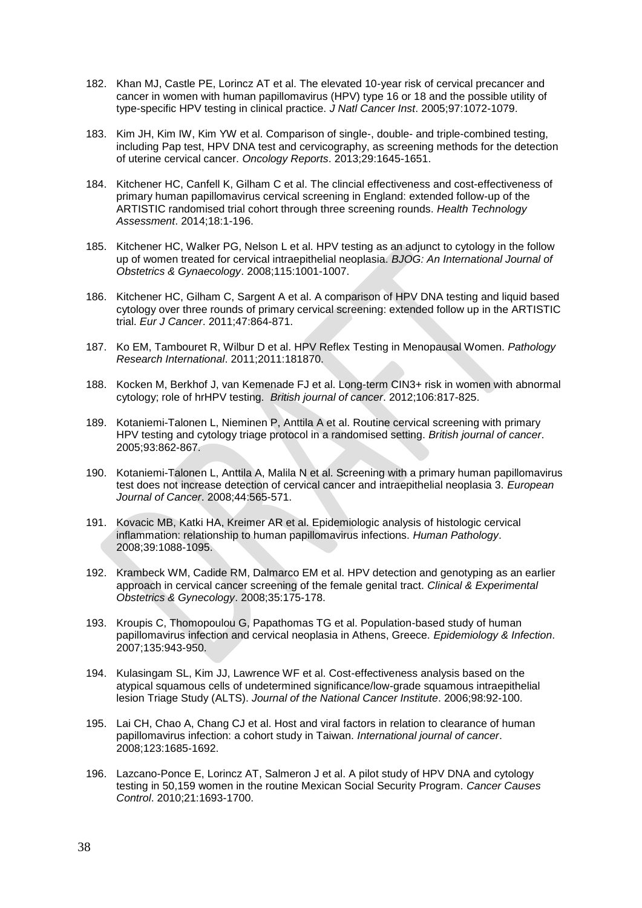182. Khan MJ, Castle PE, Lorincz AT et al. The elevated 10-year risk of cervical precancer and cancer in women with human papillomavirus (HPV) type 16 or 18 and the possible utility of type-specific HPV testing in clinical practice. *J Natl Cancer Inst*. 2005;97:1072-1079.

183. Kim JH, Kim IW, Kim YW et al. Comparison of single-, double- and triple-combined testing, including Pap test, HPV DNA test and cervicography, as screening methods for the detection of uterine cervical cancer. *Oncology Reports*. 2013;29:1645-1651.

184. Kitchener HC, Canfell K, Gilham C et al. The clincial effectiveness and cost-effectiveness of primary human papillomavirus cervical screening in England: extended follow-up of the ARTISTIC randomised trial cohort through three screening rounds. *Health Technology Assessment*. 2014;18:1-196.

185. Kitchener HC, Walker PG, Nelson L et al. HPV testing as an adjunct to cytology in the follow up of women treated for cervical intraepithelial neoplasia. *BJOG: An International Journal of Obstetrics & Gynaecology*. 2008;115:1001-1007.

186. Kitchener HC, Gilham C, Sargent A et al. A comparison of HPV DNA testing and liquid based cytology over three rounds of primary cervical screening: extended follow up in the ARTISTIC trial. *Eur J Cancer*. 2011;47:864-871.

187. Ko EM, Tambouret R, Wilbur D et al. HPV Reflex Testing in Menopausal Women. *Pathology Research International*. 2011;2011:181870.

188. Kocken M, Berkhof J, van Kemenade FJ et al. Long-term CIN3+ risk in women with abnormal cytology; role of hrHPV testing. *British journal of cancer*. 2012;106:817-825.

189. Kotaniemi-Talonen L, Nieminen P, Anttila A et al. Routine cervical screening with primary HPV testing and cytology triage protocol in a randomised setting. *British journal of cancer*. 2005;93:862-867.

190. Kotaniemi-Talonen L, Anttila A, Malila N et al. Screening with a primary human papillomavirus test does not increase detection of cervical cancer and intraepithelial neoplasia 3. *European Journal of Cancer*. 2008;44:565-571.

191. Kovacic MB, Katki HA, Kreimer AR et al. Epidemiologic analysis of histologic cervical inflammation: relationship to human papillomavirus infections. *Human Pathology*. 2008;39:1088-1095.

192. Krambeck WM, Cadide RM, Dalmarco EM et al. HPV detection and genotyping as an earlier approach in cervical cancer screening of the female genital tract. *Clinical & Experimental Obstetrics & Gynecology*. 2008;35:175-178.

193. Kroupis C, Thomopoulou G, Papathomas TG et al. Population-based study of human papillomavirus infection and cervical neoplasia in Athens, Greece. *Epidemiology & Infection*. 2007;135:943-950.

194. Kulasingam SL, Kim JJ, Lawrence WF et al. Cost-effectiveness analysis based on the atypical squamous cells of undetermined significance/low-grade squamous intraepithelial lesion Triage Study (ALTS). *Journal of the National Cancer Institute*. 2006;98:92-100.

195. Lai CH, Chao A, Chang CJ et al. Host and viral factors in relation to clearance of human papillomavirus infection: a cohort study in Taiwan. *International journal of cancer*. 2008;123:1685-1692.

196. Lazcano-Ponce E, Lorincz AT, Salmeron J et al. A pilot study of HPV DNA and cytology testing in 50,159 women in the routine Mexican Social Security Program. *Cancer Causes Control*. 2010;21:1693-1700.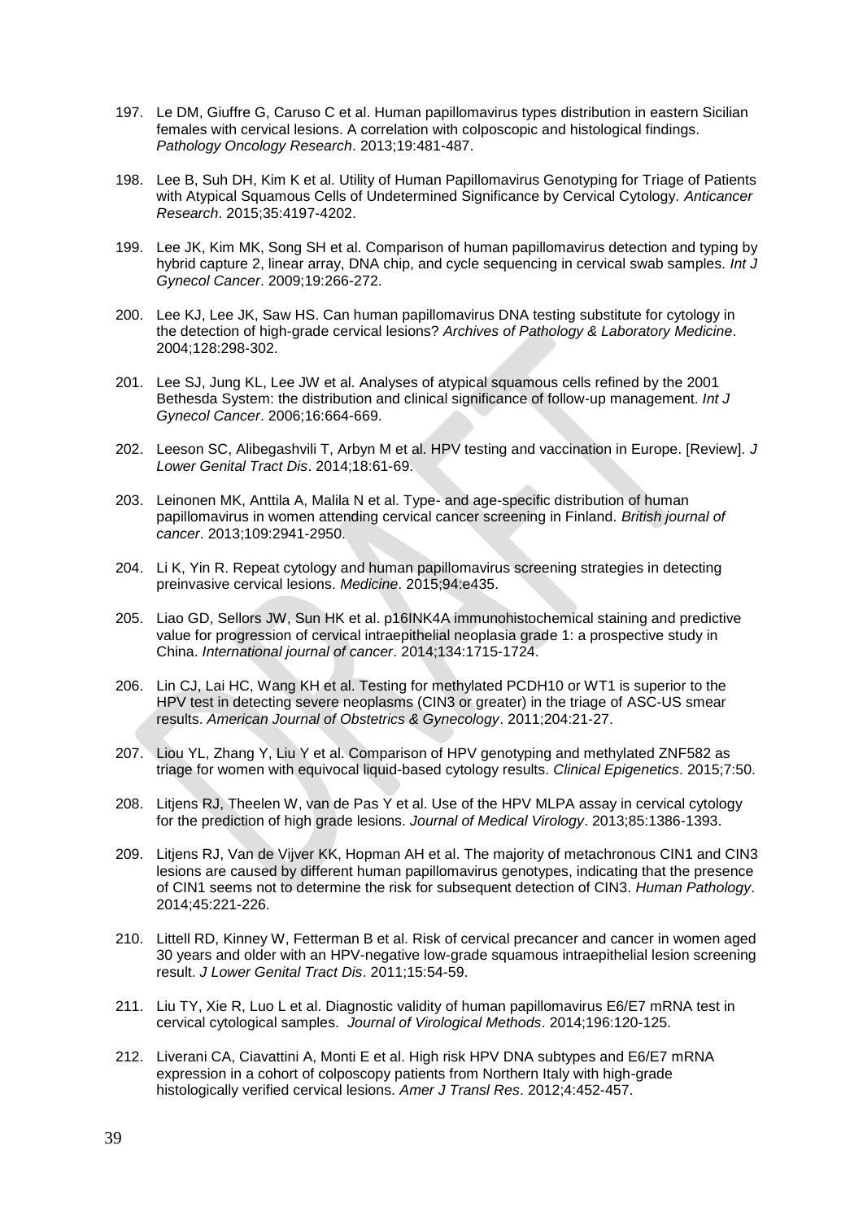197. Le DM, Giuffre G, Caruso C et al. Human papillomavirus types distribution in eastern Sicilian females with cervical lesions. A correlation with colposcopic and histological findings. *Pathology Oncology Research*. 2013;19:481-487.

198. Lee B, Suh DH, Kim K et al. Utility of Human Papillomavirus Genotyping for Triage of Patients with Atypical Squamous Cells of Undetermined Significance by Cervical Cytology. *Anticancer Research*. 2015;35:4197-4202.

199. Lee JK, Kim MK, Song SH et al. Comparison of human papillomavirus detection and typing by hybrid capture 2, linear array, DNA chip, and cycle sequencing in cervical swab samples. *Int J Gynecol Cancer*. 2009;19:266-272.

200. Lee KJ, Lee JK, Saw HS. Can human papillomavirus DNA testing substitute for cytology in the detection of high-grade cervical lesions? *Archives of Pathology & Laboratory Medicine*. 2004;128:298-302.

201. Lee SJ, Jung KL, Lee JW et al. Analyses of atypical squamous cells refined by the 2001 Bethesda System: the distribution and clinical significance of follow-up management. *Int J Gynecol Cancer*. 2006;16:664-669.

202. Leeson SC, Alibegashvili T, Arbyn M et al. HPV testing and vaccination in Europe. [Review]. *J Lower Genital Tract Dis*. 2014;18:61-69.

203. Leinonen MK, Anttila A, Malila N et al. Type- and age-specific distribution of human papillomavirus in women attending cervical cancer screening in Finland. *British journal of cancer*. 2013;109:2941-2950.

204. Li K, Yin R. Repeat cytology and human papillomavirus screening strategies in detecting preinvasive cervical lesions. *Medicine*. 2015;94:e435.

205. Liao GD, Sellors JW, Sun HK et al. p16INK4A immunohistochemical staining and predictive value for progression of cervical intraepithelial neoplasia grade 1: a prospective study in China. *International journal of cancer*. 2014;134:1715-1724.

206. Lin CJ, Lai HC, Wang KH et al. Testing for methylated PCDH10 or WT1 is superior to the HPV test in detecting severe neoplasms (CIN3 or greater) in the triage of ASC-US smear results. *American Journal of Obstetrics & Gynecology*. 2011;204:21-27.

207. Liou YL, Zhang Y, Liu Y et al. Comparison of HPV genotyping and methylated ZNF582 as triage for women with equivocal liquid-based cytology results. *Clinical Epigenetics*. 2015;7:50.

208. Litjens RJ, Theelen W, van de Pas Y et al. Use of the HPV MLPA assay in cervical cytology for the prediction of high grade lesions. *Journal of Medical Virology*. 2013;85:1386-1393.

209. Litjens RJ, Van de Vijver KK, Hopman AH et al. The majority of metachronous CIN1 and CIN3 lesions are caused by different human papillomavirus genotypes, indicating that the presence of CIN1 seems not to determine the risk for subsequent detection of CIN3. *Human Pathology*. 2014;45:221-226.

210. Littell RD, Kinney W, Fetterman B et al. Risk of cervical precancer and cancer in women aged 30 years and older with an HPV-negative low-grade squamous intraepithelial lesion screening result. *J Lower Genital Tract Dis*. 2011;15:54-59.

211. Liu TY, Xie R, Luo L et al. Diagnostic validity of human papillomavirus E6/E7 mRNA test in cervical cytological samples. *Journal of Virological Methods*. 2014;196:120-125.

212. Liverani CA, Ciavattini A, Monti E et al. High risk HPV DNA subtypes and E6/E7 mRNA expression in a cohort of colposcopy patients from Northern Italy with high-grade histologically verified cervical lesions. *Amer J Transl Res*. 2012;4:452-457.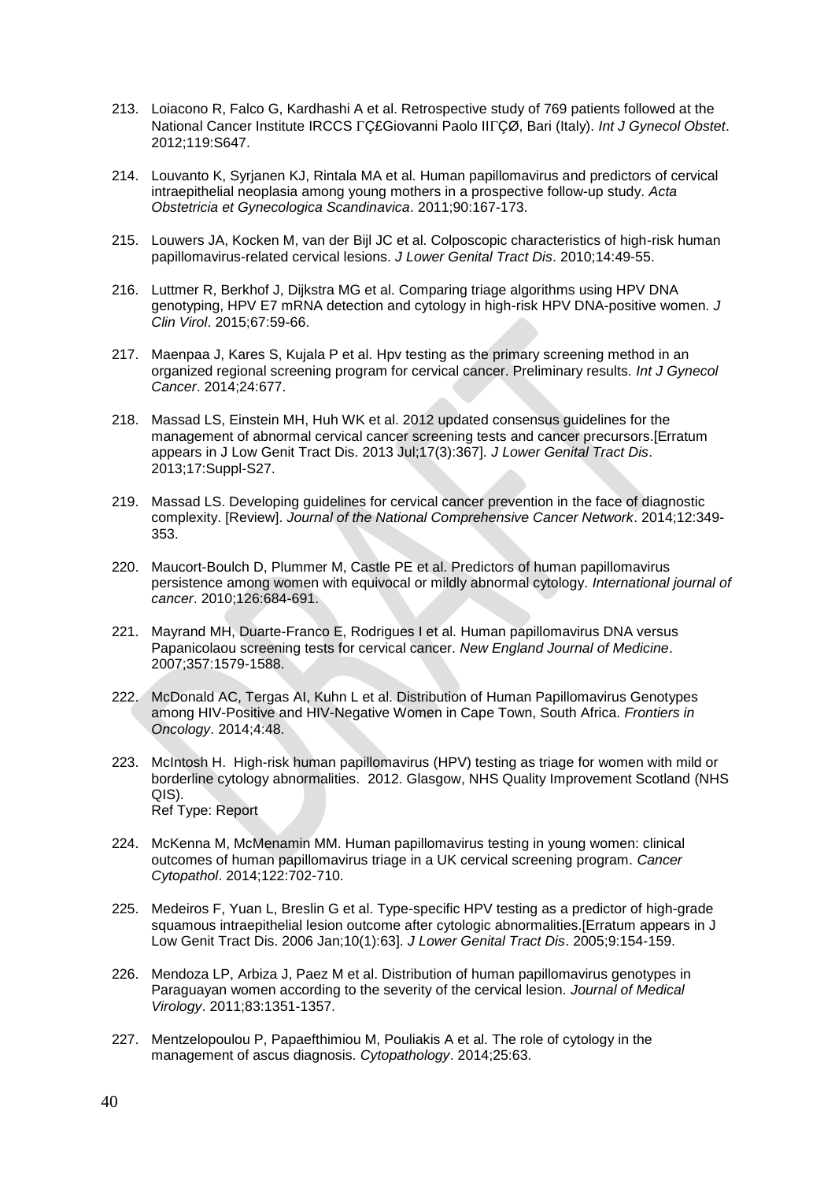213. Loiacono R, Falco G, Kardhashi A et al. Retrospective study of 769 patients followed at the National Cancer Institute IRCCS ΓÇ£Giovanni Paolo IIΓÇØ, Bari (Italy). *Int J Gynecol Obstet*. 2012;119:S647.

214. Louvanto K, Syrjanen KJ, Rintala MA et al. Human papillomavirus and predictors of cervical intraepithelial neoplasia among young mothers in a prospective follow-up study. *Acta Obstetricia et Gynecologica Scandinavica*. 2011;90:167-173.

215. Louwers JA, Kocken M, van der Bijl JC et al. Colposcopic characteristics of high-risk human papillomavirus-related cervical lesions. *J Lower Genital Tract Dis*. 2010;14:49-55.

216. Luttmer R, Berkhof J, Dijkstra MG et al. Comparing triage algorithms using HPV DNA genotyping, HPV E7 mRNA detection and cytology in high-risk HPV DNA-positive women. *J Clin Virol*. 2015;67:59-66.

217. Maenpaa J, Kares S, Kujala P et al. Hpv testing as the primary screening method in an organized regional screening program for cervical cancer. Preliminary results. *Int J Gynecol Cancer*. 2014;24:677.

218. Massad LS, Einstein MH, Huh WK et al. 2012 updated consensus guidelines for the management of abnormal cervical cancer screening tests and cancer precursors.[Erratum appears in J Low Genit Tract Dis. 2013 Jul;17(3):367]. *J Lower Genital Tract Dis*. 2013;17:Suppl-S27.

219. Massad LS. Developing guidelines for cervical cancer prevention in the face of diagnostic complexity. [Review]. *Journal of the National Comprehensive Cancer Network*. 2014;12:349-353.

220. Maucort-Boulch D, Plummer M, Castle PE et al. Predictors of human papillomavirus persistence among women with equivocal or mildly abnormal cytology. *International journal of cancer*. 2010;126:684-691.

221. Mayrand MH, Duarte-Franco E, Rodrigues I et al. Human papillomavirus DNA versus Papanicolaou screening tests for cervical cancer. *New England Journal of Medicine*. 2007;357:1579-1588.

222. McDonald AC, Tergas AI, Kuhn L et al. Distribution of Human Papillomavirus Genotypes among HIV-Positive and HIV-Negative Women in Cape Town, South Africa. *Frontiers in Oncology*. 2014;4:48.

223. McIntosh H. High-risk human papillomavirus (HPV) testing as triage for women with mild or borderline cytology abnormalities. 2012. Glasgow, NHS Quality Improvement Scotland (NHS QIS).
Ref Type: Report

224. McKenna M, McMenamin MM. Human papillomavirus testing in young women: clinical outcomes of human papillomavirus triage in a UK cervical screening program. *Cancer Cytopathol*. 2014;122:702-710.

225. Medeiros F, Yuan L, Breslin G et al. Type-specific HPV testing as a predictor of high-grade squamous intraepithelial lesion outcome after cytologic abnormalities.[Erratum appears in J Low Genit Tract Dis. 2006 Jan;10(1):63]. *J Lower Genital Tract Dis*. 2005;9:154-159.

226. Mendoza LP, Arbiza J, Paez M et al. Distribution of human papillomavirus genotypes in Paraguayan women according to the severity of the cervical lesion. *Journal of Medical Virology*. 2011;83:1351-1357.

227. Mentzelopoulou P, Papaefthimiou M, Pouliakis A et al. The role of cytology in the management of ascus diagnosis. *Cytopathology*. 2014;25:63.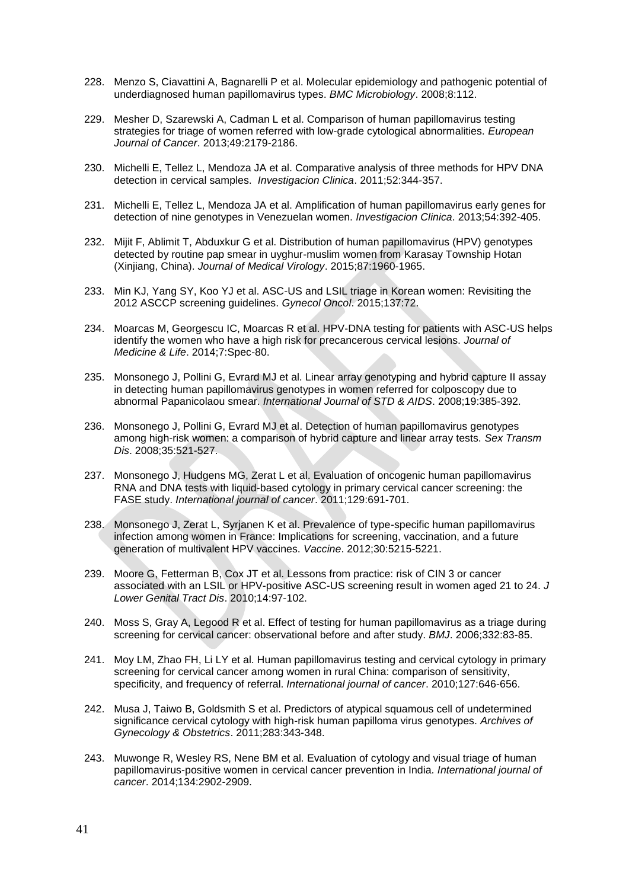228. Menzo S, Ciavattini A, Bagnarelli P et al. Molecular epidemiology and pathogenic potential of underdiagnosed human papillomavirus types. *BMC Microbiology*. 2008;8:112.

229. Mesher D, Szarewski A, Cadman L et al. Comparison of human papillomavirus testing strategies for triage of women referred with low-grade cytological abnormalities. *European Journal of Cancer*. 2013;49:2179-2186.

230. Michelli E, Tellez L, Mendoza JA et al. Comparative analysis of three methods for HPV DNA detection in cervical samples. *Investigacion Clinica*. 2011;52:344-357.

231. Michelli E, Tellez L, Mendoza JA et al. Amplification of human papillomavirus early genes for detection of nine genotypes in Venezuelan women. *Investigacion Clinica*. 2013;54:392-405.

232. Mijit F, Ablimit T, Abduxkur G et al. Distribution of human papillomavirus (HPV) genotypes detected by routine pap smear in uyghur-muslim women from Karasay Township Hotan (Xinjiang, China). *Journal of Medical Virology*. 2015;87:1960-1965.

233. Min KJ, Yang SY, Koo YJ et al. ASC-US and LSIL triage in Korean women: Revisiting the 2012 ASCCP screening guidelines. *Gynecol Oncol*. 2015;137:72.

234. Moarcas M, Georgescu IC, Moarcas R et al. HPV-DNA testing for patients with ASC-US helps identify the women who have a high risk for precancerous cervical lesions. *Journal of Medicine & Life*. 2014;7:Spec-80.

235. Monsonego J, Pollini G, Evrard MJ et al. Linear array genotyping and hybrid capture II assay in detecting human papillomavirus genotypes in women referred for colposcopy due to abnormal Papanicolaou smear. *International Journal of STD & AIDS*. 2008;19:385-392.

236. Monsonego J, Pollini G, Evrard MJ et al. Detection of human papillomavirus genotypes among high-risk women: a comparison of hybrid capture and linear array tests. *Sex Transm Dis*. 2008;35:521-527.

237. Monsonego J, Hudgens MG, Zerat L et al. Evaluation of oncogenic human papillomavirus RNA and DNA tests with liquid-based cytology in primary cervical cancer screening: the FASE study. *International journal of cancer*. 2011;129:691-701.

238. Monsonego J, Zerat L, Syrjanen K et al. Prevalence of type-specific human papillomavirus infection among women in France: Implications for screening, vaccination, and a future generation of multivalent HPV vaccines. *Vaccine*. 2012;30:5215-5221.

239. Moore G, Fetterman B, Cox JT et al. Lessons from practice: risk of CIN 3 or cancer associated with an LSIL or HPV-positive ASC-US screening result in women aged 21 to 24. *J Lower Genital Tract Dis*. 2010;14:97-102.

240. Moss S, Gray A, Legood R et al. Effect of testing for human papillomavirus as a triage during screening for cervical cancer: observational before and after study. *BMJ*. 2006;332:83-85.

241. Moy LM, Zhao FH, Li LY et al. Human papillomavirus testing and cervical cytology in primary screening for cervical cancer among women in rural China: comparison of sensitivity, specificity, and frequency of referral. *International journal of cancer*. 2010;127:646-656.

242. Musa J, Taiwo B, Goldsmith S et al. Predictors of atypical squamous cell of undetermined significance cervical cytology with high-risk human papilloma virus genotypes. *Archives of Gynecology & Obstetrics*. 2011;283:343-348.

243. Muwonge R, Wesley RS, Nene BM et al. Evaluation of cytology and visual triage of human papillomavirus-positive women in cervical cancer prevention in India. *International journal of cancer*. 2014;134:2902-2909.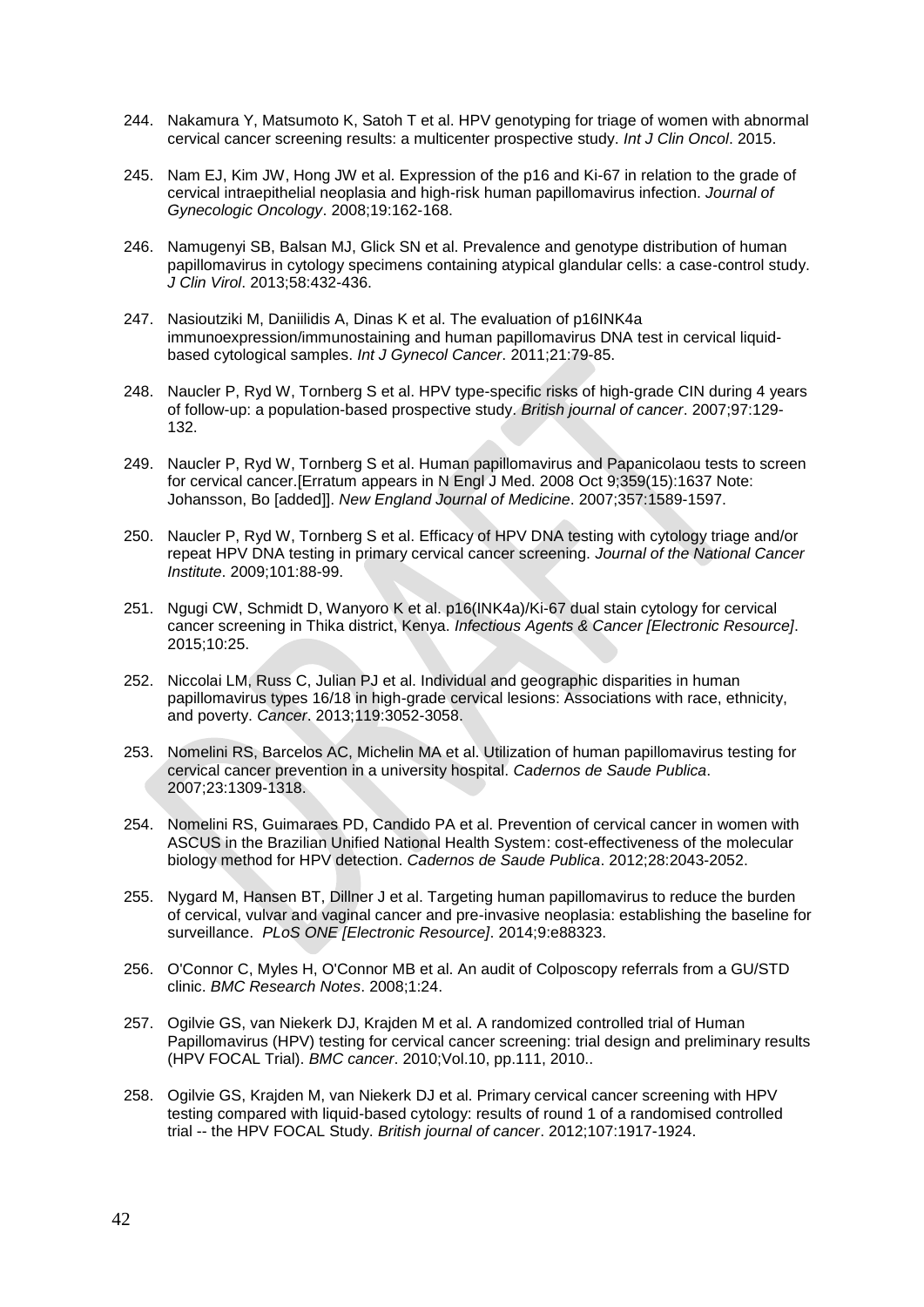244. Nakamura Y, Matsumoto K, Satoh T et al. HPV genotyping for triage of women with abnormal cervical cancer screening results: a multicenter prospective study. *Int J Clin Oncol*. 2015.

245. Nam EJ, Kim JW, Hong JW et al. Expression of the p16 and Ki-67 in relation to the grade of cervical intraepithelial neoplasia and high-risk human papillomavirus infection. *Journal of Gynecologic Oncology*. 2008;19:162-168.

246. Namugenyi SB, Balsan MJ, Glick SN et al. Prevalence and genotype distribution of human papillomavirus in cytology specimens containing atypical glandular cells: a case-control study. *J Clin Virol*. 2013;58:432-436.

247. Nasioutziki M, Daniilidis A, Dinas K et al. The evaluation of p16INK4a immunoexpression/immunostaining and human papillomavirus DNA test in cervical liquid-based cytological samples. *Int J Gynecol Cancer*. 2011;21:79-85.

248. Naucler P, Ryd W, Tornberg S et al. HPV type-specific risks of high-grade CIN during 4 years of follow-up: a population-based prospective study. *British journal of cancer*. 2007;97:129-132.

249. Naucler P, Ryd W, Tornberg S et al. Human papillomavirus and Papanicolaou tests to screen for cervical cancer.[Erratum appears in N Engl J Med. 2008 Oct 9;359(15):1637 Note: Johansson, Bo [added]]. *New England Journal of Medicine*. 2007;357:1589-1597.

250. Naucler P, Ryd W, Tornberg S et al. Efficacy of HPV DNA testing with cytology triage and/or repeat HPV DNA testing in primary cervical cancer screening. *Journal of the National Cancer Institute*. 2009;101:88-99.

251. Ngugi CW, Schmidt D, Wanyoro K et al. p16(INK4a)/Ki-67 dual stain cytology for cervical cancer screening in Thika district, Kenya. *Infectious Agents & Cancer [Electronic Resource]*. 2015;10:25.

252. Niccolai LM, Russ C, Julian PJ et al. Individual and geographic disparities in human papillomavirus types 16/18 in high-grade cervical lesions: Associations with race, ethnicity, and poverty. *Cancer*. 2013;119:3052-3058.

253. Nomelini RS, Barcelos AC, Michelin MA et al. Utilization of human papillomavirus testing for cervical cancer prevention in a university hospital. *Cadernos de Saude Publica*. 2007;23:1309-1318.

254. Nomelini RS, Guimaraes PD, Candido PA et al. Prevention of cervical cancer in women with ASCUS in the Brazilian Unified National Health System: cost-effectiveness of the molecular biology method for HPV detection. *Cadernos de Saude Publica*. 2012;28:2043-2052.

255. Nygard M, Hansen BT, Dillner J et al. Targeting human papillomavirus to reduce the burden of cervical, vulvar and vaginal cancer and pre-invasive neoplasia: establishing the baseline for surveillance. *PLoS ONE [Electronic Resource]*. 2014;9:e88323.

256. O'Connor C, Myles H, O'Connor MB et al. An audit of Colposcopy referrals from a GU/STD clinic. *BMC Research Notes*. 2008;1:24.

257. Ogilvie GS, van Niekerk DJ, Krajden M et al. A randomized controlled trial of Human Papillomavirus (HPV) testing for cervical cancer screening: trial design and preliminary results (HPV FOCAL Trial). *BMC cancer*. 2010;Vol.10, pp.111, 2010..

258. Ogilvie GS, Krajden M, van Niekerk DJ et al. Primary cervical cancer screening with HPV testing compared with liquid-based cytology: results of round 1 of a randomised controlled trial -- the HPV FOCAL Study. *British journal of cancer*. 2012;107:1917-1924.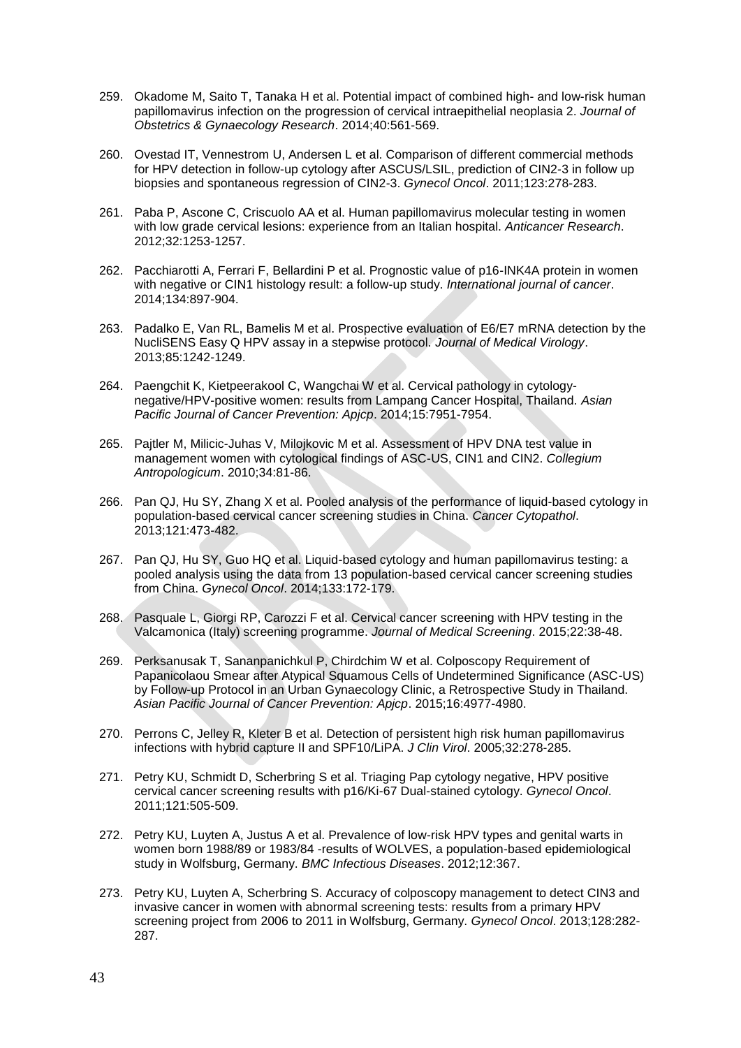259. Okadome M, Saito T, Tanaka H et al. Potential impact of combined high- and low-risk human papillomavirus infection on the progression of cervical intraepithelial neoplasia 2. *Journal of Obstetrics & Gynaecology Research*. 2014;40:561-569.

260. Ovestad IT, Vennestrom U, Andersen L et al. Comparison of different commercial methods for HPV detection in follow-up cytology after ASCUS/LSIL, prediction of CIN2-3 in follow up biopsies and spontaneous regression of CIN2-3. *Gynecol Oncol*. 2011;123:278-283.

261. Paba P, Ascone C, Criscuolo AA et al. Human papillomavirus molecular testing in women with low grade cervical lesions: experience from an Italian hospital. *Anticancer Research*. 2012;32:1253-1257.

262. Pacchiarotti A, Ferrari F, Bellardini P et al. Prognostic value of p16-INK4A protein in women with negative or CIN1 histology result: a follow-up study. *International journal of cancer*. 2014;134:897-904.

263. Padalko E, Van RL, Bamelis M et al. Prospective evaluation of E6/E7 mRNA detection by the NucliSENS Easy Q HPV assay in a stepwise protocol. *Journal of Medical Virology*. 2013;85:1242-1249.

264. Paengchit K, Kietpeerakool C, Wangchai W et al. Cervical pathology in cytology-negative/HPV-positive women: results from Lampang Cancer Hospital, Thailand. *Asian Pacific Journal of Cancer Prevention: Apjcp*. 2014;15:7951-7954.

265. Pajtler M, Milicic-Juhas V, Milojkovic M et al. Assessment of HPV DNA test value in management women with cytological findings of ASC-US, CIN1 and CIN2. *Collegium Antropologicum*. 2010;34:81-86.

266. Pan QJ, Hu SY, Zhang X et al. Pooled analysis of the performance of liquid-based cytology in population-based cervical cancer screening studies in China. *Cancer Cytopathol*. 2013;121:473-482.

267. Pan QJ, Hu SY, Guo HQ et al. Liquid-based cytology and human papillomavirus testing: a pooled analysis using the data from 13 population-based cervical cancer screening studies from China. *Gynecol Oncol*. 2014;133:172-179.

268. Pasquale L, Giorgi RP, Carozzi F et al. Cervical cancer screening with HPV testing in the Valcamonica (Italy) screening programme. *Journal of Medical Screening*. 2015;22:38-48.

269. Perksanusak T, Sananpanichkul P, Chirdchim W et al. Colposcopy Requirement of Papanicolaou Smear after Atypical Squamous Cells of Undetermined Significance (ASC-US) by Follow-up Protocol in an Urban Gynaecology Clinic, a Retrospective Study in Thailand. *Asian Pacific Journal of Cancer Prevention: Apjcp*. 2015;16:4977-4980.

270. Perrons C, Jelley R, Kleter B et al. Detection of persistent high risk human papillomavirus infections with hybrid capture II and SPF10/LiPA. *J Clin Virol*. 2005;32:278-285.

271. Petry KU, Schmidt D, Scherbring S et al. Triaging Pap cytology negative, HPV positive cervical cancer screening results with p16/Ki-67 Dual-stained cytology. *Gynecol Oncol*. 2011;121:505-509.

272. Petry KU, Luyten A, Justus A et al. Prevalence of low-risk HPV types and genital warts in women born 1988/89 or 1983/84 -results of WOLVES, a population-based epidemiological study in Wolfsburg, Germany. *BMC Infectious Diseases*. 2012;12:367.

273. Petry KU, Luyten A, Scherbring S. Accuracy of colposcopy management to detect CIN3 and invasive cancer in women with abnormal screening tests: results from a primary HPV screening project from 2006 to 2011 in Wolfsburg, Germany. *Gynecol Oncol*. 2013;128:282-287.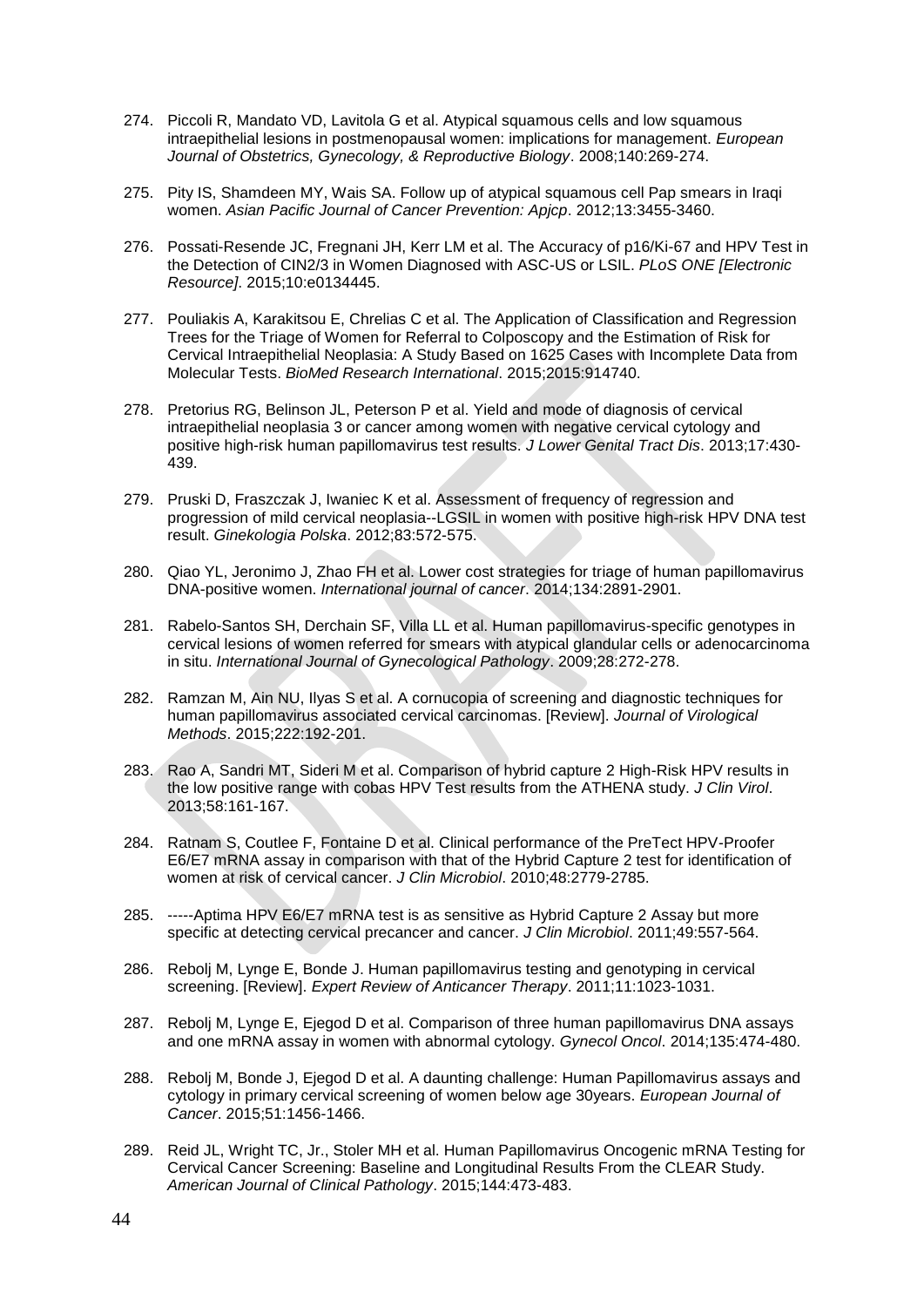274. Piccoli R, Mandato VD, Lavitola G et al. Atypical squamous cells and low squamous intraepithelial lesions in postmenopausal women: implications for management. *European Journal of Obstetrics, Gynecology, & Reproductive Biology*. 2008;140:269-274.

275. Pity IS, Shamdeen MY, Wais SA. Follow up of atypical squamous cell Pap smears in Iraqi women. *Asian Pacific Journal of Cancer Prevention: Apjcp*. 2012;13:3455-3460.

276. Possati-Resende JC, Fregnani JH, Kerr LM et al. The Accuracy of p16/Ki-67 and HPV Test in the Detection of CIN2/3 in Women Diagnosed with ASC-US or LSIL. *PLoS ONE [Electronic Resource]*. 2015;10:e0134445.

277. Pouliakis A, Karakitsou E, Chrelias C et al. The Application of Classification and Regression Trees for the Triage of Women for Referral to Colposcopy and the Estimation of Risk for Cervical Intraepithelial Neoplasia: A Study Based on 1625 Cases with Incomplete Data from Molecular Tests. *BioMed Research International*. 2015;2015:914740.

278. Pretorius RG, Belinson JL, Peterson P et al. Yield and mode of diagnosis of cervical intraepithelial neoplasia 3 or cancer among women with negative cervical cytology and positive high-risk human papillomavirus test results. *J Lower Genital Tract Dis*. 2013;17:430-439.

279. Pruski D, Fraszczak J, Iwaniec K et al. Assessment of frequency of regression and progression of mild cervical neoplasia--LGSIL in women with positive high-risk HPV DNA test result. *Ginekologia Polska*. 2012;83:572-575.

280. Qiao YL, Jeronimo J, Zhao FH et al. Lower cost strategies for triage of human papillomavirus DNA-positive women. *International journal of cancer*. 2014;134:2891-2901.

281. Rabelo-Santos SH, Derchain SF, Villa LL et al. Human papillomavirus-specific genotypes in cervical lesions of women referred for smears with atypical glandular cells or adenocarcinoma in situ. *International Journal of Gynecological Pathology*. 2009;28:272-278.

282. Ramzan M, Ain NU, Ilyas S et al. A cornucopia of screening and diagnostic techniques for human papillomavirus associated cervical carcinomas. [Review]. *Journal of Virological Methods*. 2015;222:192-201.

283. Rao A, Sandri MT, Sideri M et al. Comparison of hybrid capture 2 High-Risk HPV results in the low positive range with cobas HPV Test results from the ATHENA study. *J Clin Virol*. 2013;58:161-167.

284. Ratnam S, Coutlee F, Fontaine D et al. Clinical performance of the PreTect HPV-Proofer E6/E7 mRNA assay in comparison with that of the Hybrid Capture 2 test for identification of women at risk of cervical cancer. *J Clin Microbiol*. 2010;48:2779-2785.

285. -----Aptima HPV E6/E7 mRNA test is as sensitive as Hybrid Capture 2 Assay but more specific at detecting cervical precancer and cancer. *J Clin Microbiol*. 2011;49:557-564.

286. Rebolj M, Lynge E, Bonde J. Human papillomavirus testing and genotyping in cervical screening. [Review]. *Expert Review of Anticancer Therapy*. 2011;11:1023-1031.

287. Rebolj M, Lynge E, Ejegod D et al. Comparison of three human papillomavirus DNA assays and one mRNA assay in women with abnormal cytology. *Gynecol Oncol*. 2014;135:474-480.

288. Rebolj M, Bonde J, Ejegod D et al. A daunting challenge: Human Papillomavirus assays and cytology in primary cervical screening of women below age 30years. *European Journal of Cancer*. 2015;51:1456-1466.

289. Reid JL, Wright TC, Jr., Stoler MH et al. Human Papillomavirus Oncogenic mRNA Testing for Cervical Cancer Screening: Baseline and Longitudinal Results From the CLEAR Study. *American Journal of Clinical Pathology*. 2015;144:473-483.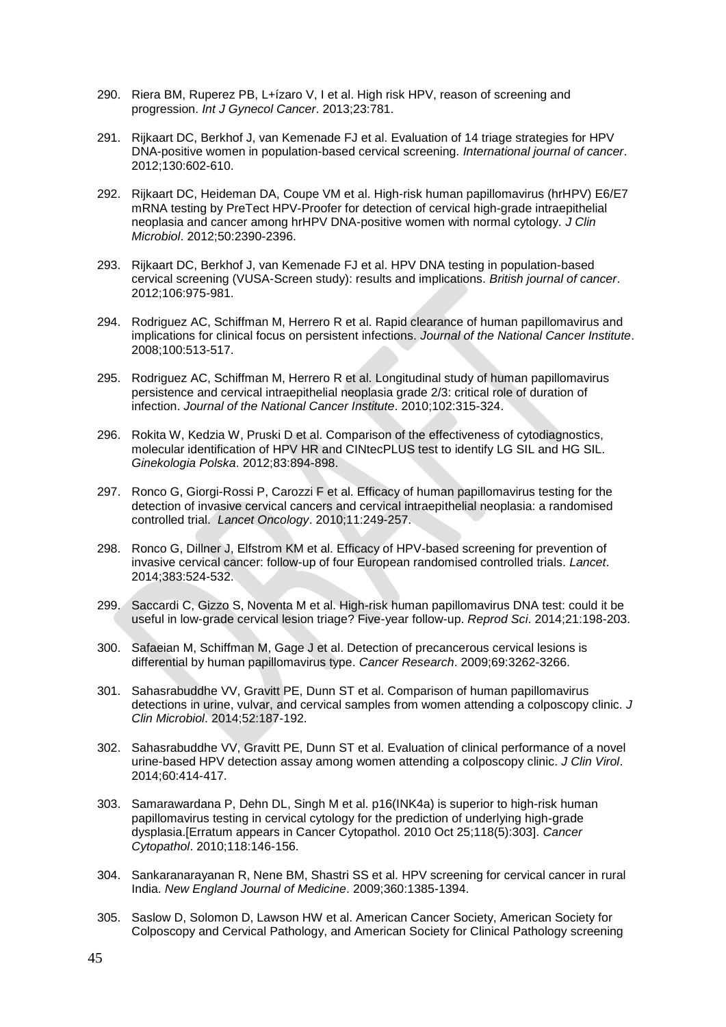290. Riera BM, Ruperez PB, L+ízaro V, I et al. High risk HPV, reason of screening and progression. *Int J Gynecol Cancer*. 2013;23:781.

291. Rijkaart DC, Berkhof J, van Kemenade FJ et al. Evaluation of 14 triage strategies for HPV DNA-positive women in population-based cervical screening. *International journal of cancer*. 2012;130:602-610.

292. Rijkaart DC, Heideman DA, Coupe VM et al. High-risk human papillomavirus (hrHPV) E6/E7 mRNA testing by PreTect HPV-Proofer for detection of cervical high-grade intraepithelial neoplasia and cancer among hrHPV DNA-positive women with normal cytology. *J Clin Microbiol*. 2012;50:2390-2396.

293. Rijkaart DC, Berkhof J, van Kemenade FJ et al. HPV DNA testing in population-based cervical screening (VUSA-Screen study): results and implications. *British journal of cancer*. 2012;106:975-981.

294. Rodriguez AC, Schiffman M, Herrero R et al. Rapid clearance of human papillomavirus and implications for clinical focus on persistent infections. *Journal of the National Cancer Institute*. 2008;100:513-517.

295. Rodriguez AC, Schiffman M, Herrero R et al. Longitudinal study of human papillomavirus persistence and cervical intraepithelial neoplasia grade 2/3: critical role of duration of infection. *Journal of the National Cancer Institute*. 2010;102:315-324.

296. Rokita W, Kedzia W, Pruski D et al. Comparison of the effectiveness of cytodiagnostics, molecular identification of HPV HR and CINtecPLUS test to identify LG SIL and HG SIL. *Ginekologia Polska*. 2012;83:894-898.

297. Ronco G, Giorgi-Rossi P, Carozzi F et al. Efficacy of human papillomavirus testing for the detection of invasive cervical cancers and cervical intraepithelial neoplasia: a randomised controlled trial. *Lancet Oncology*. 2010;11:249-257.

298. Ronco G, Dillner J, Elfstrom KM et al. Efficacy of HPV-based screening for prevention of invasive cervical cancer: follow-up of four European randomised controlled trials. *Lancet*. 2014;383:524-532.

299. Saccardi C, Gizzo S, Noventa M et al. High-risk human papillomavirus DNA test: could it be useful in low-grade cervical lesion triage? Five-year follow-up. *Reprod Sci*. 2014;21:198-203.

300. Safaeian M, Schiffman M, Gage J et al. Detection of precancerous cervical lesions is differential by human papillomavirus type. *Cancer Research*. 2009;69:3262-3266.

301. Sahasrabuddhe VV, Gravitt PE, Dunn ST et al. Comparison of human papillomavirus detections in urine, vulvar, and cervical samples from women attending a colposcopy clinic. *J Clin Microbiol*. 2014;52:187-192.

302. Sahasrabuddhe VV, Gravitt PE, Dunn ST et al. Evaluation of clinical performance of a novel urine-based HPV detection assay among women attending a colposcopy clinic. *J Clin Virol*. 2014;60:414-417.

303. Samarawardana P, Dehn DL, Singh M et al. p16(INK4a) is superior to high-risk human papillomavirus testing in cervical cytology for the prediction of underlying high-grade dysplasia.[Erratum appears in Cancer Cytopathol. 2010 Oct 25;118(5):303]. *Cancer Cytopathol*. 2010;118:146-156.

304. Sankaranarayanan R, Nene BM, Shastri SS et al. HPV screening for cervical cancer in rural India. *New England Journal of Medicine*. 2009;360:1385-1394.

305. Saslow D, Solomon D, Lawson HW et al. American Cancer Society, American Society for Colposcopy and Cervical Pathology, and American Society for Clinical Pathology screening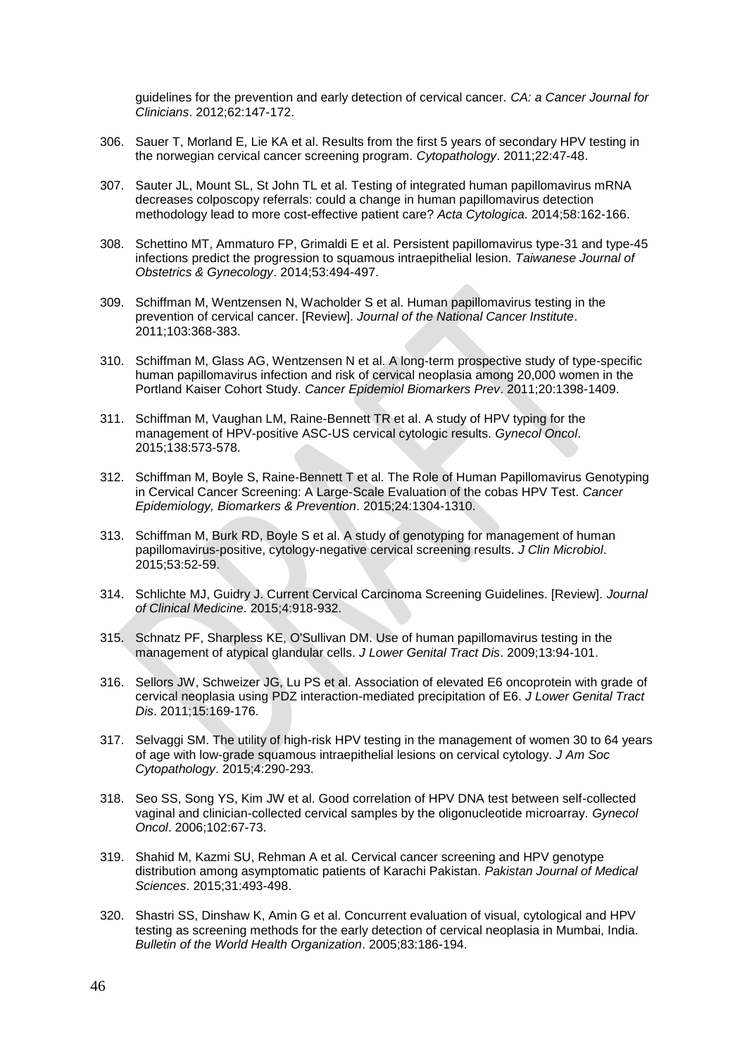guidelines for the prevention and early detection of cervical cancer. *CA: a Cancer Journal for Clinicians*. 2012;62:147-172.

306. Sauer T, Morland E, Lie KA et al. Results from the first 5 years of secondary HPV testing in the norwegian cervical cancer screening program. *Cytopathology*. 2011;22:47-48.

307. Sauter JL, Mount SL, St John TL et al. Testing of integrated human papillomavirus mRNA decreases colposcopy referrals: could a change in human papillomavirus detection methodology lead to more cost-effective patient care? *Acta Cytologica*. 2014;58:162-166.

308. Schettino MT, Ammaturo FP, Grimaldi E et al. Persistent papillomavirus type-31 and type-45 infections predict the progression to squamous intraepithelial lesion. *Taiwanese Journal of Obstetrics & Gynecology*. 2014;53:494-497.

309. Schiffman M, Wentzensen N, Wacholder S et al. Human papillomavirus testing in the prevention of cervical cancer. [Review]. *Journal of the National Cancer Institute*. 2011;103:368-383.

310. Schiffman M, Glass AG, Wentzensen N et al. A long-term prospective study of type-specific human papillomavirus infection and risk of cervical neoplasia among 20,000 women in the Portland Kaiser Cohort Study. *Cancer Epidemiol Biomarkers Prev*. 2011;20:1398-1409.

311. Schiffman M, Vaughan LM, Raine-Bennett TR et al. A study of HPV typing for the management of HPV-positive ASC-US cervical cytologic results. *Gynecol Oncol*. 2015;138:573-578.

312. Schiffman M, Boyle S, Raine-Bennett T et al. The Role of Human Papillomavirus Genotyping in Cervical Cancer Screening: A Large-Scale Evaluation of the cobas HPV Test. *Cancer Epidemiology, Biomarkers & Prevention*. 2015;24:1304-1310.

313. Schiffman M, Burk RD, Boyle S et al. A study of genotyping for management of human papillomavirus-positive, cytology-negative cervical screening results. *J Clin Microbiol*. 2015;53:52-59.

314. Schlichte MJ, Guidry J. Current Cervical Carcinoma Screening Guidelines. [Review]. *Journal of Clinical Medicine*. 2015;4:918-932.

315. Schnatz PF, Sharpless KE, O'Sullivan DM. Use of human papillomavirus testing in the management of atypical glandular cells. *J Lower Genital Tract Dis*. 2009;13:94-101.

316. Sellors JW, Schweizer JG, Lu PS et al. Association of elevated E6 oncoprotein with grade of cervical neoplasia using PDZ interaction-mediated precipitation of E6. *J Lower Genital Tract Dis*. 2011;15:169-176.

317. Selvaggi SM. The utility of high-risk HPV testing in the management of women 30 to 64 years of age with low-grade squamous intraepithelial lesions on cervical cytology. *J Am Soc Cytopathology*. 2015;4:290-293.

318. Seo SS, Song YS, Kim JW et al. Good correlation of HPV DNA test between self-collected vaginal and clinician-collected cervical samples by the oligonucleotide microarray. *Gynecol Oncol*. 2006;102:67-73.

319. Shahid M, Kazmi SU, Rehman A et al. Cervical cancer screening and HPV genotype distribution among asymptomatic patients of Karachi Pakistan. *Pakistan Journal of Medical Sciences*. 2015;31:493-498.

320. Shastri SS, Dinshaw K, Amin G et al. Concurrent evaluation of visual, cytological and HPV testing as screening methods for the early detection of cervical neoplasia in Mumbai, India. *Bulletin of the World Health Organization*. 2005;83:186-194.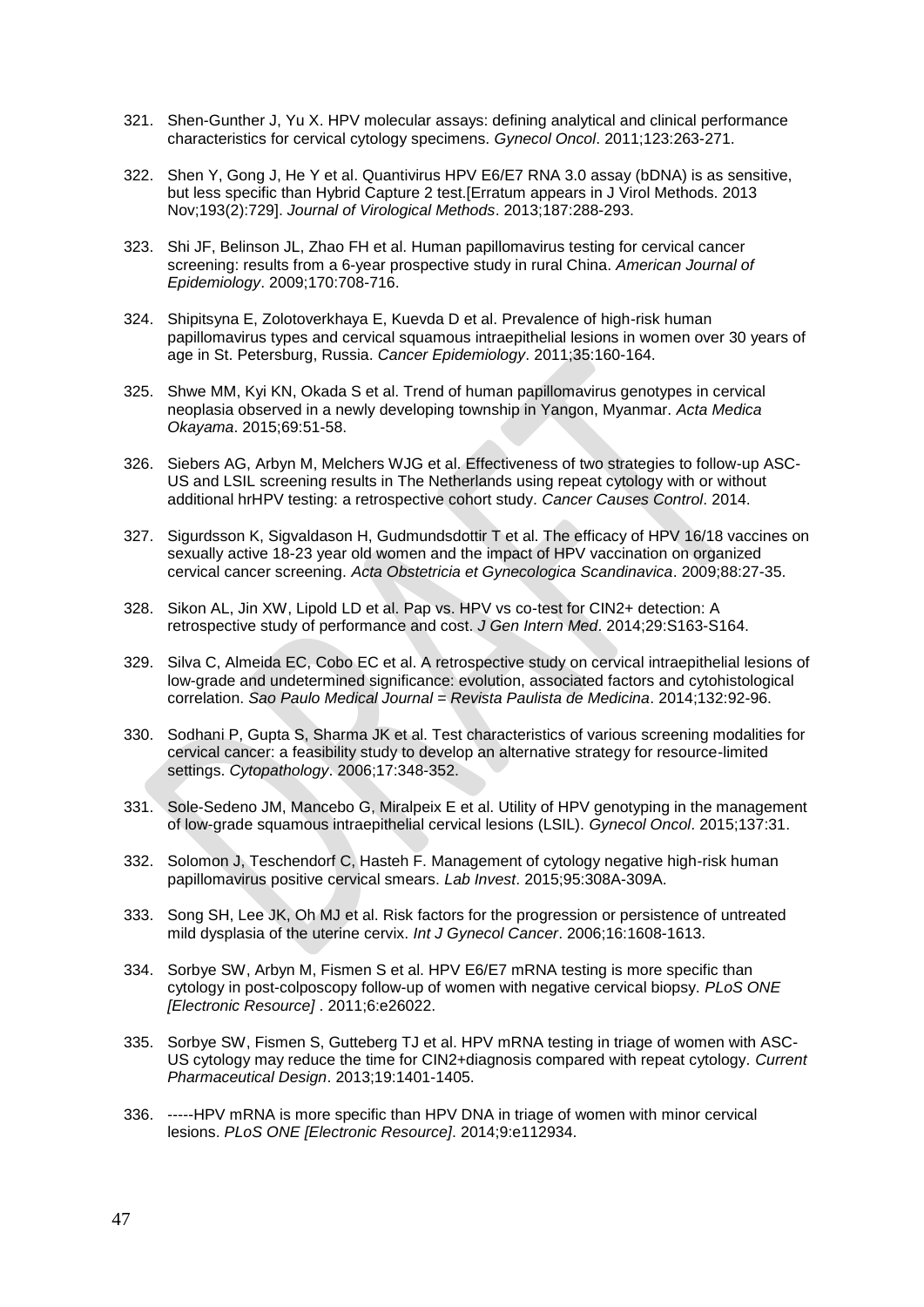321. Shen-Gunther J, Yu X. HPV molecular assays: defining analytical and clinical performance characteristics for cervical cytology specimens. *Gynecol Oncol*. 2011;123:263-271.

322. Shen Y, Gong J, He Y et al. Quantivirus HPV E6/E7 RNA 3.0 assay (bDNA) is as sensitive, but less specific than Hybrid Capture 2 test.[Erratum appears in J Virol Methods. 2013 Nov;193(2):729]. *Journal of Virological Methods*. 2013;187:288-293.

323. Shi JF, Belinson JL, Zhao FH et al. Human papillomavirus testing for cervical cancer screening: results from a 6-year prospective study in rural China. *American Journal of Epidemiology*. 2009;170:708-716.

324. Shipitsyna E, Zolotoverkhaya E, Kuevda D et al. Prevalence of high-risk human papillomavirus types and cervical squamous intraepithelial lesions in women over 30 years of age in St. Petersburg, Russia. *Cancer Epidemiology*. 2011;35:160-164.

325. Shwe MM, Kyi KN, Okada S et al. Trend of human papillomavirus genotypes in cervical neoplasia observed in a newly developing township in Yangon, Myanmar. *Acta Medica Okayama*. 2015;69:51-58.

326. Siebers AG, Arbyn M, Melchers WJG et al. Effectiveness of two strategies to follow-up ASC-US and LSIL screening results in The Netherlands using repeat cytology with or without additional hrHPV testing: a retrospective cohort study. *Cancer Causes Control*. 2014.

327. Sigurdsson K, Sigvaldason H, Gudmundsdottir T et al. The efficacy of HPV 16/18 vaccines on sexually active 18-23 year old women and the impact of HPV vaccination on organized cervical cancer screening. *Acta Obstetricia et Gynecologica Scandinavica*. 2009;88:27-35.

328. Sikon AL, Jin XW, Lipold LD et al. Pap vs. HPV vs co-test for CIN2+ detection: A retrospective study of performance and cost. *J Gen Intern Med*. 2014;29:S163-S164.

329. Silva C, Almeida EC, Cobo EC et al. A retrospective study on cervical intraepithelial lesions of low-grade and undetermined significance: evolution, associated factors and cytohistological correlation. *Sao Paulo Medical Journal = Revista Paulista de Medicina*. 2014;132:92-96.

330. Sodhani P, Gupta S, Sharma JK et al. Test characteristics of various screening modalities for cervical cancer: a feasibility study to develop an alternative strategy for resource-limited settings. *Cytopathology*. 2006;17:348-352.

331. Sole-Sedeno JM, Mancebo G, Miralpeix E et al. Utility of HPV genotyping in the management of low-grade squamous intraepithelial cervical lesions (LSIL). *Gynecol Oncol*. 2015;137:31.

332. Solomon J, Teschendorf C, Hasteh F. Management of cytology negative high-risk human papillomavirus positive cervical smears. *Lab Invest*. 2015;95:308A-309A.

333. Song SH, Lee JK, Oh MJ et al. Risk factors for the progression or persistence of untreated mild dysplasia of the uterine cervix. *Int J Gynecol Cancer*. 2006;16:1608-1613.

334. Sorbye SW, Arbyn M, Fismen S et al. HPV E6/E7 mRNA testing is more specific than cytology in post-colposcopy follow-up of women with negative cervical biopsy. *PLoS ONE [Electronic Resource]* . 2011;6:e26022.

335. Sorbye SW, Fismen S, Gutteberg TJ et al. HPV mRNA testing in triage of women with ASC-US cytology may reduce the time for CIN2+diagnosis compared with repeat cytology. *Current Pharmaceutical Design*. 2013;19:1401-1405.

336. -----HPV mRNA is more specific than HPV DNA in triage of women with minor cervical lesions. *PLoS ONE [Electronic Resource]*. 2014;9:e112934.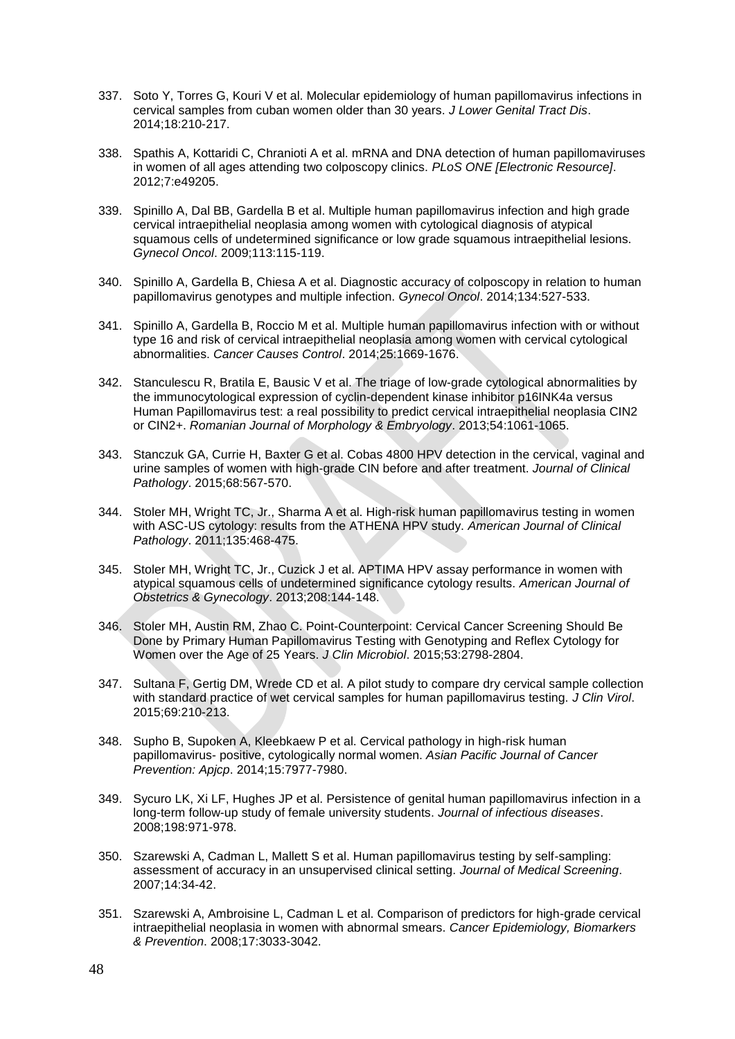337. Soto Y, Torres G, Kouri V et al. Molecular epidemiology of human papillomavirus infections in cervical samples from cuban women older than 30 years. *J Lower Genital Tract Dis*. 2014;18:210-217.

338. Spathis A, Kottaridi C, Chranioti A et al. mRNA and DNA detection of human papillomaviruses in women of all ages attending two colposcopy clinics. *PLoS ONE [Electronic Resource]*. 2012;7:e49205.

339. Spinillo A, Dal BB, Gardella B et al. Multiple human papillomavirus infection and high grade cervical intraepithelial neoplasia among women with cytological diagnosis of atypical squamous cells of undetermined significance or low grade squamous intraepithelial lesions. *Gynecol Oncol*. 2009;113:115-119.

340. Spinillo A, Gardella B, Chiesa A et al. Diagnostic accuracy of colposcopy in relation to human papillomavirus genotypes and multiple infection. *Gynecol Oncol*. 2014;134:527-533.

341. Spinillo A, Gardella B, Roccio M et al. Multiple human papillomavirus infection with or without type 16 and risk of cervical intraepithelial neoplasia among women with cervical cytological abnormalities. *Cancer Causes Control*. 2014;25:1669-1676.

342. Stanculescu R, Bratila E, Bausic V et al. The triage of low-grade cytological abnormalities by the immunocytological expression of cyclin-dependent kinase inhibitor p16INK4a versus Human Papillomavirus test: a real possibility to predict cervical intraepithelial neoplasia CIN2 or CIN2+. *Romanian Journal of Morphology & Embryology*. 2013;54:1061-1065.

343. Stanczuk GA, Currie H, Baxter G et al. Cobas 4800 HPV detection in the cervical, vaginal and urine samples of women with high-grade CIN before and after treatment. *Journal of Clinical Pathology*. 2015;68:567-570.

344. Stoler MH, Wright TC, Jr., Sharma A et al. High-risk human papillomavirus testing in women with ASC-US cytology: results from the ATHENA HPV study. *American Journal of Clinical Pathology*. 2011;135:468-475.

345. Stoler MH, Wright TC, Jr., Cuzick J et al. APTIMA HPV assay performance in women with atypical squamous cells of undetermined significance cytology results. *American Journal of Obstetrics & Gynecology*. 2013;208:144-148.

346. Stoler MH, Austin RM, Zhao C. Point-Counterpoint: Cervical Cancer Screening Should Be Done by Primary Human Papillomavirus Testing with Genotyping and Reflex Cytology for Women over the Age of 25 Years. *J Clin Microbiol*. 2015;53:2798-2804.

347. Sultana F, Gertig DM, Wrede CD et al. A pilot study to compare dry cervical sample collection with standard practice of wet cervical samples for human papillomavirus testing. *J Clin Virol*. 2015;69:210-213.

348. Supho B, Supoken A, Kleebkaew P et al. Cervical pathology in high-risk human papillomavirus- positive, cytologically normal women. *Asian Pacific Journal of Cancer Prevention: Apjcp*. 2014;15:7977-7980.

349. Sycuro LK, Xi LF, Hughes JP et al. Persistence of genital human papillomavirus infection in a long-term follow-up study of female university students. *Journal of infectious diseases*. 2008;198:971-978.

350. Szarewski A, Cadman L, Mallett S et al. Human papillomavirus testing by self-sampling: assessment of accuracy in an unsupervised clinical setting. *Journal of Medical Screening*. 2007;14:34-42.

351. Szarewski A, Ambroisine L, Cadman L et al. Comparison of predictors for high-grade cervical intraepithelial neoplasia in women with abnormal smears. *Cancer Epidemiology, Biomarkers & Prevention*. 2008;17:3033-3042.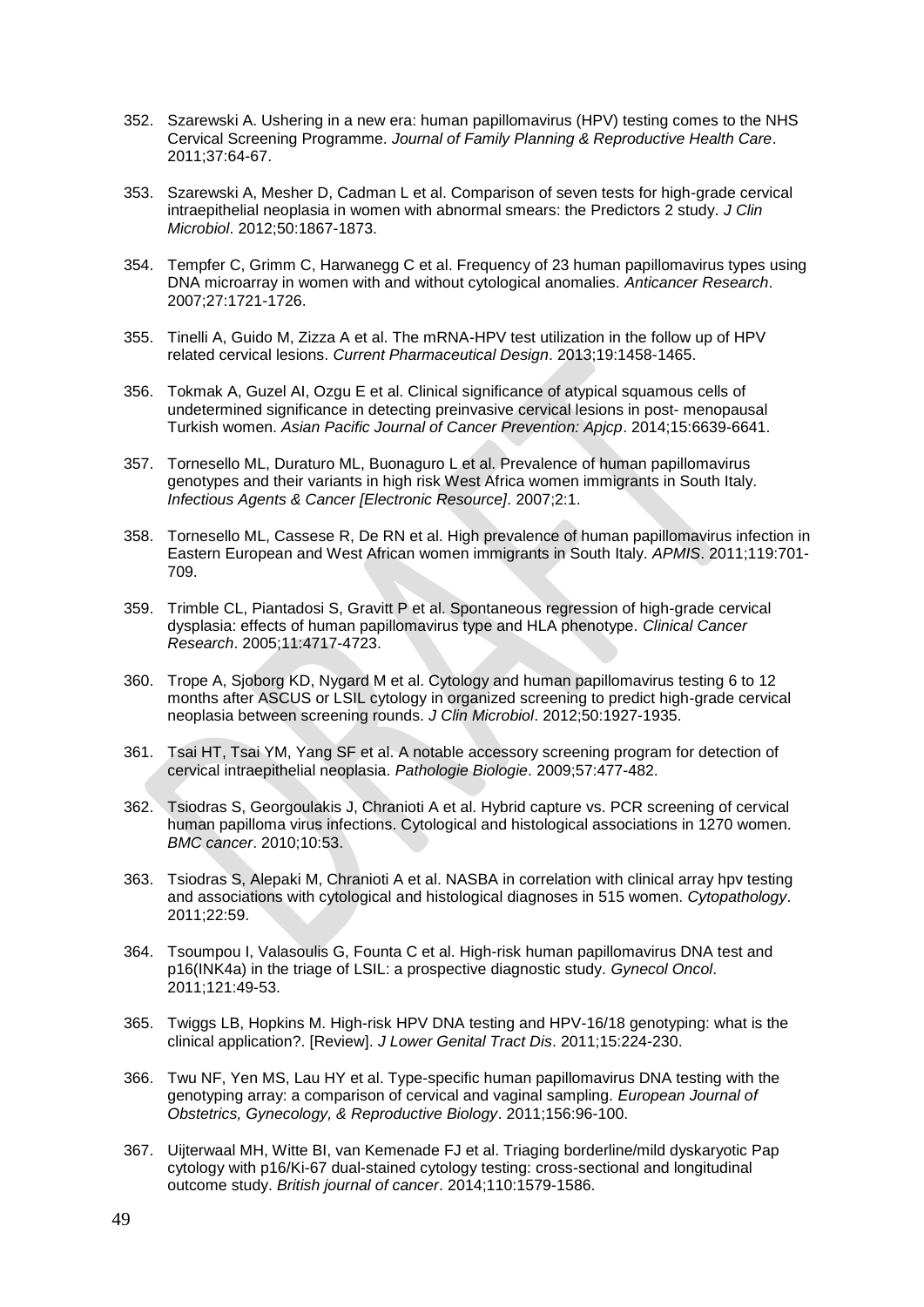352. Szarewski A. Ushering in a new era: human papillomavirus (HPV) testing comes to the NHS Cervical Screening Programme. *Journal of Family Planning & Reproductive Health Care*. 2011;37:64-67.

353. Szarewski A, Mesher D, Cadman L et al. Comparison of seven tests for high-grade cervical intraepithelial neoplasia in women with abnormal smears: the Predictors 2 study. *J Clin Microbiol*. 2012;50:1867-1873.

354. Tempfer C, Grimm C, Harwanegg C et al. Frequency of 23 human papillomavirus types using DNA microarray in women with and without cytological anomalies. *Anticancer Research*. 2007;27:1721-1726.

355. Tinelli A, Guido M, Zizza A et al. The mRNA-HPV test utilization in the follow up of HPV related cervical lesions. *Current Pharmaceutical Design*. 2013;19:1458-1465.

356. Tokmak A, Guzel AI, Ozgu E et al. Clinical significance of atypical squamous cells of undetermined significance in detecting preinvasive cervical lesions in post- menopausal Turkish women. *Asian Pacific Journal of Cancer Prevention: Apjcp*. 2014;15:6639-6641.

357. Tornesello ML, Duraturo ML, Buonaguro L et al. Prevalence of human papillomavirus genotypes and their variants in high risk West Africa women immigrants in South Italy. *Infectious Agents & Cancer [Electronic Resource]*. 2007;2:1.

358. Tornesello ML, Cassese R, De RN et al. High prevalence of human papillomavirus infection in Eastern European and West African women immigrants in South Italy. *APMIS*. 2011;119:701-709.

359. Trimble CL, Piantadosi S, Gravitt P et al. Spontaneous regression of high-grade cervical dysplasia: effects of human papillomavirus type and HLA phenotype. *Clinical Cancer Research*. 2005;11:4717-4723.

360. Trope A, Sjoborg KD, Nygard M et al. Cytology and human papillomavirus testing 6 to 12 months after ASCUS or LSIL cytology in organized screening to predict high-grade cervical neoplasia between screening rounds. *J Clin Microbiol*. 2012;50:1927-1935.

361. Tsai HT, Tsai YM, Yang SF et al. A notable accessory screening program for detection of cervical intraepithelial neoplasia. *Pathologie Biologie*. 2009;57:477-482.

362. Tsiodras S, Georgoulakis J, Chranioti A et al. Hybrid capture vs. PCR screening of cervical human papilloma virus infections. Cytological and histological associations in 1270 women. *BMC cancer*. 2010;10:53.

363. Tsiodras S, Alepaki M, Chranioti A et al. NASBA in correlation with clinical array hpv testing and associations with cytological and histological diagnoses in 515 women. *Cytopathology*. 2011;22:59.

364. Tsoumpou I, Valasoulis G, Founta C et al. High-risk human papillomavirus DNA test and p16(INK4a) in the triage of LSIL: a prospective diagnostic study. *Gynecol Oncol*. 2011;121:49-53.

365. Twiggs LB, Hopkins M. High-risk HPV DNA testing and HPV-16/18 genotyping: what is the clinical application?. [Review]. *J Lower Genital Tract Dis*. 2011;15:224-230.

366. Twu NF, Yen MS, Lau HY et al. Type-specific human papillomavirus DNA testing with the genotyping array: a comparison of cervical and vaginal sampling. *European Journal of Obstetrics, Gynecology, & Reproductive Biology*. 2011;156:96-100.

367. Uijterwaal MH, Witte BI, van Kemenade FJ et al. Triaging borderline/mild dyskaryotic Pap cytology with p16/Ki-67 dual-stained cytology testing: cross-sectional and longitudinal outcome study. *British journal of cancer*. 2014;110:1579-1586.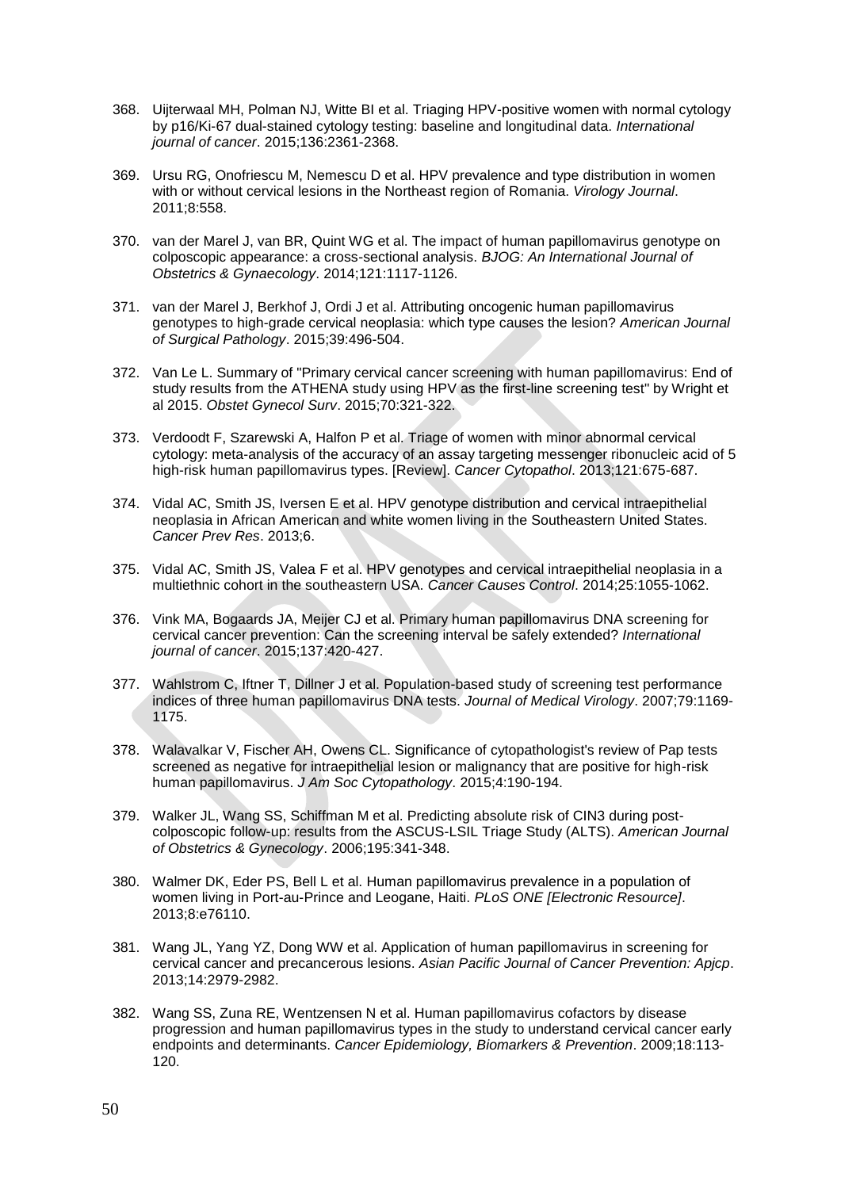368. Uijterwaal MH, Polman NJ, Witte BI et al. Triaging HPV-positive women with normal cytology by p16/Ki-67 dual-stained cytology testing: baseline and longitudinal data. *International journal of cancer*. 2015;136:2361-2368.

369. Ursu RG, Onofriescu M, Nemescu D et al. HPV prevalence and type distribution in women with or without cervical lesions in the Northeast region of Romania. *Virology Journal*. 2011;8:558.

370. van der Marel J, van BR, Quint WG et al. The impact of human papillomavirus genotype on colposcopic appearance: a cross-sectional analysis. *BJOG: An International Journal of Obstetrics & Gynaecology*. 2014;121:1117-1126.

371. van der Marel J, Berkhof J, Ordi J et al. Attributing oncogenic human papillomavirus genotypes to high-grade cervical neoplasia: which type causes the lesion? *American Journal of Surgical Pathology*. 2015;39:496-504.

372. Van Le L. Summary of "Primary cervical cancer screening with human papillomavirus: End of study results from the ATHENA study using HPV as the first-line screening test" by Wright et al 2015. *Obstet Gynecol Surv*. 2015;70:321-322.

373. Verdoodt F, Szarewski A, Halfon P et al. Triage of women with minor abnormal cervical cytology: meta-analysis of the accuracy of an assay targeting messenger ribonucleic acid of 5 high-risk human papillomavirus types. [Review]. *Cancer Cytopathol*. 2013;121:675-687.

374. Vidal AC, Smith JS, Iversen E et al. HPV genotype distribution and cervical intraepithelial neoplasia in African American and white women living in the Southeastern United States. *Cancer Prev Res*. 2013;6.

375. Vidal AC, Smith JS, Valea F et al. HPV genotypes and cervical intraepithelial neoplasia in a multiethnic cohort in the southeastern USA. *Cancer Causes Control*. 2014;25:1055-1062.

376. Vink MA, Bogaards JA, Meijer CJ et al. Primary human papillomavirus DNA screening for cervical cancer prevention: Can the screening interval be safely extended? *International journal of cancer*. 2015;137:420-427.

377. Wahlstrom C, Iftner T, Dillner J et al. Population-based study of screening test performance indices of three human papillomavirus DNA tests. *Journal of Medical Virology*. 2007;79:1169-1175.

378. Walavalkar V, Fischer AH, Owens CL. Significance of cytopathologist's review of Pap tests screened as negative for intraepithelial lesion or malignancy that are positive for high-risk human papillomavirus. *J Am Soc Cytopathology*. 2015;4:190-194.

379. Walker JL, Wang SS, Schiffman M et al. Predicting absolute risk of CIN3 during post-colposcopic follow-up: results from the ASCUS-LSIL Triage Study (ALTS). *American Journal of Obstetrics & Gynecology*. 2006;195:341-348.

380. Walmer DK, Eder PS, Bell L et al. Human papillomavirus prevalence in a population of women living in Port-au-Prince and Leogane, Haiti. *PLoS ONE [Electronic Resource]*. 2013;8:e76110.

381. Wang JL, Yang YZ, Dong WW et al. Application of human papillomavirus in screening for cervical cancer and precancerous lesions. *Asian Pacific Journal of Cancer Prevention: Apjcp*. 2013;14:2979-2982.

382. Wang SS, Zuna RE, Wentzensen N et al. Human papillomavirus cofactors by disease progression and human papillomavirus types in the study to understand cervical cancer early endpoints and determinants. *Cancer Epidemiology, Biomarkers & Prevention*. 2009;18:113-120.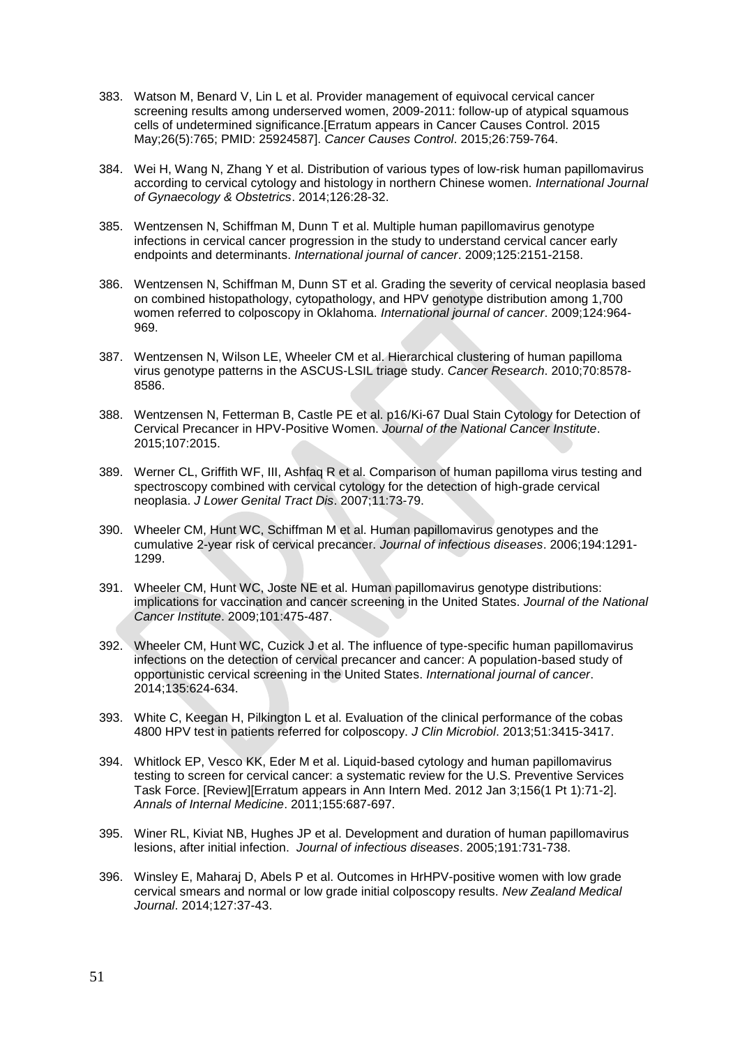383. Watson M, Benard V, Lin L et al. Provider management of equivocal cervical cancer screening results among underserved women, 2009-2011: follow-up of atypical squamous cells of undetermined significance.[Erratum appears in Cancer Causes Control. 2015 May;26(5):765; PMID: 25924587]. *Cancer Causes Control*. 2015;26:759-764.

384. Wei H, Wang N, Zhang Y et al. Distribution of various types of low-risk human papillomavirus according to cervical cytology and histology in northern Chinese women. *International Journal of Gynaecology & Obstetrics*. 2014;126:28-32.

385. Wentzensen N, Schiffman M, Dunn T et al. Multiple human papillomavirus genotype infections in cervical cancer progression in the study to understand cervical cancer early endpoints and determinants. *International journal of cancer*. 2009;125:2151-2158.

386. Wentzensen N, Schiffman M, Dunn ST et al. Grading the severity of cervical neoplasia based on combined histopathology, cytopathology, and HPV genotype distribution among 1,700 women referred to colposcopy in Oklahoma. *International journal of cancer*. 2009;124:964-969.

387. Wentzensen N, Wilson LE, Wheeler CM et al. Hierarchical clustering of human papilloma virus genotype patterns in the ASCUS-LSIL triage study. *Cancer Research*. 2010;70:8578-8586.

388. Wentzensen N, Fetterman B, Castle PE et al. p16/Ki-67 Dual Stain Cytology for Detection of Cervical Precancer in HPV-Positive Women. *Journal of the National Cancer Institute*. 2015;107:2015.

389. Werner CL, Griffith WF, III, Ashfaq R et al. Comparison of human papilloma virus testing and spectroscopy combined with cervical cytology for the detection of high-grade cervical neoplasia. *J Lower Genital Tract Dis*. 2007;11:73-79.

390. Wheeler CM, Hunt WC, Schiffman M et al. Human papillomavirus genotypes and the cumulative 2-year risk of cervical precancer. *Journal of infectious diseases*. 2006;194:1291-1299.

391. Wheeler CM, Hunt WC, Joste NE et al. Human papillomavirus genotype distributions: implications for vaccination and cancer screening in the United States. *Journal of the National Cancer Institute*. 2009;101:475-487.

392. Wheeler CM, Hunt WC, Cuzick J et al. The influence of type-specific human papillomavirus infections on the detection of cervical precancer and cancer: A population-based study of opportunistic cervical screening in the United States. *International journal of cancer*. 2014;135:624-634.

393. White C, Keegan H, Pilkington L et al. Evaluation of the clinical performance of the cobas 4800 HPV test in patients referred for colposcopy. *J Clin Microbiol*. 2013;51:3415-3417.

394. Whitlock EP, Vesco KK, Eder M et al. Liquid-based cytology and human papillomavirus testing to screen for cervical cancer: a systematic review for the U.S. Preventive Services Task Force. [Review][Erratum appears in Ann Intern Med. 2012 Jan 3;156(1 Pt 1):71-2]. *Annals of Internal Medicine*. 2011;155:687-697.

395. Winer RL, Kiviat NB, Hughes JP et al. Development and duration of human papillomavirus lesions, after initial infection. *Journal of infectious diseases*. 2005;191:731-738.

396. Winsley E, Maharaj D, Abels P et al. Outcomes in HrHPV-positive women with low grade cervical smears and normal or low grade initial colposcopy results. *New Zealand Medical Journal*. 2014;127:37-43.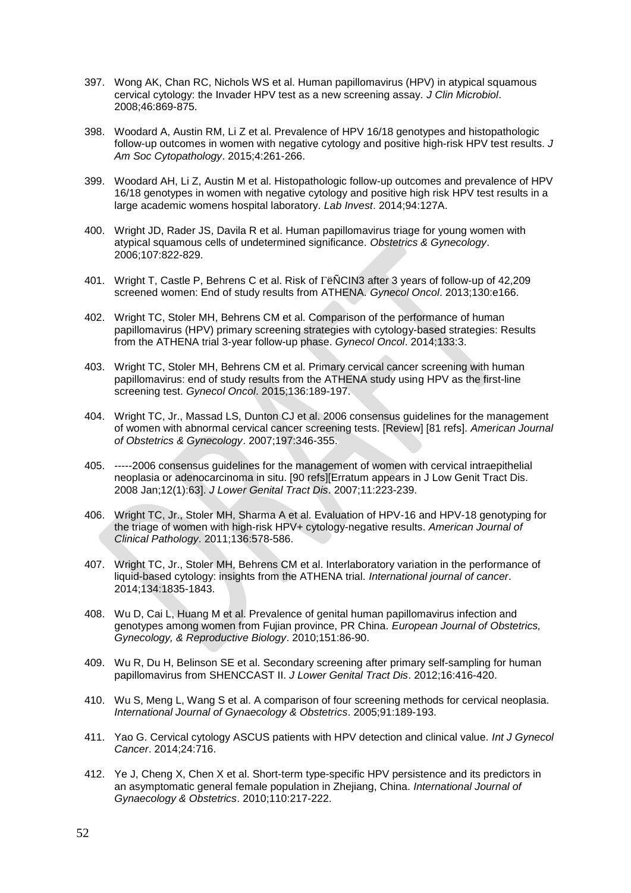397. Wong AK, Chan RC, Nichols WS et al. Human papillomavirus (HPV) in atypical squamous cervical cytology: the Invader HPV test as a new screening assay. *J Clin Microbiol*. 2008;46:869-875.

398. Woodard A, Austin RM, Li Z et al. Prevalence of HPV 16/18 genotypes and histopathologic follow-up outcomes in women with negative cytology and positive high-risk HPV test results. *J Am Soc Cytopathology*. 2015;4:261-266.

399. Woodard AH, Li Z, Austin M et al. Histopathologic follow-up outcomes and prevalence of HPV 16/18 genotypes in women with negative cytology and positive high risk HPV test results in a large academic womens hospital laboratory. *Lab Invest*. 2014;94:127A.

400. Wright JD, Rader JS, Davila R et al. Human papillomavirus triage for young women with atypical squamous cells of undetermined significance. *Obstetrics & Gynecology*. 2006;107:822-829.

401. Wright T, Castle P, Behrens C et al. Risk of ΓëÑCIN3 after 3 years of follow-up of 42,209 screened women: End of study results from ATHENA. *Gynecol Oncol*. 2013;130:e166.

402. Wright TC, Stoler MH, Behrens CM et al. Comparison of the performance of human papillomavirus (HPV) primary screening strategies with cytology-based strategies: Results from the ATHENA trial 3-year follow-up phase. *Gynecol Oncol*. 2014;133:3.

403. Wright TC, Stoler MH, Behrens CM et al. Primary cervical cancer screening with human papillomavirus: end of study results from the ATHENA study using HPV as the first-line screening test. *Gynecol Oncol*. 2015;136:189-197.

404. Wright TC, Jr., Massad LS, Dunton CJ et al. 2006 consensus guidelines for the management of women with abnormal cervical cancer screening tests. [Review] [81 refs]. *American Journal of Obstetrics & Gynecology*. 2007;197:346-355.

405. -----2006 consensus guidelines for the management of women with cervical intraepithelial neoplasia or adenocarcinoma in situ. [90 refs][Erratum appears in J Low Genit Tract Dis. 2008 Jan;12(1):63]. *J Lower Genital Tract Dis*. 2007;11:223-239.

406. Wright TC, Jr., Stoler MH, Sharma A et al. Evaluation of HPV-16 and HPV-18 genotyping for the triage of women with high-risk HPV+ cytology-negative results. *American Journal of Clinical Pathology*. 2011;136:578-586.

407. Wright TC, Jr., Stoler MH, Behrens CM et al. Interlaboratory variation in the performance of liquid-based cytology: insights from the ATHENA trial. *International journal of cancer*. 2014;134:1835-1843.

408. Wu D, Cai L, Huang M et al. Prevalence of genital human papillomavirus infection and genotypes among women from Fujian province, PR China. *European Journal of Obstetrics, Gynecology, & Reproductive Biology*. 2010;151:86-90.

409. Wu R, Du H, Belinson SE et al. Secondary screening after primary self-sampling for human papillomavirus from SHENCCAST II. *J Lower Genital Tract Dis*. 2012;16:416-420.

410. Wu S, Meng L, Wang S et al. A comparison of four screening methods for cervical neoplasia. *International Journal of Gynaecology & Obstetrics*. 2005;91:189-193.

411. Yao G. Cervical cytology ASCUS patients with HPV detection and clinical value. *Int J Gynecol Cancer*. 2014;24:716.

412. Ye J, Cheng X, Chen X et al. Short-term type-specific HPV persistence and its predictors in an asymptomatic general female population in Zhejiang, China. *International Journal of Gynaecology & Obstetrics*. 2010;110:217-222.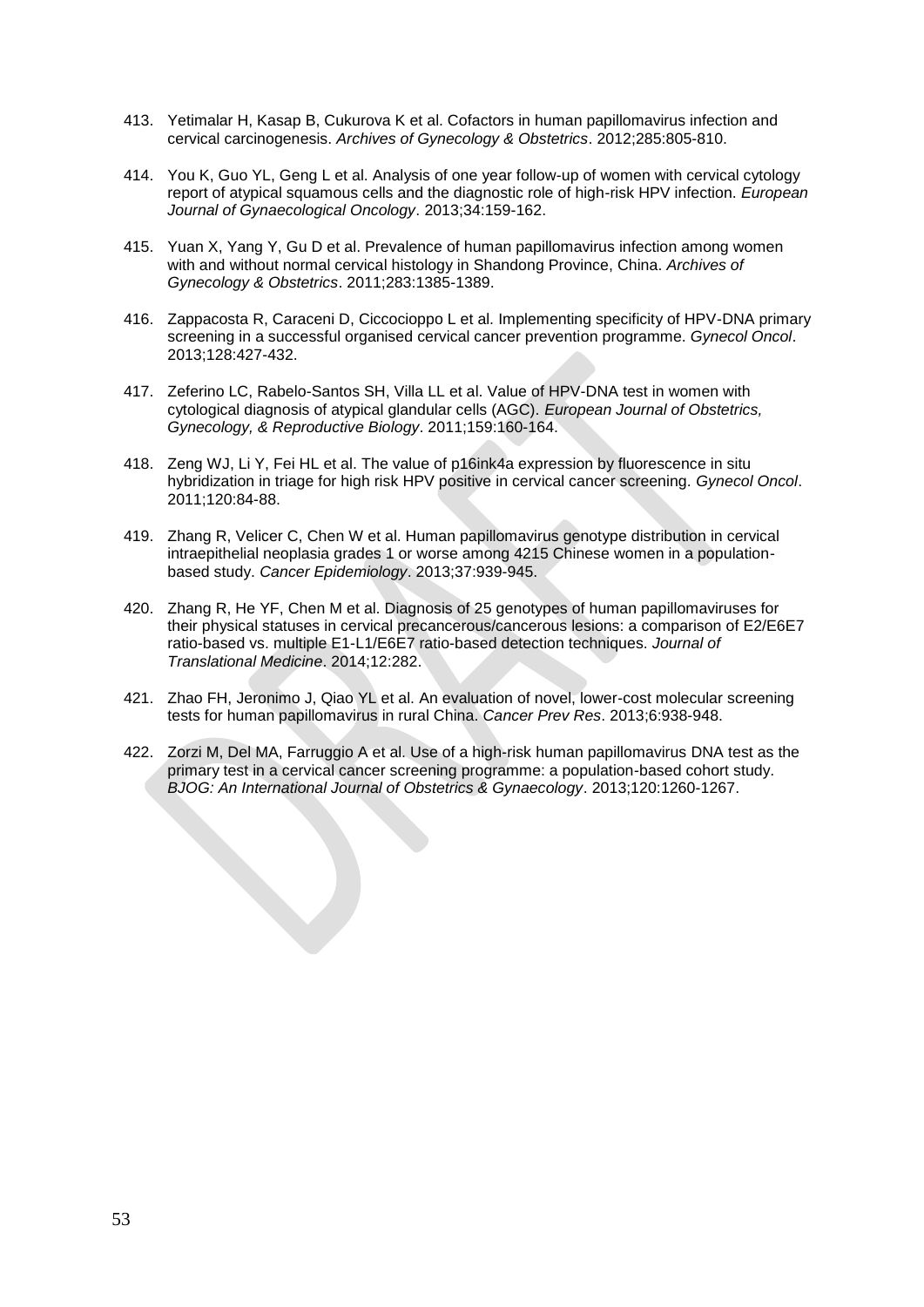413. Yetimalar H, Kasap B, Cukurova K et al. Cofactors in human papillomavirus infection and cervical carcinogenesis. *Archives of Gynecology & Obstetrics*. 2012;285:805-810.

414. You K, Guo YL, Geng L et al. Analysis of one year follow-up of women with cervical cytology report of atypical squamous cells and the diagnostic role of high-risk HPV infection. *European Journal of Gynaecological Oncology*. 2013;34:159-162.

415. Yuan X, Yang Y, Gu D et al. Prevalence of human papillomavirus infection among women with and without normal cervical histology in Shandong Province, China. *Archives of Gynecology & Obstetrics*. 2011;283:1385-1389.

416. Zappacosta R, Caraceni D, Ciccocioppo L et al. Implementing specificity of HPV-DNA primary screening in a successful organised cervical cancer prevention programme. *Gynecol Oncol*. 2013;128:427-432.

417. Zeferino LC, Rabelo-Santos SH, Villa LL et al. Value of HPV-DNA test in women with cytological diagnosis of atypical glandular cells (AGC). *European Journal of Obstetrics, Gynecology, & Reproductive Biology*. 2011;159:160-164.

418. Zeng WJ, Li Y, Fei HL et al. The value of p16ink4a expression by fluorescence in situ hybridization in triage for high risk HPV positive in cervical cancer screening. *Gynecol Oncol*. 2011;120:84-88.

419. Zhang R, Velicer C, Chen W et al. Human papillomavirus genotype distribution in cervical intraepithelial neoplasia grades 1 or worse among 4215 Chinese women in a population-based study. *Cancer Epidemiology*. 2013;37:939-945.

420. Zhang R, He YF, Chen M et al. Diagnosis of 25 genotypes of human papillomaviruses for their physical statuses in cervical precancerous/cancerous lesions: a comparison of E2/E6E7 ratio-based vs. multiple E1-L1/E6E7 ratio-based detection techniques. *Journal of Translational Medicine*. 2014;12:282.

421. Zhao FH, Jeronimo J, Qiao YL et al. An evaluation of novel, lower-cost molecular screening tests for human papillomavirus in rural China. *Cancer Prev Res*. 2013;6:938-948.

422. Zorzi M, Del MA, Farruggio A et al. Use of a high-risk human papillomavirus DNA test as the primary test in a cervical cancer screening programme: a population-based cohort study. *BJOG: An International Journal of Obstetrics & Gynaecology*. 2013;120:1260-1267.